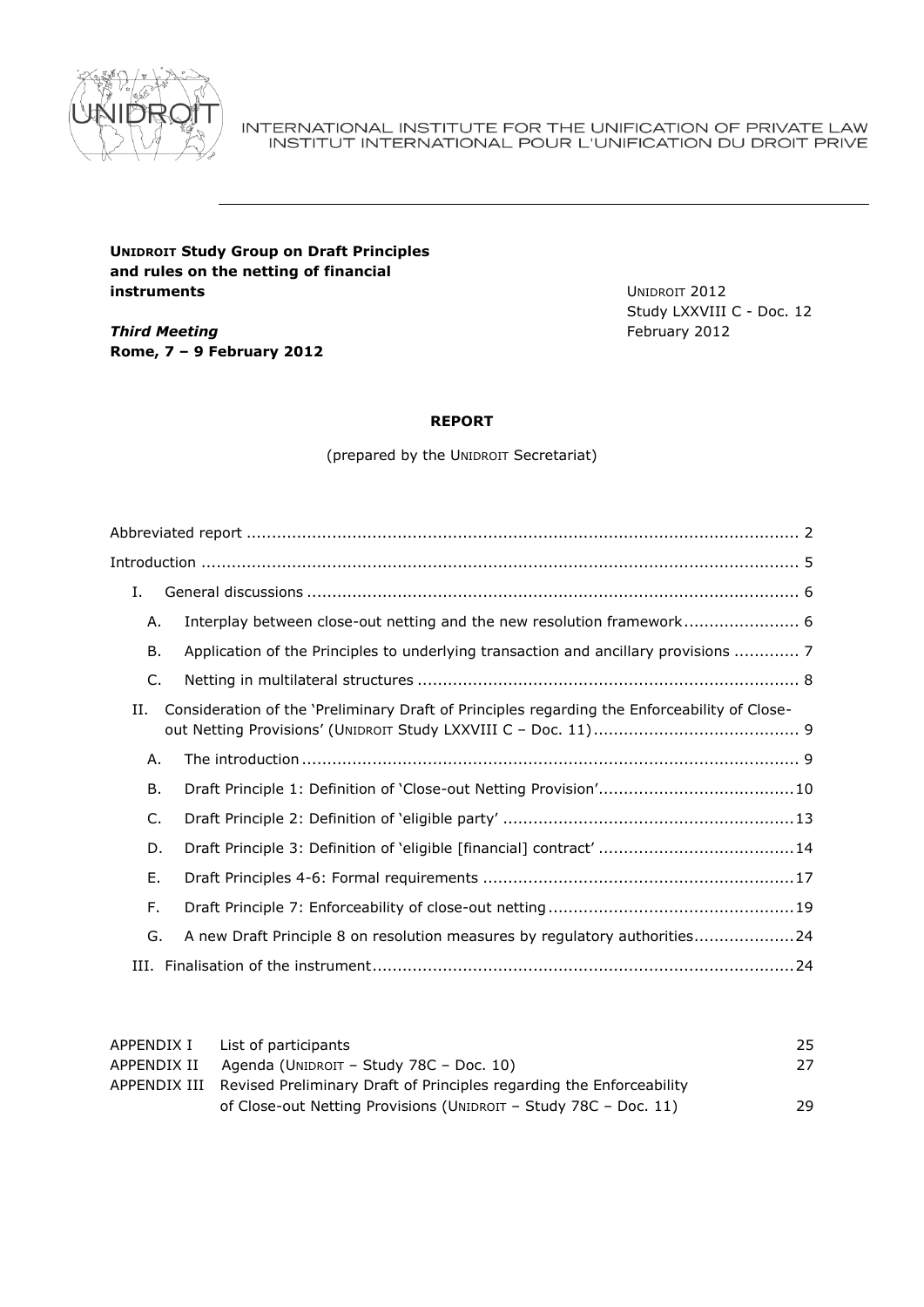INTERNATIONAL INSTITUTE FOR THE UNIFICATION OF PRIVATE LAW
INSTITUT INTERNATIONAL POUR L'UNIFICATION DU DROIT PRIVE

**UNIDROIT Study Group on Draft Principles and rules on the netting of financial instruments**

UNIDROIT 2012
Study LXXVIII C - Doc. 12
February 2012

***Third Meeting***
**Rome, 7 – 9 February 2012**

**REPORT**

(prepared by the UNIDROIT Secretariat)

- Abbreviated report ..... 2
- Introduction ..... 5
- I. General discussions ..... 6
  - A. Interplay between close-out netting and the new resolution framework ..... 6
  - B. Application of the Principles to underlying transaction and ancillary provisions ..... 7
  - C. Netting in multilateral structures ..... 8
- II. Consideration of the 'Preliminary Draft of Principles regarding the Enforceability of Close-out Netting Provisions' (UNIDROIT Study LXXVIII C – Doc. 11) ..... 9
  - A. The introduction ..... 9
  - B. Draft Principle 1: Definition of 'Close-out Netting Provision' ..... 10
  - C. Draft Principle 2: Definition of 'eligible party' ..... 13
  - D. Draft Principle 3: Definition of 'eligible [financial] contract' ..... 14
  - E. Draft Principles 4-6: Formal requirements ..... 17
  - F. Draft Principle 7: Enforceability of close-out netting ..... 19
  - G. A new Draft Principle 8 on resolution measures by regulatory authorities ..... 24
- III. Finalisation of the instrument ..... 24

| | | |
|---|---|---|
| APPENDIX I | List of participants | 25 |
| APPENDIX II | Agenda (UNIDROIT – Study 78C – Doc. 10) | 27 |
| APPENDIX III | Revised Preliminary Draft of Principles regarding the Enforceability of Close-out Netting Provisions (UNIDROIT – Study 78C – Doc. 11) | 29 |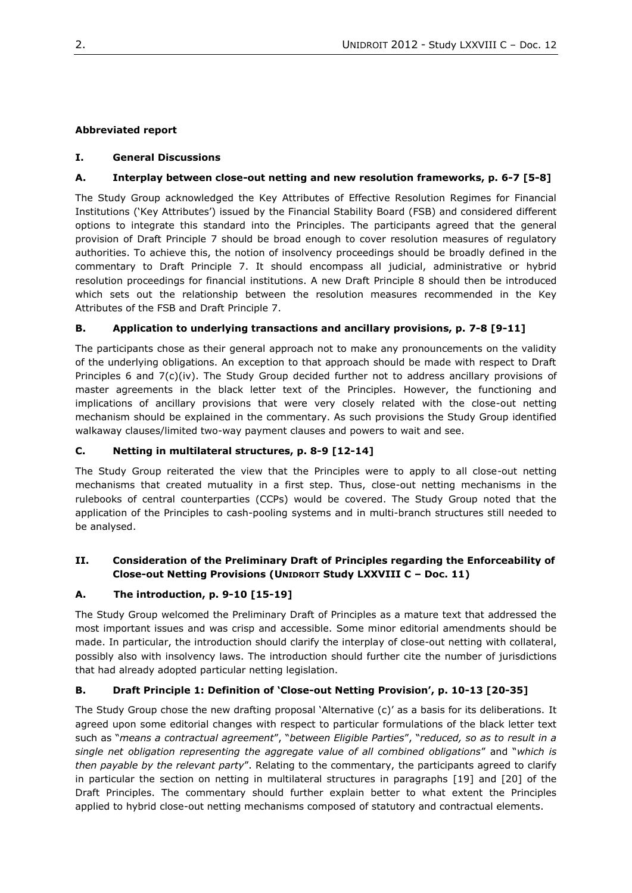**Abbreviated report**

## I. General Discussions

### A. Interplay between close-out netting and new resolution frameworks, p. 6-7 [5-8]

The Study Group acknowledged the Key Attributes of Effective Resolution Regimes for Financial Institutions ('Key Attributes') issued by the Financial Stability Board (FSB) and considered different options to integrate this standard into the Principles. The participants agreed that the general provision of Draft Principle 7 should be broad enough to cover resolution measures of regulatory authorities. To achieve this, the notion of insolvency proceedings should be broadly defined in the commentary to Draft Principle 7. It should encompass all judicial, administrative or hybrid resolution proceedings for financial institutions. A new Draft Principle 8 should then be introduced which sets out the relationship between the resolution measures recommended in the Key Attributes of the FSB and Draft Principle 7.

### B. Application to underlying transactions and ancillary provisions, p. 7-8 [9-11]

The participants chose as their general approach not to make any pronouncements on the validity of the underlying obligations. An exception to that approach should be made with respect to Draft Principles 6 and 7(c)(iv). The Study Group decided further not to address ancillary provisions of master agreements in the black letter text of the Principles. However, the functioning and implications of ancillary provisions that were very closely related with the close-out netting mechanism should be explained in the commentary. As such provisions the Study Group identified walkaway clauses/limited two-way payment clauses and powers to wait and see.

### C. Netting in multilateral structures, p. 8-9 [12-14]

The Study Group reiterated the view that the Principles were to apply to all close-out netting mechanisms that created mutuality in a first step. Thus, close-out netting mechanisms in the rulebooks of central counterparties (CCPs) would be covered. The Study Group noted that the application of the Principles to cash-pooling systems and in multi-branch structures still needed to be analysed.

## II. Consideration of the Preliminary Draft of Principles regarding the Enforceability of Close-out Netting Provisions (UNIDROIT Study LXXVIII C – Doc. 11)

### A. The introduction, p. 9-10 [15-19]

The Study Group welcomed the Preliminary Draft of Principles as a mature text that addressed the most important issues and was crisp and accessible. Some minor editorial amendments should be made. In particular, the introduction should clarify the interplay of close-out netting with collateral, possibly also with insolvency laws. The introduction should further cite the number of jurisdictions that had already adopted particular netting legislation.

### B. Draft Principle 1: Definition of 'Close-out Netting Provision', p. 10-13 [20-35]

The Study Group chose the new drafting proposal 'Alternative (c)' as a basis for its deliberations. It agreed upon some editorial changes with respect to particular formulations of the black letter text such as "*means a contractual agreement*", "*between Eligible Parties*", "*reduced, so as to result in a single net obligation representing the aggregate value of all combined obligations*" and "*which is then payable by the relevant party*". Relating to the commentary, the participants agreed to clarify in particular the section on netting in multilateral structures in paragraphs [19] and [20] of the Draft Principles. The commentary should further explain better to what extent the Principles applied to hybrid close-out netting mechanisms composed of statutory and contractual elements.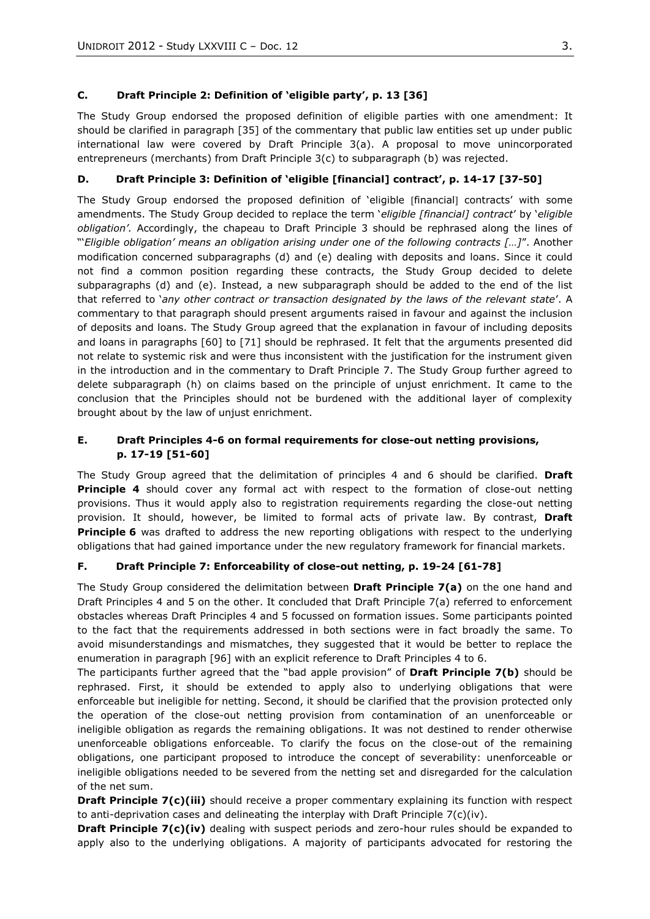### C. Draft Principle 2: Definition of 'eligible party', p. 13 [36]

The Study Group endorsed the proposed definition of eligible parties with one amendment: It should be clarified in paragraph [35] of the commentary that public law entities set up under public international law were covered by Draft Principle 3(a). A proposal to move unincorporated entrepreneurs (merchants) from Draft Principle 3(c) to subparagraph (b) was rejected.

### D. Draft Principle 3: Definition of 'eligible [financial] contract', p. 14-17 [37-50]

The Study Group endorsed the proposed definition of 'eligible [financial] contracts' with some amendments. The Study Group decided to replace the term '*eligible [financial] contract*' by '*eligible obligation'.* Accordingly, the chapeau to Draft Principle 3 should be rephrased along the lines of "'*Eligible obligation' means an obligation arising under one of the following contracts […]*". Another modification concerned subparagraphs (d) and (e) dealing with deposits and loans. Since it could not find a common position regarding these contracts, the Study Group decided to delete subparagraphs (d) and (e). Instead, a new subparagraph should be added to the end of the list that referred to '*any other contract or transaction designated by the laws of the relevant state*'. A commentary to that paragraph should present arguments raised in favour and against the inclusion of deposits and loans. The Study Group agreed that the explanation in favour of including deposits and loans in paragraphs [60] to [71] should be rephrased. It felt that the arguments presented did not relate to systemic risk and were thus inconsistent with the justification for the instrument given in the introduction and in the commentary to Draft Principle 7. The Study Group further agreed to delete subparagraph (h) on claims based on the principle of unjust enrichment. It came to the conclusion that the Principles should not be burdened with the additional layer of complexity brought about by the law of unjust enrichment.

### E. Draft Principles 4-6 on formal requirements for close-out netting provisions, p. 17-19 [51-60]

The Study Group agreed that the delimitation of principles 4 and 6 should be clarified. **Draft Principle 4** should cover any formal act with respect to the formation of close-out netting provisions. Thus it would apply also to registration requirements regarding the close-out netting provision. It should, however, be limited to formal acts of private law. By contrast, **Draft Principle 6** was drafted to address the new reporting obligations with respect to the underlying obligations that had gained importance under the new regulatory framework for financial markets.

### F. Draft Principle 7: Enforceability of close-out netting, p. 19-24 [61-78]

The Study Group considered the delimitation between **Draft Principle 7(a)** on the one hand and Draft Principles 4 and 5 on the other. It concluded that Draft Principle 7(a) referred to enforcement obstacles whereas Draft Principles 4 and 5 focussed on formation issues. Some participants pointed to the fact that the requirements addressed in both sections were in fact broadly the same. To avoid misunderstandings and mismatches, they suggested that it would be better to replace the enumeration in paragraph [96] with an explicit reference to Draft Principles 4 to 6.

The participants further agreed that the "bad apple provision" of **Draft Principle 7(b)** should be rephrased. First, it should be extended to apply also to underlying obligations that were enforceable but ineligible for netting. Second, it should be clarified that the provision protected only the operation of the close-out netting provision from contamination of an unenforceable or ineligible obligation as regards the remaining obligations. It was not destined to render otherwise unenforceable obligations enforceable. To clarify the focus on the close-out of the remaining obligations, one participant proposed to introduce the concept of severability: unenforceable or ineligible obligations needed to be severed from the netting set and disregarded for the calculation of the net sum.

**Draft Principle 7(c)(iii)** should receive a proper commentary explaining its function with respect to anti-deprivation cases and delineating the interplay with Draft Principle 7(c)(iv).

**Draft Principle 7(c)(iv)** dealing with suspect periods and zero-hour rules should be expanded to apply also to the underlying obligations. A majority of participants advocated for restoring the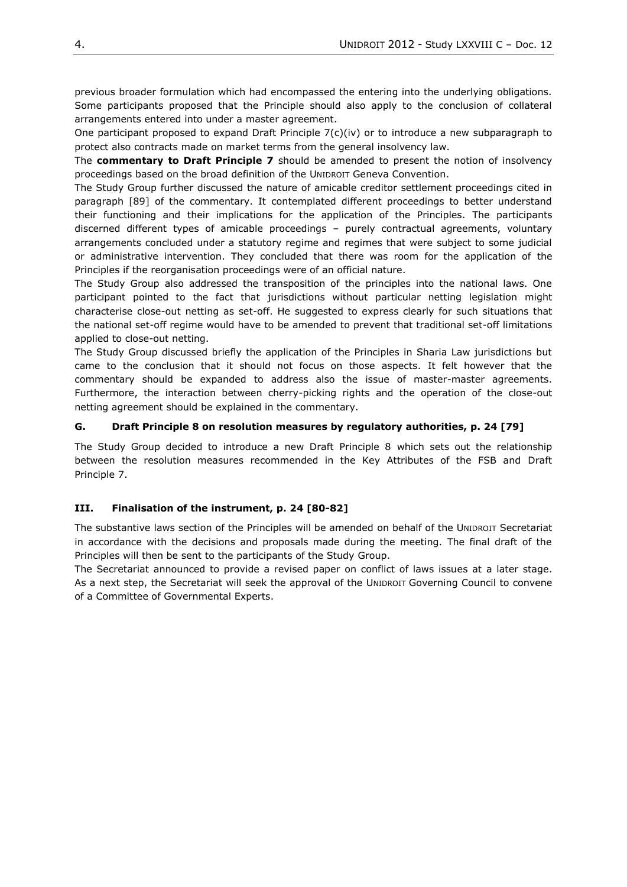previous broader formulation which had encompassed the entering into the underlying obligations. Some participants proposed that the Principle should also apply to the conclusion of collateral arrangements entered into under a master agreement.

One participant proposed to expand Draft Principle 7(c)(iv) or to introduce a new subparagraph to protect also contracts made on market terms from the general insolvency law.

The **commentary to Draft Principle 7** should be amended to present the notion of insolvency proceedings based on the broad definition of the UNIDROIT Geneva Convention.

The Study Group further discussed the nature of amicable creditor settlement proceedings cited in paragraph [89] of the commentary. It contemplated different proceedings to better understand their functioning and their implications for the application of the Principles. The participants discerned different types of amicable proceedings – purely contractual agreements, voluntary arrangements concluded under a statutory regime and regimes that were subject to some judicial or administrative intervention. They concluded that there was room for the application of the Principles if the reorganisation proceedings were of an official nature.

The Study Group also addressed the transposition of the principles into the national laws. One participant pointed to the fact that jurisdictions without particular netting legislation might characterise close-out netting as set-off. He suggested to express clearly for such situations that the national set-off regime would have to be amended to prevent that traditional set-off limitations applied to close-out netting.

The Study Group discussed briefly the application of the Principles in Sharia Law jurisdictions but came to the conclusion that it should not focus on those aspects. It felt however that the commentary should be expanded to address also the issue of master-master agreements. Furthermore, the interaction between cherry-picking rights and the operation of the close-out netting agreement should be explained in the commentary.

### G. Draft Principle 8 on resolution measures by regulatory authorities, p. 24 [79]

The Study Group decided to introduce a new Draft Principle 8 which sets out the relationship between the resolution measures recommended in the Key Attributes of the FSB and Draft Principle 7.

## III. Finalisation of the instrument, p. 24 [80-82]

The substantive laws section of the Principles will be amended on behalf of the UNIDROIT Secretariat in accordance with the decisions and proposals made during the meeting. The final draft of the Principles will then be sent to the participants of the Study Group.

The Secretariat announced to provide a revised paper on conflict of laws issues at a later stage. As a next step, the Secretariat will seek the approval of the UNIDROIT Governing Council to convene of a Committee of Governmental Experts.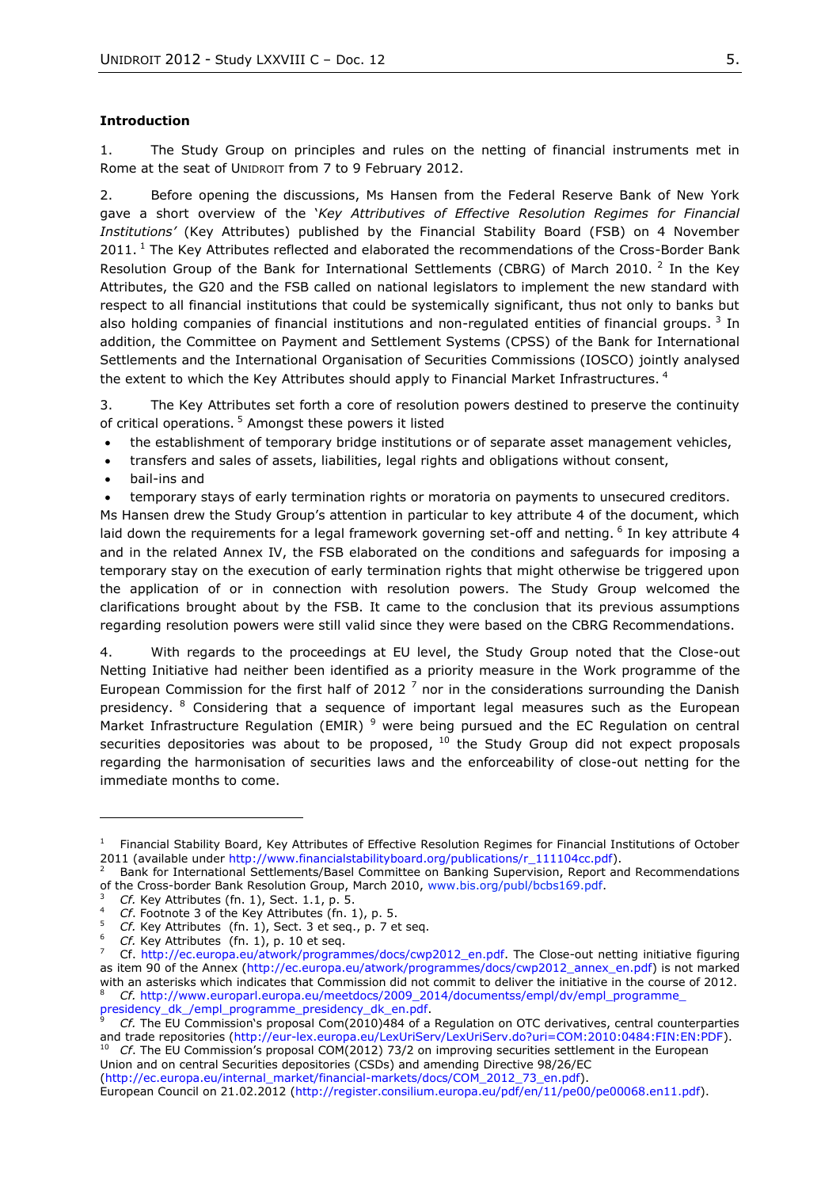**Introduction**

1. The Study Group on principles and rules on the netting of financial instruments met in Rome at the seat of UNIDROIT from 7 to 9 February 2012.

2. Before opening the discussions, Ms Hansen from the Federal Reserve Bank of New York gave a short overview of the *'Key Attributives of Effective Resolution Regimes for Financial Institutions'* (Key Attributes) published by the Financial Stability Board (FSB) on 4 November 2011. [1] The Key Attributes reflected and elaborated the recommendations of the Cross-Border Bank Resolution Group of the Bank for International Settlements (CBRG) of March 2010. [2] In the Key Attributes, the G20 and the FSB called on national legislators to implement the new standard with respect to all financial institutions that could be systemically significant, thus not only to banks but also holding companies of financial institutions and non-regulated entities of financial groups. [3] In addition, the Committee on Payment and Settlement Systems (CPSS) of the Bank for International Settlements and the International Organisation of Securities Commissions (IOSCO) jointly analysed the extent to which the Key Attributes should apply to Financial Market Infrastructures. [4]

3. The Key Attributes set forth a core of resolution powers destined to preserve the continuity of critical operations. [5] Amongst these powers it listed

- the establishment of temporary bridge institutions or of separate asset management vehicles,
- transfers and sales of assets, liabilities, legal rights and obligations without consent,
- bail-ins and
- temporary stays of early termination rights or moratoria on payments to unsecured creditors.

Ms Hansen drew the Study Group's attention in particular to key attribute 4 of the document, which laid down the requirements for a legal framework governing set-off and netting. [6] In key attribute 4 and in the related Annex IV, the FSB elaborated on the conditions and safeguards for imposing a temporary stay on the execution of early termination rights that might otherwise be triggered upon the application of or in connection with resolution powers. The Study Group welcomed the clarifications brought about by the FSB. It came to the conclusion that its previous assumptions regarding resolution powers were still valid since they were based on the CBRG Recommendations.

4. With regards to the proceedings at EU level, the Study Group noted that the Close-out Netting Initiative had neither been identified as a priority measure in the Work programme of the European Commission for the first half of 2012 [7] nor in the considerations surrounding the Danish presidency. [8] Considering that a sequence of important legal measures such as the European Market Infrastructure Regulation (EMIR) [9] were being pursued and the EC Regulation on central securities depositories was about to be proposed, [10] the Study Group did not expect proposals regarding the harmonisation of securities laws and the enforceability of close-out netting for the immediate months to come.

---

[1] Financial Stability Board, Key Attributes of Effective Resolution Regimes for Financial Institutions of October 2011 (available under http://www.financialstabilityboard.org/publications/r_111104cc.pdf).

[2] Bank for International Settlements/Basel Committee on Banking Supervision, Report and Recommendations of the Cross-border Bank Resolution Group, March 2010, www.bis.org/publ/bcbs169.pdf.

[3] *Cf.* Key Attributes (fn. 1), Sect. 1.1, p. 5.

[4] *Cf.* Footnote 3 of the Key Attributes (fn. 1), p. 5.

[5] *Cf.* Key Attributes (fn. 1), Sect. 3 et seq., p. 7 et seq.

[6] *Cf.* Key Attributes (fn. 1), p. 10 et seq.

[7] Cf. http://ec.europa.eu/atwork/programmes/docs/cwp2012_en.pdf. The Close-out netting initiative figuring as item 90 of the Annex (http://ec.europa.eu/atwork/programmes/docs/cwp2012_annex_en.pdf) is not marked with an asterisks which indicates that Commission did not commit to deliver the initiative in the course of 2012.

[8] *Cf.* http://www.europarl.europa.eu/meetdocs/2009_2014/documentss/empl/dv/empl_programme_presidency_dk_/empl_programme_presidency_dk_en.pdf.

[9] *Cf.* The EU Commission's proposal Com(2010)484 of a Regulation on OTC derivatives, central counterparties and trade repositories (http://eur-lex.europa.eu/LexUriServ/LexUriServ.do?uri=COM:2010:0484:FIN:EN:PDF).

[10] *Cf.* The EU Commission's proposal COM(2012) 73/2 on improving securities settlement in the European Union and on central Securities depositories (CSDs) and amending Directive 98/26/EC (http://ec.europa.eu/internal_market/financial-markets/docs/COM_2012_73_en.pdf).
European Council on 21.02.2012 (http://register.consilium.europa.eu/pdf/en/11/pe00/pe00068.en11.pdf).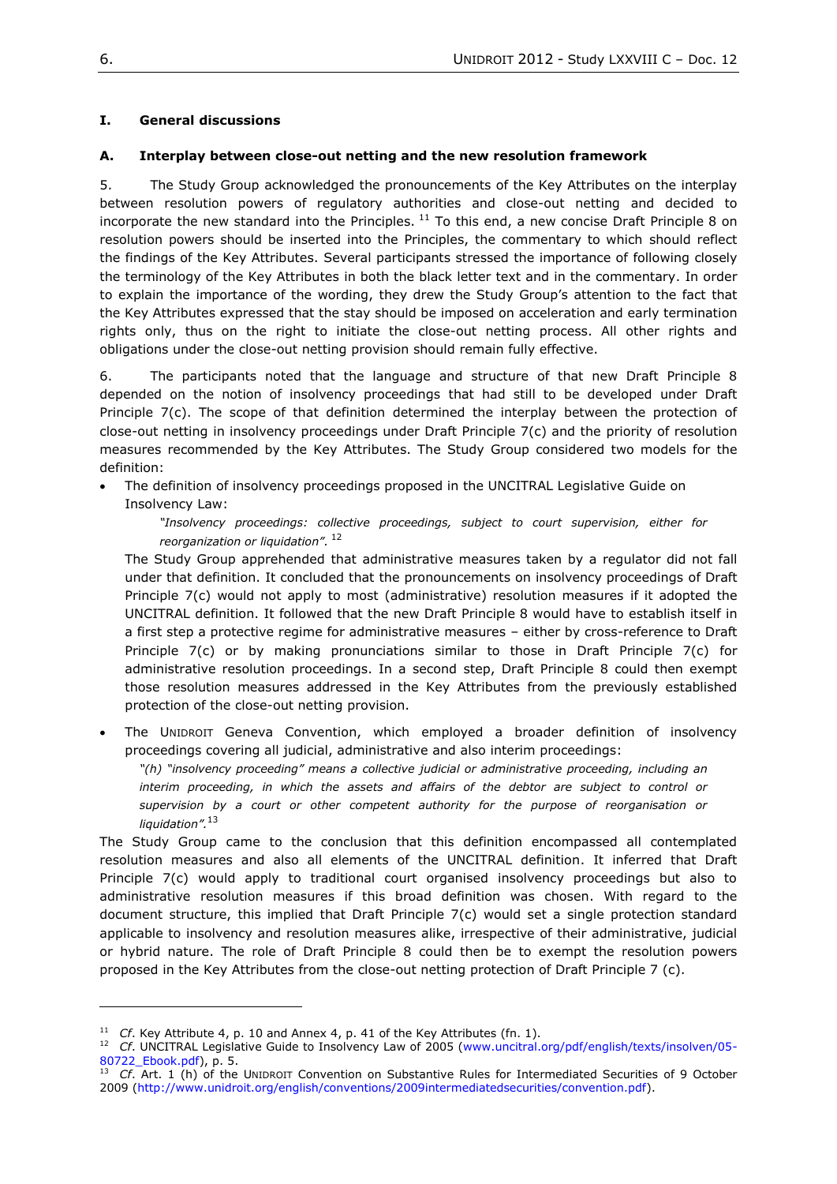## I. General discussions

### A. Interplay between close-out netting and the new resolution framework

5. The Study Group acknowledged the pronouncements of the Key Attributes on the interplay between resolution powers of regulatory authorities and close-out netting and decided to incorporate the new standard into the Principles. [11] To this end, a new concise Draft Principle 8 on resolution powers should be inserted into the Principles, the commentary to which should reflect the findings of the Key Attributes. Several participants stressed the importance of following closely the terminology of the Key Attributes in both the black letter text and in the commentary. In order to explain the importance of the wording, they drew the Study Group's attention to the fact that the Key Attributes expressed that the stay should be imposed on acceleration and early termination rights only, thus on the right to initiate the close-out netting process. All other rights and obligations under the close-out netting provision should remain fully effective.

6. The participants noted that the language and structure of that new Draft Principle 8 depended on the notion of insolvency proceedings that had still to be developed under Draft Principle 7(c). The scope of that definition determined the interplay between the protection of close-out netting in insolvency proceedings under Draft Principle 7(c) and the priority of resolution measures recommended by the Key Attributes. The Study Group considered two models for the definition:

- The definition of insolvency proceedings proposed in the UNCITRAL Legislative Guide on Insolvency Law:

  *"Insolvency proceedings: collective proceedings, subject to court supervision, either for reorganization or liquidation".* [12]

  The Study Group apprehended that administrative measures taken by a regulator did not fall under that definition. It concluded that the pronouncements on insolvency proceedings of Draft Principle 7(c) would not apply to most (administrative) resolution measures if it adopted the UNCITRAL definition. It followed that the new Draft Principle 8 would have to establish itself in a first step a protective regime for administrative measures – either by cross-reference to Draft Principle 7(c) or by making pronunciations similar to those in Draft Principle 7(c) for administrative resolution proceedings. In a second step, Draft Principle 8 could then exempt those resolution measures addressed in the Key Attributes from the previously established protection of the close-out netting provision.

- The UNIDROIT Geneva Convention, which employed a broader definition of insolvency proceedings covering all judicial, administrative and also interim proceedings:

  *"(h) "insolvency proceeding" means a collective judicial or administrative proceeding, including an interim proceeding, in which the assets and affairs of the debtor are subject to control or supervision by a court or other competent authority for the purpose of reorganisation or liquidation".* [13]

The Study Group came to the conclusion that this definition encompassed all contemplated resolution measures and also all elements of the UNCITRAL definition. It inferred that Draft Principle 7(c) would apply to traditional court organised insolvency proceedings but also to administrative resolution measures if this broad definition was chosen. With regard to the document structure, this implied that Draft Principle 7(c) would set a single protection standard applicable to insolvency and resolution measures alike, irrespective of their administrative, judicial or hybrid nature. The role of Draft Principle 8 could then be to exempt the resolution powers proposed in the Key Attributes from the close-out netting protection of Draft Principle 7 (c).

---

[11] *Cf.* Key Attribute 4, p. 10 and Annex 4, p. 41 of the Key Attributes (fn. 1).

[12] *Cf.* UNCITRAL Legislative Guide to Insolvency Law of 2005 (www.uncitral.org/pdf/english/texts/insolven/05-80722_Ebook.pdf), p. 5.

[13] *Cf.* Art. 1 (h) of the UNIDROIT Convention on Substantive Rules for Intermediated Securities of 9 October 2009 (http://www.unidroit.org/english/conventions/2009intermediatedsecurities/convention.pdf).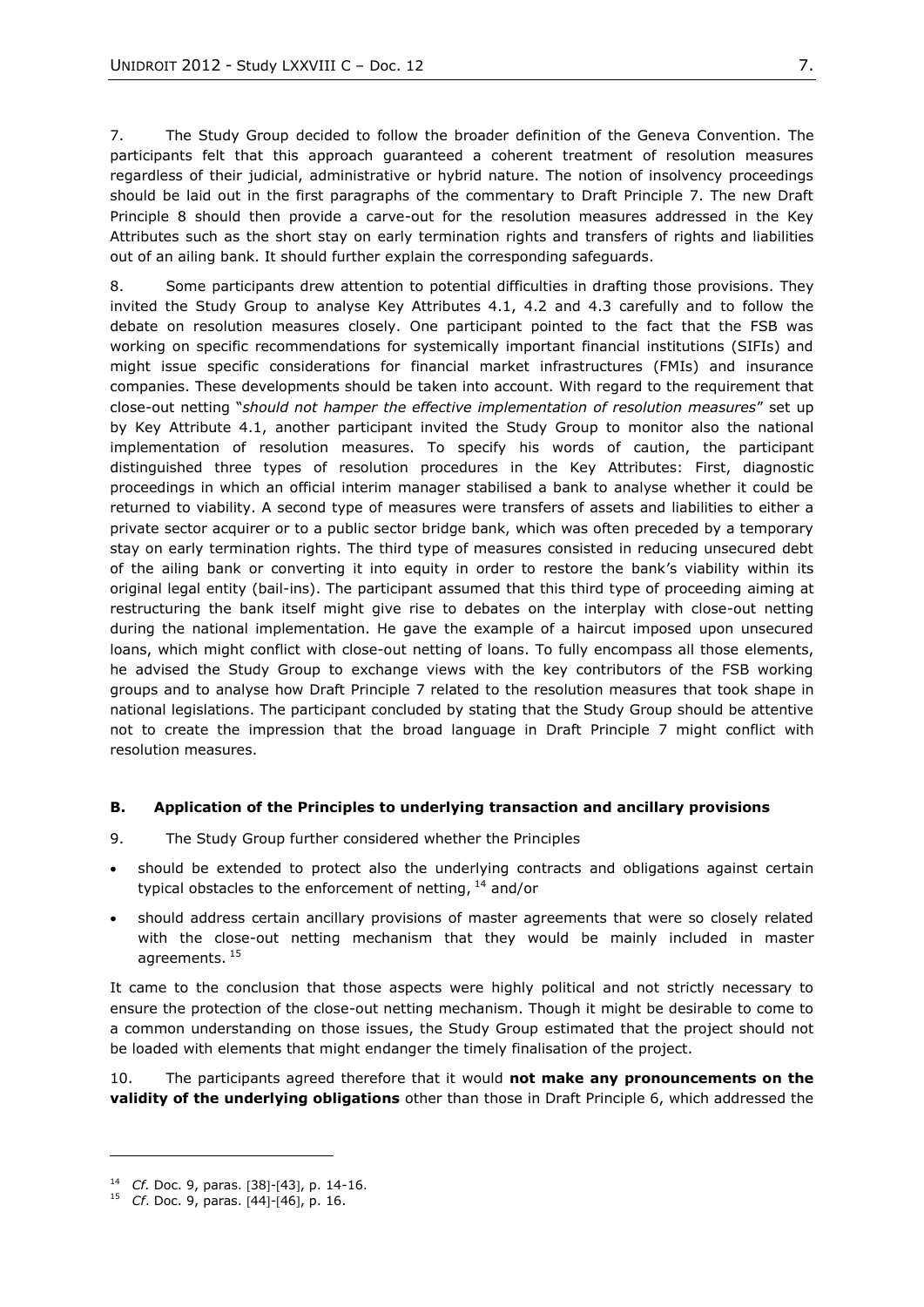7. The Study Group decided to follow the broader definition of the Geneva Convention. The participants felt that this approach guaranteed a coherent treatment of resolution measures regardless of their judicial, administrative or hybrid nature. The notion of insolvency proceedings should be laid out in the first paragraphs of the commentary to Draft Principle 7. The new Draft Principle 8 should then provide a carve-out for the resolution measures addressed in the Key Attributes such as the short stay on early termination rights and transfers of rights and liabilities out of an ailing bank. It should further explain the corresponding safeguards.

8. Some participants drew attention to potential difficulties in drafting those provisions. They invited the Study Group to analyse Key Attributes 4.1, 4.2 and 4.3 carefully and to follow the debate on resolution measures closely. One participant pointed to the fact that the FSB was working on specific recommendations for systemically important financial institutions (SIFIs) and might issue specific considerations for financial market infrastructures (FMIs) and insurance companies. These developments should be taken into account. With regard to the requirement that close-out netting "*should not hamper the effective implementation of resolution measures*" set up by Key Attribute 4.1, another participant invited the Study Group to monitor also the national implementation of resolution measures. To specify his words of caution, the participant distinguished three types of resolution procedures in the Key Attributes: First, diagnostic proceedings in which an official interim manager stabilised a bank to analyse whether it could be returned to viability. A second type of measures were transfers of assets and liabilities to either a private sector acquirer or to a public sector bridge bank, which was often preceded by a temporary stay on early termination rights. The third type of measures consisted in reducing unsecured debt of the ailing bank or converting it into equity in order to restore the bank's viability within its original legal entity (bail-ins). The participant assumed that this third type of proceeding aiming at restructuring the bank itself might give rise to debates on the interplay with close-out netting during the national implementation. He gave the example of a haircut imposed upon unsecured loans, which might conflict with close-out netting of loans. To fully encompass all those elements, he advised the Study Group to exchange views with the key contributors of the FSB working groups and to analyse how Draft Principle 7 related to the resolution measures that took shape in national legislations. The participant concluded by stating that the Study Group should be attentive not to create the impression that the broad language in Draft Principle 7 might conflict with resolution measures.

### B. Application of the Principles to underlying transaction and ancillary provisions

9. The Study Group further considered whether the Principles

- should be extended to protect also the underlying contracts and obligations against certain typical obstacles to the enforcement of netting, [14] and/or
- should address certain ancillary provisions of master agreements that were so closely related with the close-out netting mechanism that they would be mainly included in master agreements. [15]

It came to the conclusion that those aspects were highly political and not strictly necessary to ensure the protection of the close-out netting mechanism. Though it might be desirable to come to a common understanding on those issues, the Study Group estimated that the project should not be loaded with elements that might endanger the timely finalisation of the project.

10. The participants agreed therefore that it would **not make any pronouncements on the validity of the underlying obligations** other than those in Draft Principle 6, which addressed the

---

[14] *Cf.* Doc. 9, paras. [38]-[43], p. 14-16.

[15] *Cf*. Doc. 9, paras. [44]-[46], p. 16.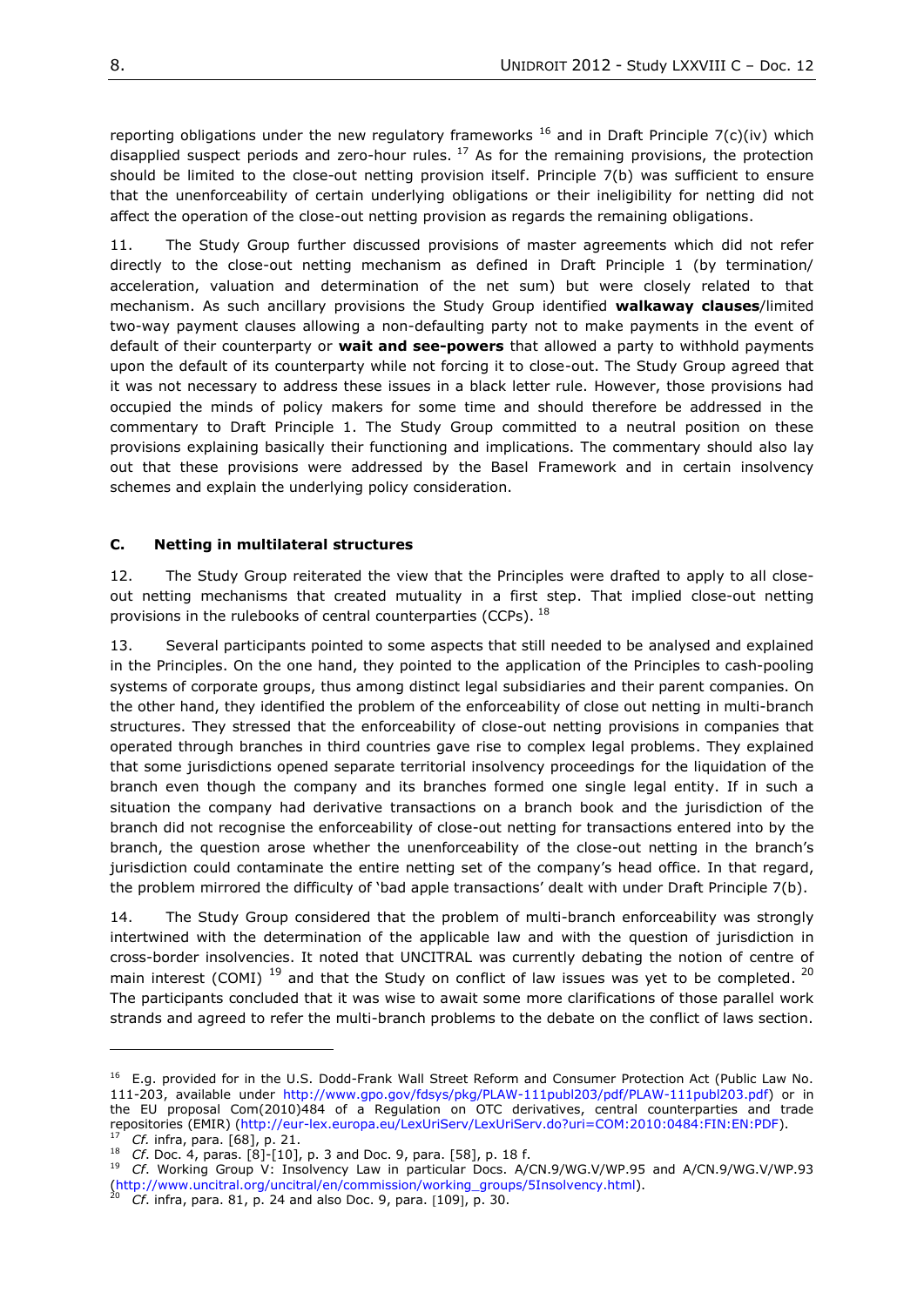reporting obligations under the new regulatory frameworks [16] and in Draft Principle 7(c)(iv) which disapplied suspect periods and zero-hour rules. [17] As for the remaining provisions, the protection should be limited to the close-out netting provision itself. Principle 7(b) was sufficient to ensure that the unenforceability of certain underlying obligations or their ineligibility for netting did not affect the operation of the close-out netting provision as regards the remaining obligations.

11. The Study Group further discussed provisions of master agreements which did not refer directly to the close-out netting mechanism as defined in Draft Principle 1 (by termination/ acceleration, valuation and determination of the net sum) but were closely related to that mechanism. As such ancillary provisions the Study Group identified **walkaway clauses**/limited two-way payment clauses allowing a non-defaulting party not to make payments in the event of default of their counterparty or **wait and see-powers** that allowed a party to withhold payments upon the default of its counterparty while not forcing it to close-out. The Study Group agreed that it was not necessary to address these issues in a black letter rule. However, those provisions had occupied the minds of policy makers for some time and should therefore be addressed in the commentary to Draft Principle 1. The Study Group committed to a neutral position on these provisions explaining basically their functioning and implications. The commentary should also lay out that these provisions were addressed by the Basel Framework and in certain insolvency schemes and explain the underlying policy consideration.

### C. Netting in multilateral structures

12. The Study Group reiterated the view that the Principles were drafted to apply to all close-out netting mechanisms that created mutuality in a first step. That implied close-out netting provisions in the rulebooks of central counterparties (CCPs). [18]

13. Several participants pointed to some aspects that still needed to be analysed and explained in the Principles. On the one hand, they pointed to the application of the Principles to cash-pooling systems of corporate groups, thus among distinct legal subsidiaries and their parent companies. On the other hand, they identified the problem of the enforceability of close out netting in multi-branch structures. They stressed that the enforceability of close-out netting provisions in companies that operated through branches in third countries gave rise to complex legal problems. They explained that some jurisdictions opened separate territorial insolvency proceedings for the liquidation of the branch even though the company and its branches formed one single legal entity. If in such a situation the company had derivative transactions on a branch book and the jurisdiction of the branch did not recognise the enforceability of close-out netting for transactions entered into by the branch, the question arose whether the unenforceability of the close-out netting in the branch's jurisdiction could contaminate the entire netting set of the company's head office. In that regard, the problem mirrored the difficulty of 'bad apple transactions' dealt with under Draft Principle 7(b).

14. The Study Group considered that the problem of multi-branch enforceability was strongly intertwined with the determination of the applicable law and with the question of jurisdiction in cross-border insolvencies. It noted that UNCITRAL was currently debating the notion of centre of main interest (COMI) [19] and that the Study on conflict of law issues was yet to be completed. [20] The participants concluded that it was wise to await some more clarifications of those parallel work strands and agreed to refer the multi-branch problems to the debate on the conflict of laws section.

---

[16] E.g. provided for in the U.S. Dodd-Frank Wall Street Reform and Consumer Protection Act (Public Law No. 111-203, available under http://www.gpo.gov/fdsys/pkg/PLAW-111publ203/pdf/PLAW-111publ203.pdf) or in the EU proposal Com(2010)484 of a Regulation on OTC derivatives, central counterparties and trade repositories (EMIR) (http://eur-lex.europa.eu/LexUriServ/LexUriServ.do?uri=COM:2010:0484:FIN:EN:PDF).

[17] *Cf.* infra, para. [68], p. 21.

[18] *Cf.* Doc. 4, paras. [8]-[10], p. 3 and Doc. 9, para. [58], p. 18 f.

[19] *Cf.* Working Group V: Insolvency Law in particular Docs. A/CN.9/WG.V/WP.95 and A/CN.9/WG.V/WP.93 (http://www.uncitral.org/uncitral/en/commission/working_groups/5Insolvency.html).

[20] *Cf.* infra, para. 81, p. 24 and also Doc. 9, para. [109], p. 30.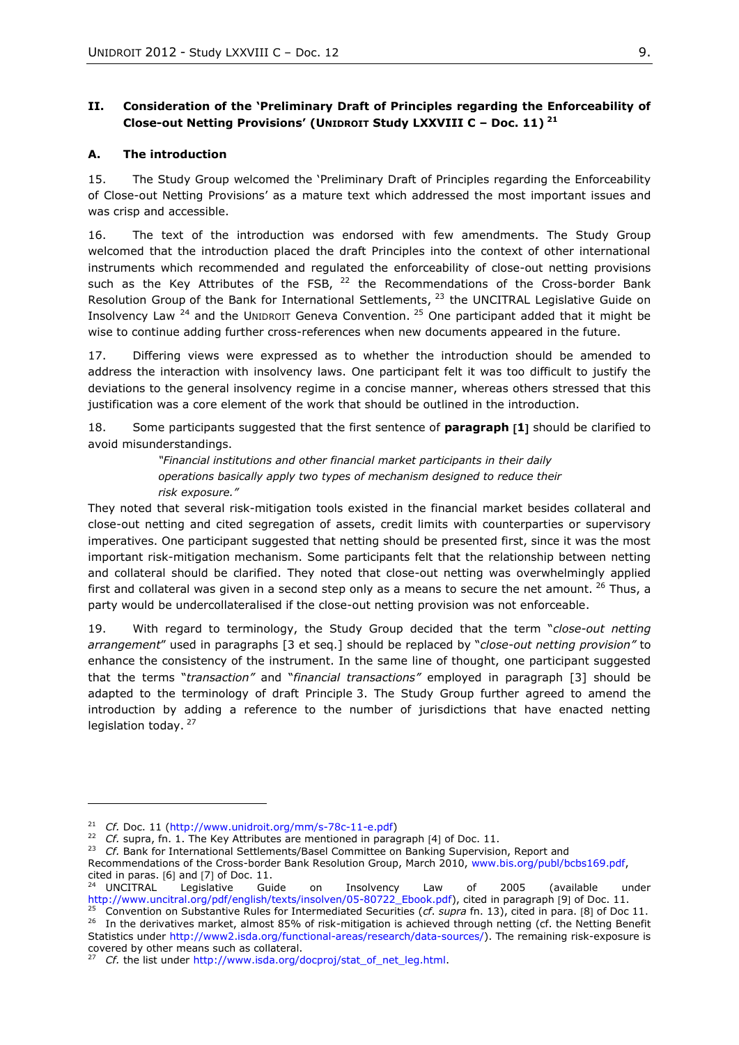## II. Consideration of the 'Preliminary Draft of Principles regarding the Enforceability of Close-out Netting Provisions' (UNIDROIT Study LXXVIII C – Doc. 11) [21]

### A. The introduction

15. The Study Group welcomed the 'Preliminary Draft of Principles regarding the Enforceability of Close-out Netting Provisions' as a mature text which addressed the most important issues and was crisp and accessible.

16. The text of the introduction was endorsed with few amendments. The Study Group welcomed that the introduction placed the draft Principles into the context of other international instruments which recommended and regulated the enforceability of close-out netting provisions such as the Key Attributes of the FSB, [22] the Recommendations of the Cross-border Bank Resolution Group of the Bank for International Settlements, [23] the UNCITRAL Legislative Guide on Insolvency Law [24] and the UNIDROIT Geneva Convention. [25] One participant added that it might be wise to continue adding further cross-references when new documents appeared in the future.

17. Differing views were expressed as to whether the introduction should be amended to address the interaction with insolvency laws. One participant felt it was too difficult to justify the deviations to the general insolvency regime in a concise manner, whereas others stressed that this justification was a core element of the work that should be outlined in the introduction.

18. Some participants suggested that the first sentence of **paragraph [1]** should be clarified to avoid misunderstandings.

> *"Financial institutions and other financial market participants in their daily operations basically apply two types of mechanism designed to reduce their risk exposure."*

They noted that several risk-mitigation tools existed in the financial market besides collateral and close-out netting and cited segregation of assets, credit limits with counterparties or supervisory imperatives. One participant suggested that netting should be presented first, since it was the most important risk-mitigation mechanism. Some participants felt that the relationship between netting and collateral should be clarified. They noted that close-out netting was overwhelmingly applied first and collateral was given in a second step only as a means to secure the net amount. [26] Thus, a party would be undercollateralised if the close-out netting provision was not enforceable.

19. With regard to terminology, the Study Group decided that the term "*close-out netting arrangement*" used in paragraphs [3 et seq.] should be replaced by "*close-out netting provision"* to enhance the consistency of the instrument. In the same line of thought, one participant suggested that the terms "*transaction"* and "*financial transactions"* employed in paragraph [3] should be adapted to the terminology of draft Principle 3. The Study Group further agreed to amend the introduction by adding a reference to the number of jurisdictions that have enacted netting legislation today. [27]

---

[21] *Cf.* Doc. 11 (http://www.unidroit.org/mm/s-78c-11-e.pdf)

[22] *Cf.* supra, fn. 1. The Key Attributes are mentioned in paragraph [4] of Doc. 11.

[23] *Cf.* Bank for International Settlements/Basel Committee on Banking Supervision, Report and Recommendations of the Cross-border Bank Resolution Group, March 2010, www.bis.org/publ/bcbs169.pdf, cited in paras. [6] and [7] of Doc. 11.

[24] UNCITRAL Legislative Guide on Insolvency Law of 2005 (available under http://www.uncitral.org/pdf/english/texts/insolven/05-80722_Ebook.pdf), cited in paragraph [9] of Doc. 11.

[25] Convention on Substantive Rules for Intermediated Securities (*cf. supra* fn. 13), cited in para. [8] of Doc 11.

[26] In the derivatives market, almost 85% of risk-mitigation is achieved through netting (cf. the Netting Benefit Statistics under http://www2.isda.org/functional-areas/research/data-sources/). The remaining risk-exposure is covered by other means such as collateral.

[27] *Cf.* the list under http://www.isda.org/docproj/stat_of_net_leg.html.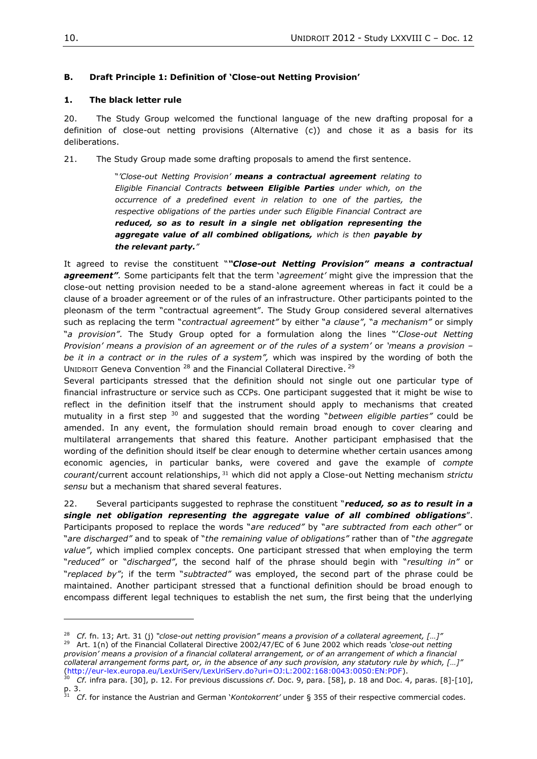### B. Draft Principle 1: Definition of 'Close-out Netting Provision'

#### 1. The black letter rule

20. The Study Group welcomed the functional language of the new drafting proposal for a definition of close-out netting provisions (Alternative (c)) and chose it as a basis for its deliberations.

21. The Study Group made some drafting proposals to amend the first sentence.

> "*'Close-out Netting Provision'* ***means a contractual agreement*** *relating to Eligible Financial Contracts* ***between Eligible Parties*** *under which, on the occurrence of a predefined event in relation to one of the parties, the respective obligations of the parties under such Eligible Financial Contract are* ***reduced, so as to result in a single net obligation representing the aggregate value of all combined obligations,*** *which is then* ***payable by the relevant party.****"*

It agreed to revise the constituent "***"Close-out Netting Provision" means a contractual agreement"***. Some participants felt that the term '*agreement'* might give the impression that the close-out netting provision needed to be a stand-alone agreement whereas in fact it could be a clause of a broader agreement or of the rules of an infrastructure. Other participants pointed to the pleonasm of the term "contractual agreement". The Study Group considered several alternatives such as replacing the term "*contractual agreement"* by either "*a clause"*, "*a mechanism"* or simply "*a provision"*. The Study Group opted for a formulation along the lines "*'Close-out Netting Provision' means a provision of an agreement or of the rules of a system'* or *'means a provision – be it in a contract or in the rules of a system",* which was inspired by the wording of both the UNIDROIT Geneva Convention [28] and the Financial Collateral Directive. [29]

Several participants stressed that the definition should not single out one particular type of financial infrastructure or service such as CCPs. One participant suggested that it might be wise to reflect in the definition itself that the instrument should apply to mechanisms that created mutuality in a first step [30] and suggested that the wording "*between eligible parties"* could be amended. In any event, the formulation should remain broad enough to cover clearing and multilateral arrangements that shared this feature. Another participant emphasised that the wording of the definition should itself be clear enough to determine whether certain usances among economic agencies, in particular banks, were covered and gave the example of *compte courant*/current account relationships, [31] which did not apply a Close-out Netting mechanism *strictu sensu* but a mechanism that shared several features.

22. Several participants suggested to rephrase the constituent "***reduced, so as to result in a single net obligation representing the aggregate value of all combined obligations***". Participants proposed to replace the words "*are reduced"* by "*are subtracted from each other"* or "*are discharged"* and to speak of "*the remaining value of obligations"* rather than of "*the aggregate value"*, which implied complex concepts. One participant stressed that when employing the term "*reduced"* or "*discharged"*, the second half of the phrase should begin with "*resulting in"* or "*replaced by"*; if the term "*subtracted"* was employed, the second part of the phrase could be maintained. Another participant stressed that a functional definition should be broad enough to encompass different legal techniques to establish the net sum, the first being that the underlying

---

[28] *Cf.* fn. 13; Art. 31 (j) *"close-out netting provision" means a provision of a collateral agreement, […]"*

[29] Art. 1(n) of the Financial Collateral Directive 2002/47/EC of 6 June 2002 which reads *'close-out netting provision' means a provision of a financial collateral arrangement, or of an arrangement of which a financial collateral arrangement forms part, or, in the absence of any such provision, any statutory rule by which, […]"* (http://eur-lex.europa.eu/LexUriServ/LexUriServ.do?uri=OJ:L:2002:168:0043:0050:EN:PDF).

[30] *Cf.* infra para. [30], p. 12. For previous discussions *cf*. Doc. 9, para. [58], p. 18 and Doc. 4, paras. [8]-[10], p. 3.

[31] *Cf.* for instance the Austrian and German '*Kontokorrent'* under § 355 of their respective commercial codes.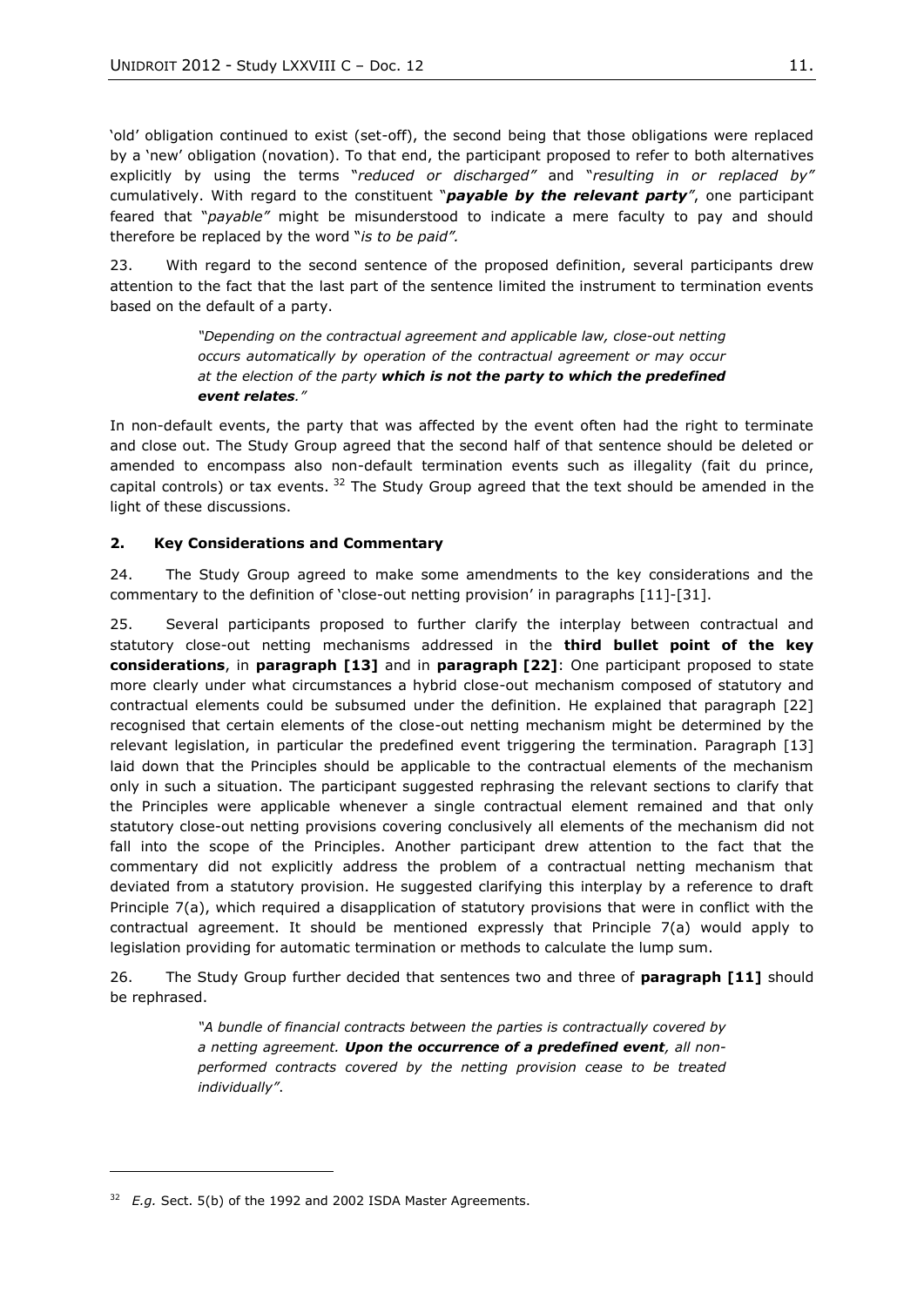'old' obligation continued to exist (set-off), the second being that those obligations were replaced by a 'new' obligation (novation). To that end, the participant proposed to refer to both alternatives explicitly by using the terms "*reduced or discharged"* and "*resulting in or replaced by"* cumulatively. With regard to the constituent "***payable by the relevant party***", one participant feared that "*payable"* might be misunderstood to indicate a mere faculty to pay and should therefore be replaced by the word "*is to be paid"*.

23. With regard to the second sentence of the proposed definition, several participants drew attention to the fact that the last part of the sentence limited the instrument to termination events based on the default of a party.

> *"Depending on the contractual agreement and applicable law, close-out netting occurs automatically by operation of the contractual agreement or may occur at the election of the party* ***which is not the party to which the predefined event relates****."*

In non-default events, the party that was affected by the event often had the right to terminate and close out. The Study Group agreed that the second half of that sentence should be deleted or amended to encompass also non-default termination events such as illegality (fait du prince, capital controls) or tax events. [32] The Study Group agreed that the text should be amended in the light of these discussions.

## 2. Key Considerations and Commentary

24. The Study Group agreed to make some amendments to the key considerations and the commentary to the definition of 'close-out netting provision' in paragraphs [11]-[31].

25. Several participants proposed to further clarify the interplay between contractual and statutory close-out netting mechanisms addressed in the **third bullet point of the key considerations**, in **paragraph [13]** and in **paragraph [22]**: One participant proposed to state more clearly under what circumstances a hybrid close-out mechanism composed of statutory and contractual elements could be subsumed under the definition. He explained that paragraph [22] recognised that certain elements of the close-out netting mechanism might be determined by the relevant legislation, in particular the predefined event triggering the termination. Paragraph [13] laid down that the Principles should be applicable to the contractual elements of the mechanism only in such a situation. The participant suggested rephrasing the relevant sections to clarify that the Principles were applicable whenever a single contractual element remained and that only statutory close-out netting provisions covering conclusively all elements of the mechanism did not fall into the scope of the Principles. Another participant drew attention to the fact that the commentary did not explicitly address the problem of a contractual netting mechanism that deviated from a statutory provision. He suggested clarifying this interplay by a reference to draft Principle 7(a), which required a disapplication of statutory provisions that were in conflict with the contractual agreement. It should be mentioned expressly that Principle 7(a) would apply to legislation providing for automatic termination or methods to calculate the lump sum.

26. The Study Group further decided that sentences two and three of **paragraph [11]** should be rephrased.

> *"A bundle of financial contracts between the parties is contractually covered by a netting agreement.* ***Upon the occurrence of a predefined event****, all non-performed contracts covered by the netting provision cease to be treated individually"*.

---

[32] *E.g.* Sect. 5(b) of the 1992 and 2002 ISDA Master Agreements.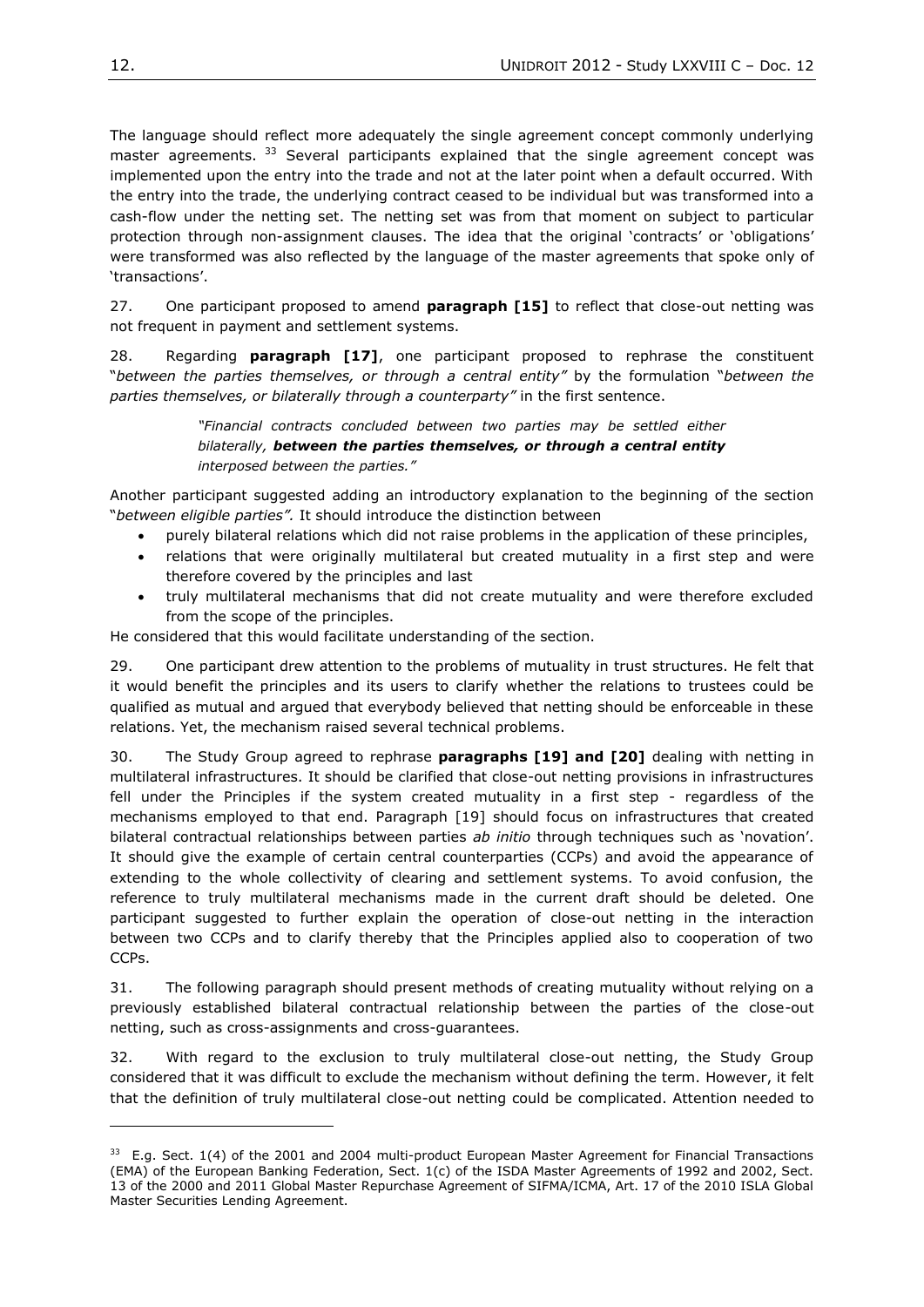The language should reflect more adequately the single agreement concept commonly underlying master agreements. [33] Several participants explained that the single agreement concept was implemented upon the entry into the trade and not at the later point when a default occurred. With the entry into the trade, the underlying contract ceased to be individual but was transformed into a cash-flow under the netting set. The netting set was from that moment on subject to particular protection through non-assignment clauses. The idea that the original 'contracts' or 'obligations' were transformed was also reflected by the language of the master agreements that spoke only of 'transactions'.

27. One participant proposed to amend **paragraph [15]** to reflect that close-out netting was not frequent in payment and settlement systems.

28. Regarding **paragraph [17]**, one participant proposed to rephrase the constituent "*between the parties themselves, or through a central entity"* by the formulation "*between the parties themselves, or bilaterally through a counterparty"* in the first sentence.

> *"Financial contracts concluded between two parties may be settled either bilaterally, **between the parties themselves, or through a central entity** interposed between the parties."*

Another participant suggested adding an introductory explanation to the beginning of the section "*between eligible parties".* It should introduce the distinction between

- purely bilateral relations which did not raise problems in the application of these principles,
- relations that were originally multilateral but created mutuality in a first step and were therefore covered by the principles and last
- truly multilateral mechanisms that did not create mutuality and were therefore excluded from the scope of the principles.

He considered that this would facilitate understanding of the section.

29. One participant drew attention to the problems of mutuality in trust structures. He felt that it would benefit the principles and its users to clarify whether the relations to trustees could be qualified as mutual and argued that everybody believed that netting should be enforceable in these relations. Yet, the mechanism raised several technical problems.

30. The Study Group agreed to rephrase **paragraphs [19] and [20]** dealing with netting in multilateral infrastructures. It should be clarified that close-out netting provisions in infrastructures fell under the Principles if the system created mutuality in a first step - regardless of the mechanisms employed to that end. Paragraph [19] should focus on infrastructures that created bilateral contractual relationships between parties *ab initio* through techniques such as 'novation'. It should give the example of certain central counterparties (CCPs) and avoid the appearance of extending to the whole collectivity of clearing and settlement systems. To avoid confusion, the reference to truly multilateral mechanisms made in the current draft should be deleted. One participant suggested to further explain the operation of close-out netting in the interaction between two CCPs and to clarify thereby that the Principles applied also to cooperation of two CCPs.

31. The following paragraph should present methods of creating mutuality without relying on a previously established bilateral contractual relationship between the parties of the close-out netting, such as cross-assignments and cross-guarantees.

32. With regard to the exclusion to truly multilateral close-out netting, the Study Group considered that it was difficult to exclude the mechanism without defining the term. However, it felt that the definition of truly multilateral close-out netting could be complicated. Attention needed to

---

[33] E.g. Sect. 1(4) of the 2001 and 2004 multi-product European Master Agreement for Financial Transactions (EMA) of the European Banking Federation, Sect. 1(c) of the ISDA Master Agreements of 1992 and 2002, Sect. 13 of the 2000 and 2011 Global Master Repurchase Agreement of SIFMA/ICMA, Art. 17 of the 2010 ISLA Global Master Securities Lending Agreement.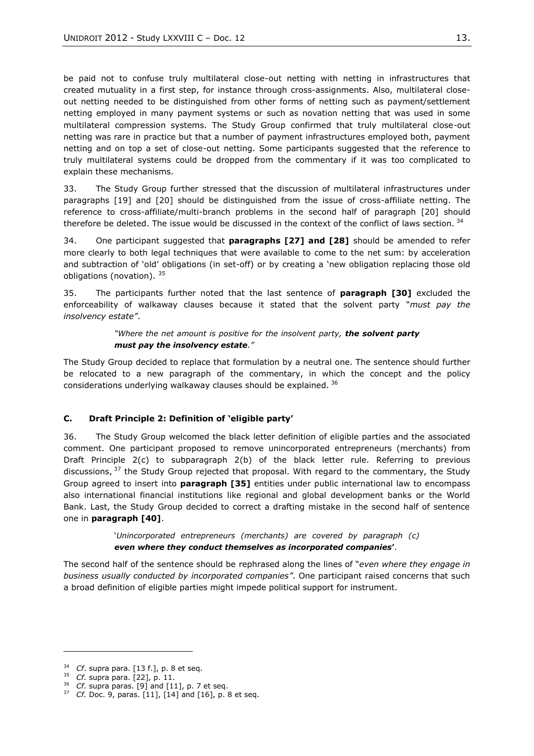be paid not to confuse truly multilateral close-out netting with netting in infrastructures that created mutuality in a first step, for instance through cross-assignments. Also, multilateral close-out netting needed to be distinguished from other forms of netting such as payment/settlement netting employed in many payment systems or such as novation netting that was used in some multilateral compression systems. The Study Group confirmed that truly multilateral close-out netting was rare in practice but that a number of payment infrastructures employed both, payment netting and on top a set of close-out netting. Some participants suggested that the reference to truly multilateral systems could be dropped from the commentary if it was too complicated to explain these mechanisms.

33. The Study Group further stressed that the discussion of multilateral infrastructures under paragraphs [19] and [20] should be distinguished from the issue of cross-affiliate netting. The reference to cross-affiliate/multi-branch problems in the second half of paragraph [20] should therefore be deleted. The issue would be discussed in the context of the conflict of laws section. [34]

34. One participant suggested that **paragraphs [27] and [28]** should be amended to refer more clearly to both legal techniques that were available to come to the net sum: by acceleration and subtraction of 'old' obligations (in set-off) or by creating a 'new obligation replacing those old obligations (novation). [35]

35. The participants further noted that the last sentence of **paragraph [30]** excluded the enforceability of walkaway clauses because it stated that the solvent party "*must pay the insolvency estate"*.

> *"Where the net amount is positive for the insolvent party,* ***the solvent party must pay the insolvency estate****."*

The Study Group decided to replace that formulation by a neutral one. The sentence should further be relocated to a new paragraph of the commentary, in which the concept and the policy considerations underlying walkaway clauses should be explained. [36]

### C. Draft Principle 2: Definition of 'eligible party'

36. The Study Group welcomed the black letter definition of eligible parties and the associated comment. One participant proposed to remove unincorporated entrepreneurs (merchants) from Draft Principle 2(c) to subparagraph 2(b) of the black letter rule. Referring to previous discussions, [37] the Study Group rejected that proposal. With regard to the commentary, the Study Group agreed to insert into **paragraph [35]** entities under public international law to encompass also international financial institutions like regional and global development banks or the World Bank. Last, the Study Group decided to correct a drafting mistake in the second half of sentence one in **paragraph [40]**.

> '*Unincorporated entrepreneurs (merchants) are covered by paragraph (c)* ***even where they conduct themselves as incorporated companies***'.

The second half of the sentence should be rephrased along the lines of "*even where they engage in business usually conducted by incorporated companies"*. One participant raised concerns that such a broad definition of eligible parties might impede political support for instrument.

---

[34] *Cf*. supra para. [13 f.], p. 8 et seq.

[35] *Cf.* supra para. [22], p. 11.

[36] *Cf.* supra paras. [9] and [11], p. 7 et seq.

[37] *Cf.* Doc. 9, paras. [11], [14] and [16], p. 8 et seq.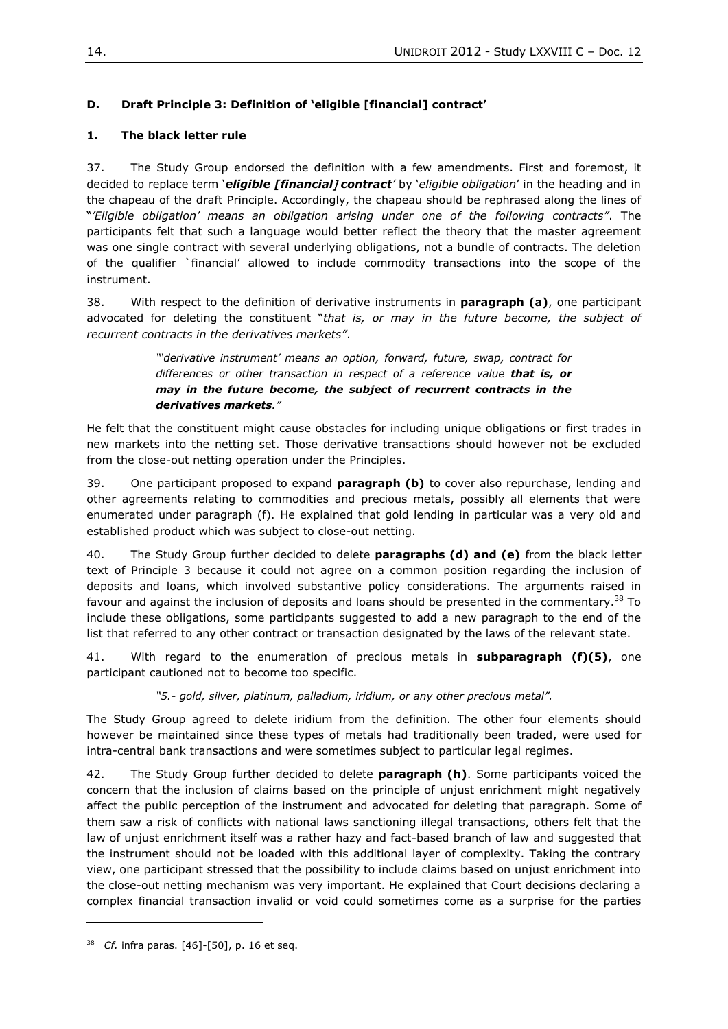## D. Draft Principle 3: Definition of 'eligible [financial] contract'

### 1. The black letter rule

37. The Study Group endorsed the definition with a few amendments. First and foremost, it decided to replace term '***eligible [financial] contract***' by '*eligible obligation*' in the heading and in the chapeau of the draft Principle. Accordingly, the chapeau should be rephrased along the lines of "*'Eligible obligation' means an obligation arising under one of the following contracts"*. The participants felt that such a language would better reflect the theory that the master agreement was one single contract with several underlying obligations, not a bundle of contracts. The deletion of the qualifier `financial' allowed to include commodity transactions into the scope of the instrument.

38. With respect to the definition of derivative instruments in **paragraph (a)**, one participant advocated for deleting the constituent "*that is, or may in the future become, the subject of recurrent contracts in the derivatives markets"*.

> *"'derivative instrument' means an option, forward, future, swap, contract for differences or other transaction in respect of a reference value **that is, or may in the future become, the subject of recurrent contracts in the derivatives markets**."*

He felt that the constituent might cause obstacles for including unique obligations or first trades in new markets into the netting set. Those derivative transactions should however not be excluded from the close-out netting operation under the Principles.

39. One participant proposed to expand **paragraph (b)** to cover also repurchase, lending and other agreements relating to commodities and precious metals, possibly all elements that were enumerated under paragraph (f). He explained that gold lending in particular was a very old and established product which was subject to close-out netting.

40. The Study Group further decided to delete **paragraphs (d) and (e)** from the black letter text of Principle 3 because it could not agree on a common position regarding the inclusion of deposits and loans, which involved substantive policy considerations. The arguments raised in favour and against the inclusion of deposits and loans should be presented in the commentary.[38] To include these obligations, some participants suggested to add a new paragraph to the end of the list that referred to any other contract or transaction designated by the laws of the relevant state.

41. With regard to the enumeration of precious metals in **subparagraph (f)(5)**, one participant cautioned not to become too specific.

> *"5.- gold, silver, platinum, palladium, iridium, or any other precious metal".*

The Study Group agreed to delete iridium from the definition. The other four elements should however be maintained since these types of metals had traditionally been traded, were used for intra-central bank transactions and were sometimes subject to particular legal regimes.

42. The Study Group further decided to delete **paragraph (h)**. Some participants voiced the concern that the inclusion of claims based on the principle of unjust enrichment might negatively affect the public perception of the instrument and advocated for deleting that paragraph. Some of them saw a risk of conflicts with national laws sanctioning illegal transactions, others felt that the law of unjust enrichment itself was a rather hazy and fact-based branch of law and suggested that the instrument should not be loaded with this additional layer of complexity. Taking the contrary view, one participant stressed that the possibility to include claims based on unjust enrichment into the close-out netting mechanism was very important. He explained that Court decisions declaring a complex financial transaction invalid or void could sometimes come as a surprise for the parties

---

[38] *Cf.* infra paras. [46]-[50], p. 16 et seq.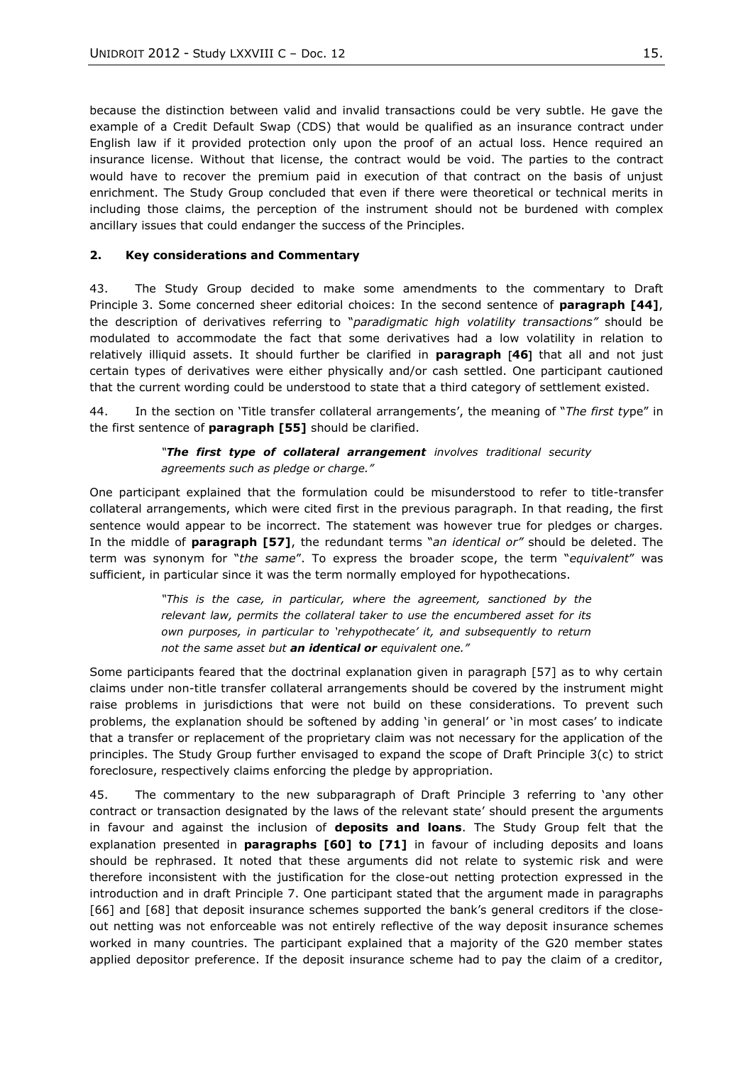because the distinction between valid and invalid transactions could be very subtle. He gave the example of a Credit Default Swap (CDS) that would be qualified as an insurance contract under English law if it provided protection only upon the proof of an actual loss. Hence required an insurance license. Without that license, the contract would be void. The parties to the contract would have to recover the premium paid in execution of that contract on the basis of unjust enrichment. The Study Group concluded that even if there were theoretical or technical merits in including those claims, the perception of the instrument should not be burdened with complex ancillary issues that could endanger the success of the Principles.

### 2. Key considerations and Commentary

43. The Study Group decided to make some amendments to the commentary to Draft Principle 3. Some concerned sheer editorial choices: In the second sentence of **paragraph [44]**, the description of derivatives referring to "*paradigmatic high volatility transactions"* should be modulated to accommodate the fact that some derivatives had a low volatility in relation to relatively illiquid assets. It should further be clarified in **paragraph** [**46**] that all and not just certain types of derivatives were either physically and/or cash settled. One participant cautioned that the current wording could be understood to state that a third category of settlement existed.

44. In the section on 'Title transfer collateral arrangements', the meaning of "*The first ty*pe" in the first sentence of **paragraph [55]** should be clarified.

> "***The first type of collateral arrangement*** *involves traditional security agreements such as pledge or charge."*

One participant explained that the formulation could be misunderstood to refer to title-transfer collateral arrangements, which were cited first in the previous paragraph. In that reading, the first sentence would appear to be incorrect. The statement was however true for pledges or charges. In the middle of **paragraph [57]**, the redundant terms "*an identical or"* should be deleted. The term was synonym for "*the same*". To express the broader scope, the term "*equivalent*" was sufficient, in particular since it was the term normally employed for hypothecations.

> *"This is the case, in particular, where the agreement, sanctioned by the relevant law, permits the collateral taker to use the encumbered asset for its own purposes, in particular to 'rehypothecate' it, and subsequently to return not the same asset but* ***an identical or*** *equivalent one."*

Some participants feared that the doctrinal explanation given in paragraph [57] as to why certain claims under non-title transfer collateral arrangements should be covered by the instrument might raise problems in jurisdictions that were not build on these considerations. To prevent such problems, the explanation should be softened by adding 'in general' or 'in most cases' to indicate that a transfer or replacement of the proprietary claim was not necessary for the application of the principles. The Study Group further envisaged to expand the scope of Draft Principle 3(c) to strict foreclosure, respectively claims enforcing the pledge by appropriation.

45. The commentary to the new subparagraph of Draft Principle 3 referring to 'any other contract or transaction designated by the laws of the relevant state' should present the arguments in favour and against the inclusion of **deposits and loans**. The Study Group felt that the explanation presented in **paragraphs [60] to [71]** in favour of including deposits and loans should be rephrased. It noted that these arguments did not relate to systemic risk and were therefore inconsistent with the justification for the close-out netting protection expressed in the introduction and in draft Principle 7. One participant stated that the argument made in paragraphs [66] and [68] that deposit insurance schemes supported the bank's general creditors if the close-out netting was not enforceable was not entirely reflective of the way deposit insurance schemes worked in many countries. The participant explained that a majority of the G20 member states applied depositor preference. If the deposit insurance scheme had to pay the claim of a creditor,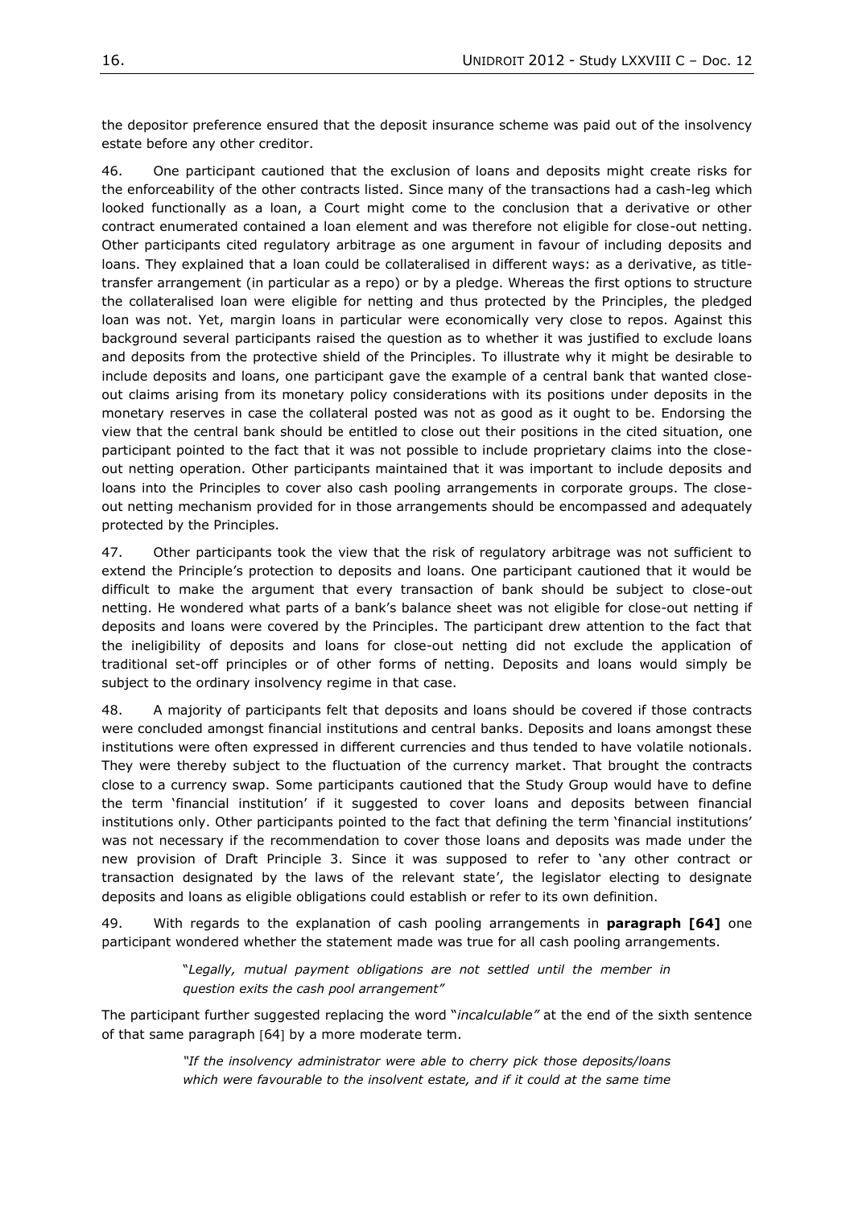the depositor preference ensured that the deposit insurance scheme was paid out of the insolvency estate before any other creditor.

46. One participant cautioned that the exclusion of loans and deposits might create risks for the enforceability of the other contracts listed. Since many of the transactions had a cash-leg which looked functionally as a loan, a Court might come to the conclusion that a derivative or other contract enumerated contained a loan element and was therefore not eligible for close-out netting. Other participants cited regulatory arbitrage as one argument in favour of including deposits and loans. They explained that a loan could be collateralised in different ways: as a derivative, as title-transfer arrangement (in particular as a repo) or by a pledge. Whereas the first options to structure the collateralised loan were eligible for netting and thus protected by the Principles, the pledged loan was not. Yet, margin loans in particular were economically very close to repos. Against this background several participants raised the question as to whether it was justified to exclude loans and deposits from the protective shield of the Principles. To illustrate why it might be desirable to include deposits and loans, one participant gave the example of a central bank that wanted close-out claims arising from its monetary policy considerations with its positions under deposits in the monetary reserves in case the collateral posted was not as good as it ought to be. Endorsing the view that the central bank should be entitled to close out their positions in the cited situation, one participant pointed to the fact that it was not possible to include proprietary claims into the close-out netting operation. Other participants maintained that it was important to include deposits and loans into the Principles to cover also cash pooling arrangements in corporate groups. The close-out netting mechanism provided for in those arrangements should be encompassed and adequately protected by the Principles.

47. Other participants took the view that the risk of regulatory arbitrage was not sufficient to extend the Principle's protection to deposits and loans. One participant cautioned that it would be difficult to make the argument that every transaction of bank should be subject to close-out netting. He wondered what parts of a bank's balance sheet was not eligible for close-out netting if deposits and loans were covered by the Principles. The participant drew attention to the fact that the ineligibility of deposits and loans for close-out netting did not exclude the application of traditional set-off principles or of other forms of netting. Deposits and loans would simply be subject to the ordinary insolvency regime in that case.

48. A majority of participants felt that deposits and loans should be covered if those contracts were concluded amongst financial institutions and central banks. Deposits and loans amongst these institutions were often expressed in different currencies and thus tended to have volatile notionals. They were thereby subject to the fluctuation of the currency market. That brought the contracts close to a currency swap. Some participants cautioned that the Study Group would have to define the term 'financial institution' if it suggested to cover loans and deposits between financial institutions only. Other participants pointed to the fact that defining the term 'financial institutions' was not necessary if the recommendation to cover those loans and deposits was made under the new provision of Draft Principle 3. Since it was supposed to refer to 'any other contract or transaction designated by the laws of the relevant state', the legislator electing to designate deposits and loans as eligible obligations could establish or refer to its own definition.

49. With regards to the explanation of cash pooling arrangements in **paragraph [64]** one participant wondered whether the statement made was true for all cash pooling arrangements.

> "*Legally, mutual payment obligations are not settled until the member in question exits the cash pool arrangement"*

The participant further suggested replacing the word "*incalculable"* at the end of the sixth sentence of that same paragraph [64] by a more moderate term.

> *"If the insolvency administrator were able to cherry pick those deposits/loans which were favourable to the insolvent estate, and if it could at the same time*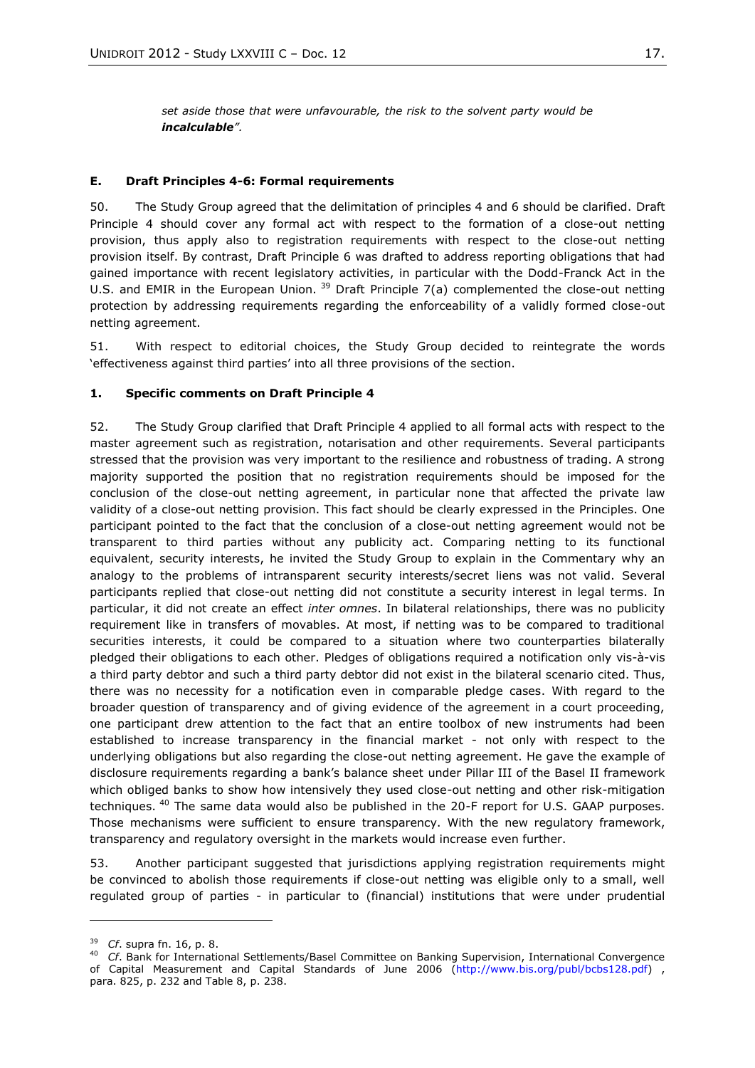*set aside those that were unfavourable, the risk to the solvent party would be* ***incalculable****".*

### E. Draft Principles 4-6: Formal requirements

50. The Study Group agreed that the delimitation of principles 4 and 6 should be clarified. Draft Principle 4 should cover any formal act with respect to the formation of a close-out netting provision, thus apply also to registration requirements with respect to the close-out netting provision itself. By contrast, Draft Principle 6 was drafted to address reporting obligations that had gained importance with recent legislatory activities, in particular with the Dodd-Franck Act in the U.S. and EMIR in the European Union. [39] Draft Principle 7(a) complemented the close-out netting protection by addressing requirements regarding the enforceability of a validly formed close-out netting agreement.

51. With respect to editorial choices, the Study Group decided to reintegrate the words 'effectiveness against third parties' into all three provisions of the section.

#### 1. Specific comments on Draft Principle 4

52. The Study Group clarified that Draft Principle 4 applied to all formal acts with respect to the master agreement such as registration, notarisation and other requirements. Several participants stressed that the provision was very important to the resilience and robustness of trading. A strong majority supported the position that no registration requirements should be imposed for the conclusion of the close-out netting agreement, in particular none that affected the private law validity of a close-out netting provision. This fact should be clearly expressed in the Principles. One participant pointed to the fact that the conclusion of a close-out netting agreement would not be transparent to third parties without any publicity act. Comparing netting to its functional equivalent, security interests, he invited the Study Group to explain in the Commentary why an analogy to the problems of intransparent security interests/secret liens was not valid. Several participants replied that close-out netting did not constitute a security interest in legal terms. In particular, it did not create an effect *inter omnes*. In bilateral relationships, there was no publicity requirement like in transfers of movables. At most, if netting was to be compared to traditional securities interests, it could be compared to a situation where two counterparties bilaterally pledged their obligations to each other. Pledges of obligations required a notification only vis-à-vis a third party debtor and such a third party debtor did not exist in the bilateral scenario cited. Thus, there was no necessity for a notification even in comparable pledge cases. With regard to the broader question of transparency and of giving evidence of the agreement in a court proceeding, one participant drew attention to the fact that an entire toolbox of new instruments had been established to increase transparency in the financial market - not only with respect to the underlying obligations but also regarding the close-out netting agreement. He gave the example of disclosure requirements regarding a bank's balance sheet under Pillar III of the Basel II framework which obliged banks to show how intensively they used close-out netting and other risk-mitigation techniques. [40] The same data would also be published in the 20-F report for U.S. GAAP purposes. Those mechanisms were sufficient to ensure transparency. With the new regulatory framework, transparency and regulatory oversight in the markets would increase even further.

53. Another participant suggested that jurisdictions applying registration requirements might be convinced to abolish those requirements if close-out netting was eligible only to a small, well regulated group of parties - in particular to (financial) institutions that were under prudential

---

[39] *Cf*. supra fn. 16, p. 8.

[40] *Cf*. Bank for International Settlements/Basel Committee on Banking Supervision, International Convergence of Capital Measurement and Capital Standards of June 2006 (http://www.bis.org/publ/bcbs128.pdf) , para. 825, p. 232 and Table 8, p. 238.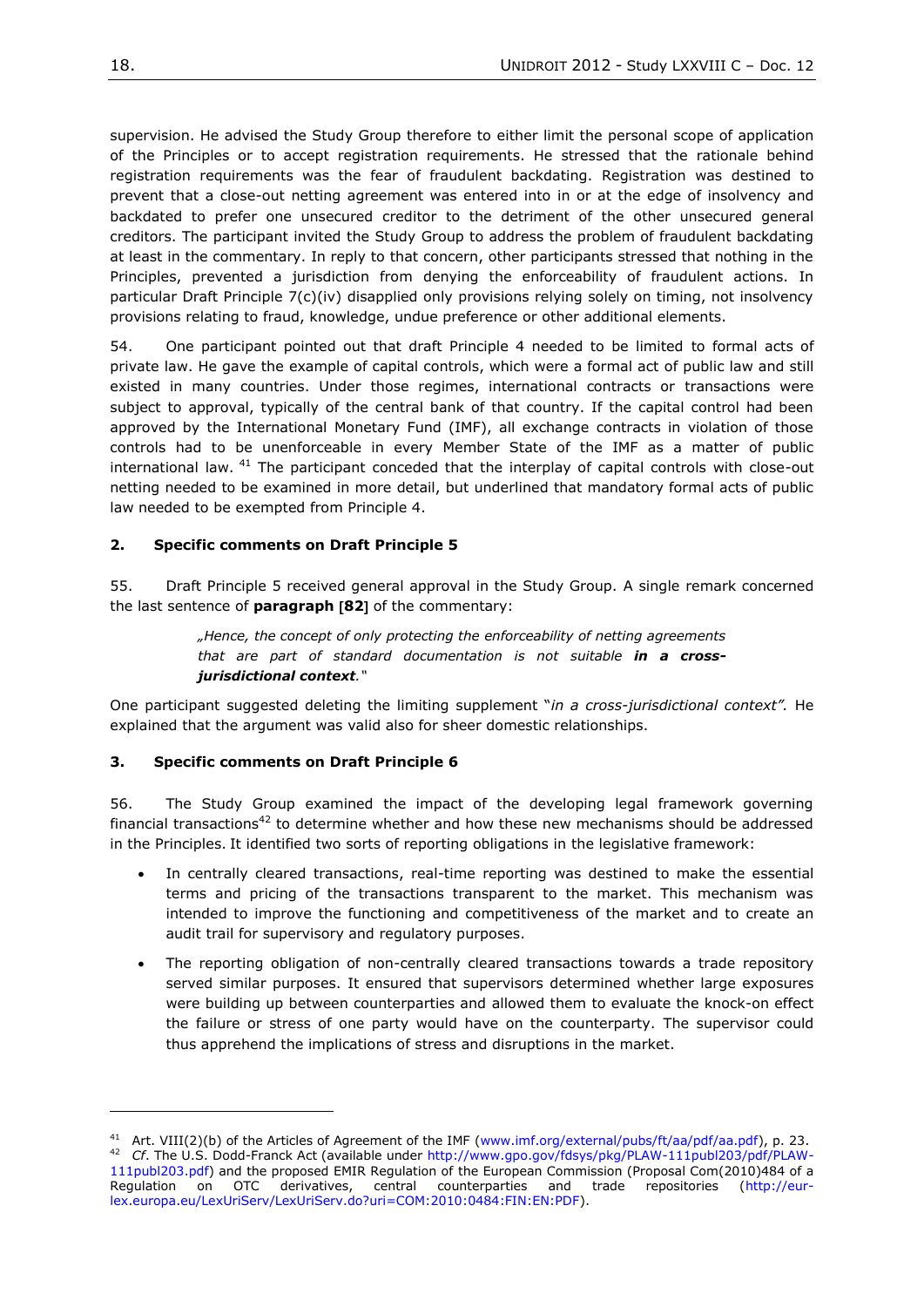supervision. He advised the Study Group therefore to either limit the personal scope of application of the Principles or to accept registration requirements. He stressed that the rationale behind registration requirements was the fear of fraudulent backdating. Registration was destined to prevent that a close-out netting agreement was entered into in or at the edge of insolvency and backdated to prefer one unsecured creditor to the detriment of the other unsecured general creditors. The participant invited the Study Group to address the problem of fraudulent backdating at least in the commentary. In reply to that concern, other participants stressed that nothing in the Principles, prevented a jurisdiction from denying the enforceability of fraudulent actions. In particular Draft Principle 7(c)(iv) disapplied only provisions relying solely on timing, not insolvency provisions relating to fraud, knowledge, undue preference or other additional elements.

54. One participant pointed out that draft Principle 4 needed to be limited to formal acts of private law. He gave the example of capital controls, which were a formal act of public law and still existed in many countries. Under those regimes, international contracts or transactions were subject to approval, typically of the central bank of that country. If the capital control had been approved by the International Monetary Fund (IMF), all exchange contracts in violation of those controls had to be unenforceable in every Member State of the IMF as a matter of public international law. [41] The participant conceded that the interplay of capital controls with close-out netting needed to be examined in more detail, but underlined that mandatory formal acts of public law needed to be exempted from Principle 4.

### 2. Specific comments on Draft Principle 5

55. Draft Principle 5 received general approval in the Study Group. A single remark concerned the last sentence of **paragraph [82]** of the commentary:

> *„Hence, the concept of only protecting the enforceability of netting agreements that are part of standard documentation is not suitable* ***in a cross-jurisdictional context****."*

One participant suggested deleting the limiting supplement "*in a cross-jurisdictional context".* He explained that the argument was valid also for sheer domestic relationships.

### 3. Specific comments on Draft Principle 6

56. The Study Group examined the impact of the developing legal framework governing financial transactions[42] to determine whether and how these new mechanisms should be addressed in the Principles. It identified two sorts of reporting obligations in the legislative framework:

- In centrally cleared transactions, real-time reporting was destined to make the essential terms and pricing of the transactions transparent to the market. This mechanism was intended to improve the functioning and competitiveness of the market and to create an audit trail for supervisory and regulatory purposes.
- The reporting obligation of non-centrally cleared transactions towards a trade repository served similar purposes. It ensured that supervisors determined whether large exposures were building up between counterparties and allowed them to evaluate the knock-on effect the failure or stress of one party would have on the counterparty. The supervisor could thus apprehend the implications of stress and disruptions in the market.

---

[41] Art. VIII(2)(b) of the Articles of Agreement of the IMF (www.imf.org/external/pubs/ft/aa/pdf/aa.pdf), p. 23.

[42] *Cf*. The U.S. Dodd-Franck Act (available under http://www.gpo.gov/fdsys/pkg/PLAW-111publ203/pdf/PLAW-111publ203.pdf) and the proposed EMIR Regulation of the European Commission (Proposal Com(2010)484 of a Regulation on OTC derivatives, central counterparties and trade repositories (http://eur-lex.europa.eu/LexUriServ/LexUriServ.do?uri=COM:2010:0484:FIN:EN:PDF).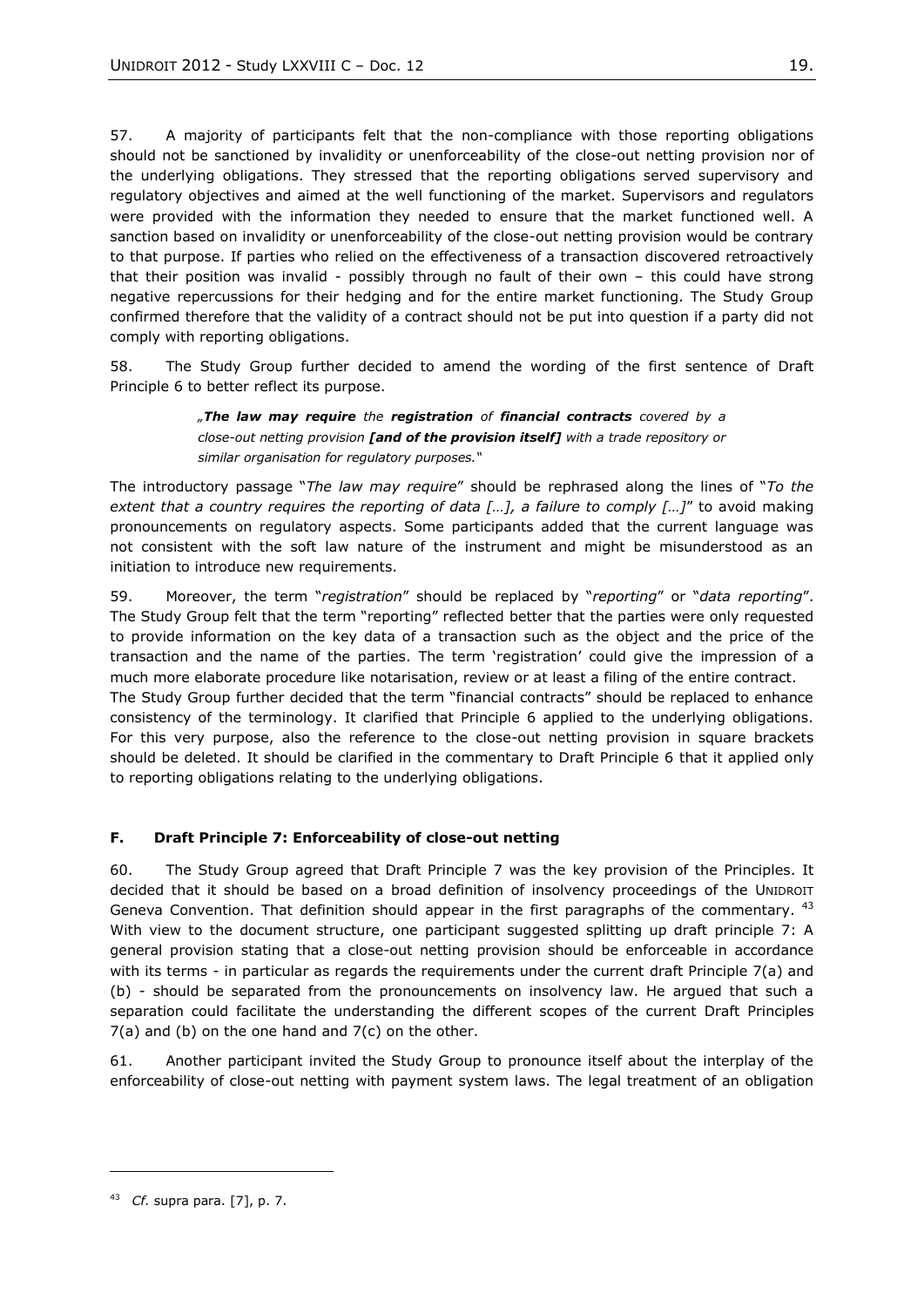57. A majority of participants felt that the non-compliance with those reporting obligations should not be sanctioned by invalidity or unenforceability of the close-out netting provision nor of the underlying obligations. They stressed that the reporting obligations served supervisory and regulatory objectives and aimed at the well functioning of the market. Supervisors and regulators were provided with the information they needed to ensure that the market functioned well. A sanction based on invalidity or unenforceability of the close-out netting provision would be contrary to that purpose. If parties who relied on the effectiveness of a transaction discovered retroactively that their position was invalid - possibly through no fault of their own – this could have strong negative repercussions for their hedging and for the entire market functioning. The Study Group confirmed therefore that the validity of a contract should not be put into question if a party did not comply with reporting obligations.

58. The Study Group further decided to amend the wording of the first sentence of Draft Principle 6 to better reflect its purpose.

> *„**The law may require** the **registration** of **financial contracts** covered by a close-out netting provision **[and of the provision itself]** with a trade repository or similar organisation for regulatory purposes."*

The introductory passage "*The law may require*" should be rephrased along the lines of "*To the extent that a country requires the reporting of data […], a failure to comply […]*" to avoid making pronouncements on regulatory aspects. Some participants added that the current language was not consistent with the soft law nature of the instrument and might be misunderstood as an initiation to introduce new requirements.

59. Moreover, the term "*registration*" should be replaced by "*reporting*" or "*data reporting*". The Study Group felt that the term "reporting" reflected better that the parties were only requested to provide information on the key data of a transaction such as the object and the price of the transaction and the name of the parties. The term 'registration' could give the impression of a much more elaborate procedure like notarisation, review or at least a filing of the entire contract.
The Study Group further decided that the term "financial contracts" should be replaced to enhance consistency of the terminology. It clarified that Principle 6 applied to the underlying obligations. For this very purpose, also the reference to the close-out netting provision in square brackets should be deleted. It should be clarified in the commentary to Draft Principle 6 that it applied only to reporting obligations relating to the underlying obligations.

### F. Draft Principle 7: Enforceability of close-out netting

60. The Study Group agreed that Draft Principle 7 was the key provision of the Principles. It decided that it should be based on a broad definition of insolvency proceedings of the UNIDROIT Geneva Convention. That definition should appear in the first paragraphs of the commentary. [43] With view to the document structure, one participant suggested splitting up draft principle 7: A general provision stating that a close-out netting provision should be enforceable in accordance with its terms - in particular as regards the requirements under the current draft Principle 7(a) and (b) - should be separated from the pronouncements on insolvency law. He argued that such a separation could facilitate the understanding the different scopes of the current Draft Principles 7(a) and (b) on the one hand and 7(c) on the other.

61. Another participant invited the Study Group to pronounce itself about the interplay of the enforceability of close-out netting with payment system laws. The legal treatment of an obligation

---

[43] *Cf.* supra para. [7], p. 7.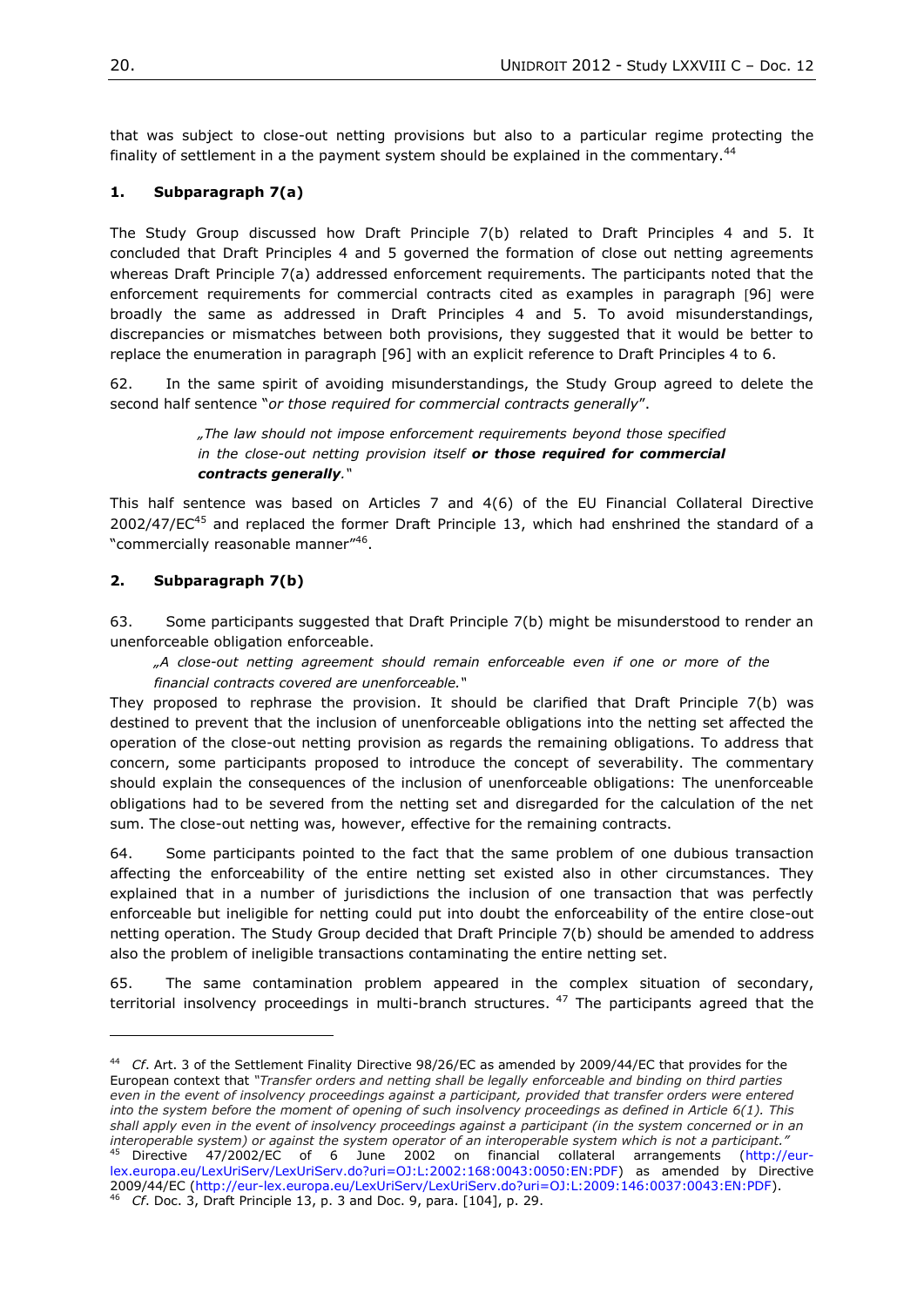that was subject to close-out netting provisions but also to a particular regime protecting the finality of settlement in a the payment system should be explained in the commentary.[44]

### 1. Subparagraph 7(a)

The Study Group discussed how Draft Principle 7(b) related to Draft Principles 4 and 5. It concluded that Draft Principles 4 and 5 governed the formation of close out netting agreements whereas Draft Principle 7(a) addressed enforcement requirements. The participants noted that the enforcement requirements for commercial contracts cited as examples in paragraph [96] were broadly the same as addressed in Draft Principles 4 and 5. To avoid misunderstandings, discrepancies or mismatches between both provisions, they suggested that it would be better to replace the enumeration in paragraph [96] with an explicit reference to Draft Principles 4 to 6.

62. In the same spirit of avoiding misunderstandings, the Study Group agreed to delete the second half sentence "*or those required for commercial contracts generally*".

> *„The law should not impose enforcement requirements beyond those specified in the close-out netting provision itself* ***or those required for commercial contracts generally****."*

This half sentence was based on Articles 7 and 4(6) of the EU Financial Collateral Directive 2002/47/EC[45] and replaced the former Draft Principle 13, which had enshrined the standard of a "commercially reasonable manner"[46].

### 2. Subparagraph 7(b)

63. Some participants suggested that Draft Principle 7(b) might be misunderstood to render an unenforceable obligation enforceable.

> *„A close-out netting agreement should remain enforceable even if one or more of the financial contracts covered are unenforceable."*

They proposed to rephrase the provision. It should be clarified that Draft Principle 7(b) was destined to prevent that the inclusion of unenforceable obligations into the netting set affected the operation of the close-out netting provision as regards the remaining obligations. To address that concern, some participants proposed to introduce the concept of severability. The commentary should explain the consequences of the inclusion of unenforceable obligations: The unenforceable obligations had to be severed from the netting set and disregarded for the calculation of the net sum. The close-out netting was, however, effective for the remaining contracts.

64. Some participants pointed to the fact that the same problem of one dubious transaction affecting the enforceability of the entire netting set existed also in other circumstances. They explained that in a number of jurisdictions the inclusion of one transaction that was perfectly enforceable but ineligible for netting could put into doubt the enforceability of the entire close-out netting operation. The Study Group decided that Draft Principle 7(b) should be amended to address also the problem of ineligible transactions contaminating the entire netting set.

65. The same contamination problem appeared in the complex situation of secondary, territorial insolvency proceedings in multi-branch structures. [47] The participants agreed that the

---

[44] *Cf.* Art. 3 of the Settlement Finality Directive 98/26/EC as amended by 2009/44/EC that provides for the European context that *"Transfer orders and netting shall be legally enforceable and binding on third parties even in the event of insolvency proceedings against a participant, provided that transfer orders were entered into the system before the moment of opening of such insolvency proceedings as defined in Article 6(1). This shall apply even in the event of insolvency proceedings against a participant (in the system concerned or in an interoperable system) or against the system operator of an interoperable system which is not a participant."*

[45] Directive 47/2002/EC of 6 June 2002 on financial collateral arrangements (http://eur-lex.europa.eu/LexUriServ/LexUriServ.do?uri=OJ:L:2002:168:0043:0050:EN:PDF) as amended by Directive 2009/44/EC (http://eur-lex.europa.eu/LexUriServ/LexUriServ.do?uri=OJ:L:2009:146:0037:0043:EN:PDF).

[46] *Cf.* Doc. 3, Draft Principle 13, p. 3 and Doc. 9, para. [104], p. 29.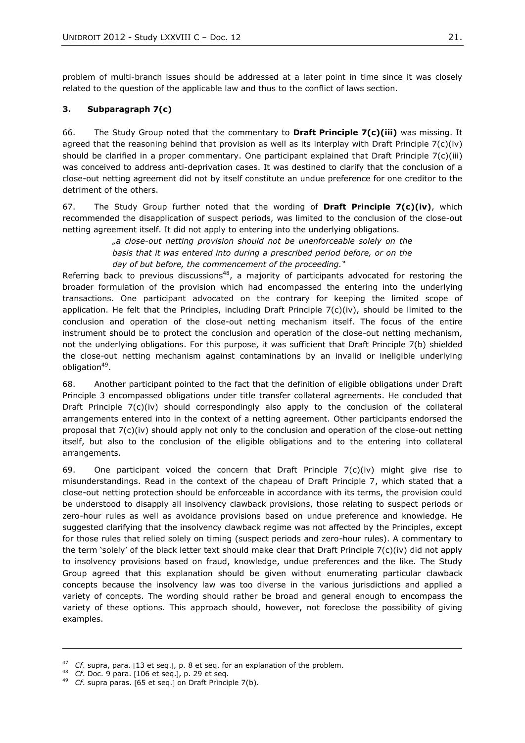problem of multi-branch issues should be addressed at a later point in time since it was closely related to the question of the applicable law and thus to the conflict of laws section.

### 3. Subparagraph 7(c)

66. The Study Group noted that the commentary to **Draft Principle 7(c)(iii)** was missing. It agreed that the reasoning behind that provision as well as its interplay with Draft Principle 7(c)(iv) should be clarified in a proper commentary. One participant explained that Draft Principle 7(c)(iii) was conceived to address anti-deprivation cases. It was destined to clarify that the conclusion of a close-out netting agreement did not by itself constitute an undue preference for one creditor to the detriment of the others.

67. The Study Group further noted that the wording of **Draft Principle 7(c)(iv)**, which recommended the disapplication of suspect periods, was limited to the conclusion of the close-out netting agreement itself. It did not apply to entering into the underlying obligations.

> *„a close-out netting provision should not be unenforceable solely on the basis that it was entered into during a prescribed period before, or on the day of but before, the commencement of the proceeding.*"

Referring back to previous discussions[48], a majority of participants advocated for restoring the broader formulation of the provision which had encompassed the entering into the underlying transactions. One participant advocated on the contrary for keeping the limited scope of application. He felt that the Principles, including Draft Principle 7(c)(iv), should be limited to the conclusion and operation of the close-out netting mechanism itself. The focus of the entire instrument should be to protect the conclusion and operation of the close-out netting mechanism, not the underlying obligations. For this purpose, it was sufficient that Draft Principle 7(b) shielded the close-out netting mechanism against contaminations by an invalid or ineligible underlying obligation[49].

68. Another participant pointed to the fact that the definition of eligible obligations under Draft Principle 3 encompassed obligations under title transfer collateral agreements. He concluded that Draft Principle 7(c)(iv) should correspondingly also apply to the conclusion of the collateral arrangements entered into in the context of a netting agreement. Other participants endorsed the proposal that 7(c)(iv) should apply not only to the conclusion and operation of the close-out netting itself, but also to the conclusion of the eligible obligations and to the entering into collateral arrangements.

69. One participant voiced the concern that Draft Principle 7(c)(iv) might give rise to misunderstandings. Read in the context of the chapeau of Draft Principle 7, which stated that a close-out netting protection should be enforceable in accordance with its terms, the provision could be understood to disapply all insolvency clawback provisions, those relating to suspect periods or zero-hour rules as well as avoidance provisions based on undue preference and knowledge. He suggested clarifying that the insolvency clawback regime was not affected by the Principles, except for those rules that relied solely on timing (suspect periods and zero-hour rules). A commentary to the term 'solely' of the black letter text should make clear that Draft Principle 7(c)(iv) did not apply to insolvency provisions based on fraud, knowledge, undue preferences and the like. The Study Group agreed that this explanation should be given without enumerating particular clawback concepts because the insolvency law was too diverse in the various jurisdictions and applied a variety of concepts. The wording should rather be broad and general enough to encompass the variety of these options. This approach should, however, not foreclose the possibility of giving examples.

---

[47] *Cf*. supra, para. [13 et seq.], p. 8 et seq. for an explanation of the problem.

[48] *Cf*. Doc. 9 para. [106 et seq.], p. 29 et seq.

[49] *Cf*. supra paras. [65 et seq.] on Draft Principle 7(b).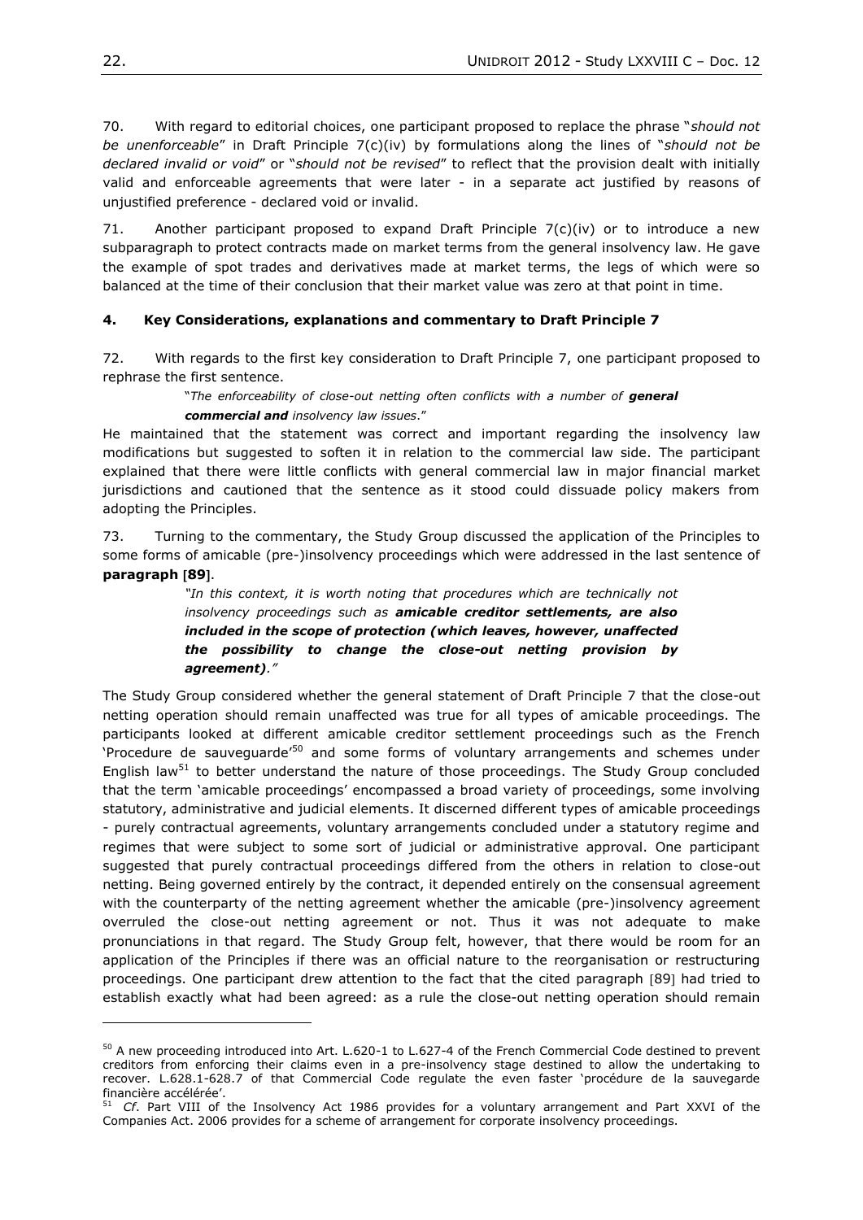70. With regard to editorial choices, one participant proposed to replace the phrase "*should not be unenforceable*" in Draft Principle 7(c)(iv) by formulations along the lines of "*should not be declared invalid or void*" or "*should not be revised*" to reflect that the provision dealt with initially valid and enforceable agreements that were later - in a separate act justified by reasons of unjustified preference - declared void or invalid.

71. Another participant proposed to expand Draft Principle 7(c)(iv) or to introduce a new subparagraph to protect contracts made on market terms from the general insolvency law. He gave the example of spot trades and derivatives made at market terms, the legs of which were so balanced at the time of their conclusion that their market value was zero at that point in time.

### 4. Key Considerations, explanations and commentary to Draft Principle 7

72. With regards to the first key consideration to Draft Principle 7, one participant proposed to rephrase the first sentence.

> "*The enforceability of close-out netting often conflicts with a number of* ***general commercial and*** *insolvency law issues*."

He maintained that the statement was correct and important regarding the insolvency law modifications but suggested to soften it in relation to the commercial law side. The participant explained that there were little conflicts with general commercial law in major financial market jurisdictions and cautioned that the sentence as it stood could dissuade policy makers from adopting the Principles.

73. Turning to the commentary, the Study Group discussed the application of the Principles to some forms of amicable (pre-)insolvency proceedings which were addressed in the last sentence of **paragraph** [**89**].

> *"In this context, it is worth noting that procedures which are technically not insolvency proceedings such as* ***amicable creditor settlements, are also included in the scope of protection (which leaves, however, unaffected the possibility to change the close-out netting provision by agreement)****."*

The Study Group considered whether the general statement of Draft Principle 7 that the close-out netting operation should remain unaffected was true for all types of amicable proceedings. The participants looked at different amicable creditor settlement proceedings such as the French 'Procedure de sauveguarde'[50] and some forms of voluntary arrangements and schemes under English law[51] to better understand the nature of those proceedings. The Study Group concluded that the term 'amicable proceedings' encompassed a broad variety of proceedings, some involving statutory, administrative and judicial elements. It discerned different types of amicable proceedings - purely contractual agreements, voluntary arrangements concluded under a statutory regime and regimes that were subject to some sort of judicial or administrative approval. One participant suggested that purely contractual proceedings differed from the others in relation to close-out netting. Being governed entirely by the contract, it depended entirely on the consensual agreement with the counterparty of the netting agreement whether the amicable (pre-)insolvency agreement overruled the close-out netting agreement or not. Thus it was not adequate to make pronunciations in that regard. The Study Group felt, however, that there would be room for an application of the Principles if there was an official nature to the reorganisation or restructuring proceedings. One participant drew attention to the fact that the cited paragraph [89] had tried to establish exactly what had been agreed: as a rule the close-out netting operation should remain

---

[50] A new proceeding introduced into Art. L.620-1 to L.627-4 of the French Commercial Code destined to prevent creditors from enforcing their claims even in a pre-insolvency stage destined to allow the undertaking to recover. L.628.1-628.7 of that Commercial Code regulate the even faster 'procédure de la sauvegarde financière accélérée'.

[51] *Cf*. Part VIII of the Insolvency Act 1986 provides for a voluntary arrangement and Part XXVI of the Companies Act. 2006 provides for a scheme of arrangement for corporate insolvency proceedings.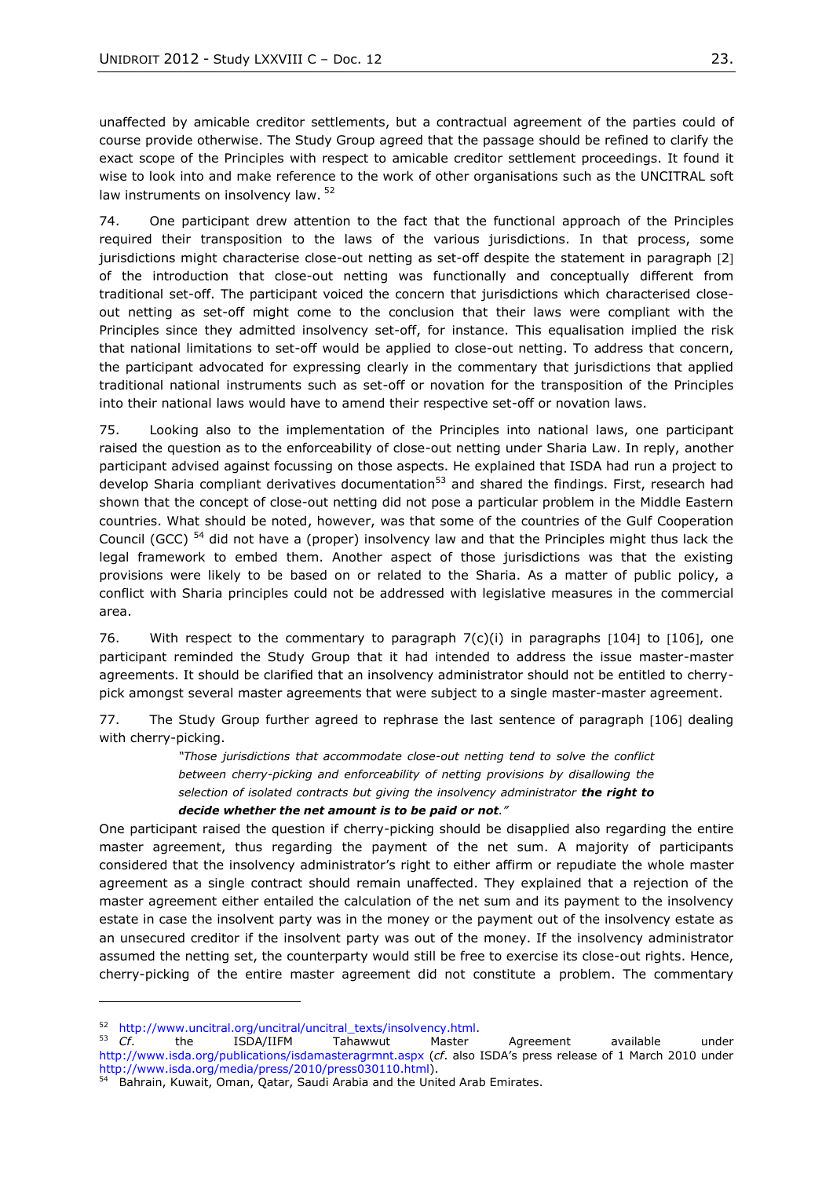unaffected by amicable creditor settlements, but a contractual agreement of the parties could of course provide otherwise. The Study Group agreed that the passage should be refined to clarify the exact scope of the Principles with respect to amicable creditor settlement proceedings. It found it wise to look into and make reference to the work of other organisations such as the UNCITRAL soft law instruments on insolvency law. [52]

74. One participant drew attention to the fact that the functional approach of the Principles required their transposition to the laws of the various jurisdictions. In that process, some jurisdictions might characterise close-out netting as set-off despite the statement in paragraph [2] of the introduction that close-out netting was functionally and conceptually different from traditional set-off. The participant voiced the concern that jurisdictions which characterised close-out netting as set-off might come to the conclusion that their laws were compliant with the Principles since they admitted insolvency set-off, for instance. This equalisation implied the risk that national limitations to set-off would be applied to close-out netting. To address that concern, the participant advocated for expressing clearly in the commentary that jurisdictions that applied traditional national instruments such as set-off or novation for the transposition of the Principles into their national laws would have to amend their respective set-off or novation laws.

75. Looking also to the implementation of the Principles into national laws, one participant raised the question as to the enforceability of close-out netting under Sharia Law. In reply, another participant advised against focussing on those aspects. He explained that ISDA had run a project to develop Sharia compliant derivatives documentation[53] and shared the findings. First, research had shown that the concept of close-out netting did not pose a particular problem in the Middle Eastern countries. What should be noted, however, was that some of the countries of the Gulf Cooperation Council (GCC) [54] did not have a (proper) insolvency law and that the Principles might thus lack the legal framework to embed them. Another aspect of those jurisdictions was that the existing provisions were likely to be based on or related to the Sharia. As a matter of public policy, a conflict with Sharia principles could not be addressed with legislative measures in the commercial area.

76. With respect to the commentary to paragraph 7(c)(i) in paragraphs [104] to [106], one participant reminded the Study Group that it had intended to address the issue master-master agreements. It should be clarified that an insolvency administrator should not be entitled to cherry-pick amongst several master agreements that were subject to a single master-master agreement.

77. The Study Group further agreed to rephrase the last sentence of paragraph [106] dealing with cherry-picking.

> *"Those jurisdictions that accommodate close-out netting tend to solve the conflict between cherry-picking and enforceability of netting provisions by disallowing the selection of isolated contracts but giving the insolvency administrator* ***the right to decide whether the net amount is to be paid or not****."*

One participant raised the question if cherry-picking should be disapplied also regarding the entire master agreement, thus regarding the payment of the net sum. A majority of participants considered that the insolvency administrator's right to either affirm or repudiate the whole master agreement as a single contract should remain unaffected. They explained that a rejection of the master agreement either entailed the calculation of the net sum and its payment to the insolvency estate in case the insolvent party was in the money or the payment out of the insolvency estate as an unsecured creditor if the insolvent party was out of the money. If the insolvency administrator assumed the netting set, the counterparty would still be free to exercise its close-out rights. Hence, cherry-picking of the entire master agreement did not constitute a problem. The commentary

---

[52] http://www.uncitral.org/uncitral/uncitral_texts/insolvency.html.

[53] *Cf.* the ISDA/IIFM Tahawwut Master Agreement available under http://www.isda.org/publications/isdamasteragrmnt.aspx (*cf.* also ISDA's press release of 1 March 2010 under http://www.isda.org/media/press/2010/press030110.html).

[54] Bahrain, Kuwait, Oman, Qatar, Saudi Arabia and the United Arab Emirates.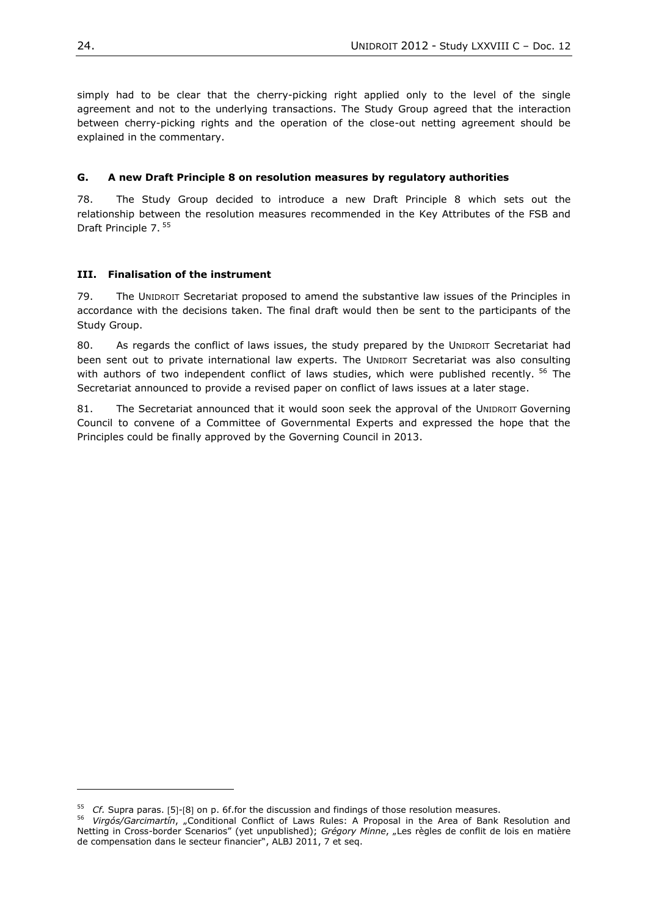simply had to be clear that the cherry-picking right applied only to the level of the single agreement and not to the underlying transactions. The Study Group agreed that the interaction between cherry-picking rights and the operation of the close-out netting agreement should be explained in the commentary.

### G. A new Draft Principle 8 on resolution measures by regulatory authorities

78. The Study Group decided to introduce a new Draft Principle 8 which sets out the relationship between the resolution measures recommended in the Key Attributes of the FSB and Draft Principle 7. [55]

## III. Finalisation of the instrument

79. The UNIDROIT Secretariat proposed to amend the substantive law issues of the Principles in accordance with the decisions taken. The final draft would then be sent to the participants of the Study Group.

80. As regards the conflict of laws issues, the study prepared by the UNIDROIT Secretariat had been sent out to private international law experts. The UNIDROIT Secretariat was also consulting with authors of two independent conflict of laws studies, which were published recently. [56] The Secretariat announced to provide a revised paper on conflict of laws issues at a later stage.

81. The Secretariat announced that it would soon seek the approval of the UNIDROIT Governing Council to convene of a Committee of Governmental Experts and expressed the hope that the Principles could be finally approved by the Governing Council in 2013.

---

[55] *Cf.* Supra paras. [5]-[8] on p. 6f.for the discussion and findings of those resolution measures.

[56] *Virgós/Garcimartín*, „Conditional Conflict of Laws Rules: A Proposal in the Area of Bank Resolution and Netting in Cross-border Scenarios" (yet unpublished); *Grégory Minne*, „Les règles de conflit de lois en matière de compensation dans le secteur financier", ALBJ 2011, 7 et seq.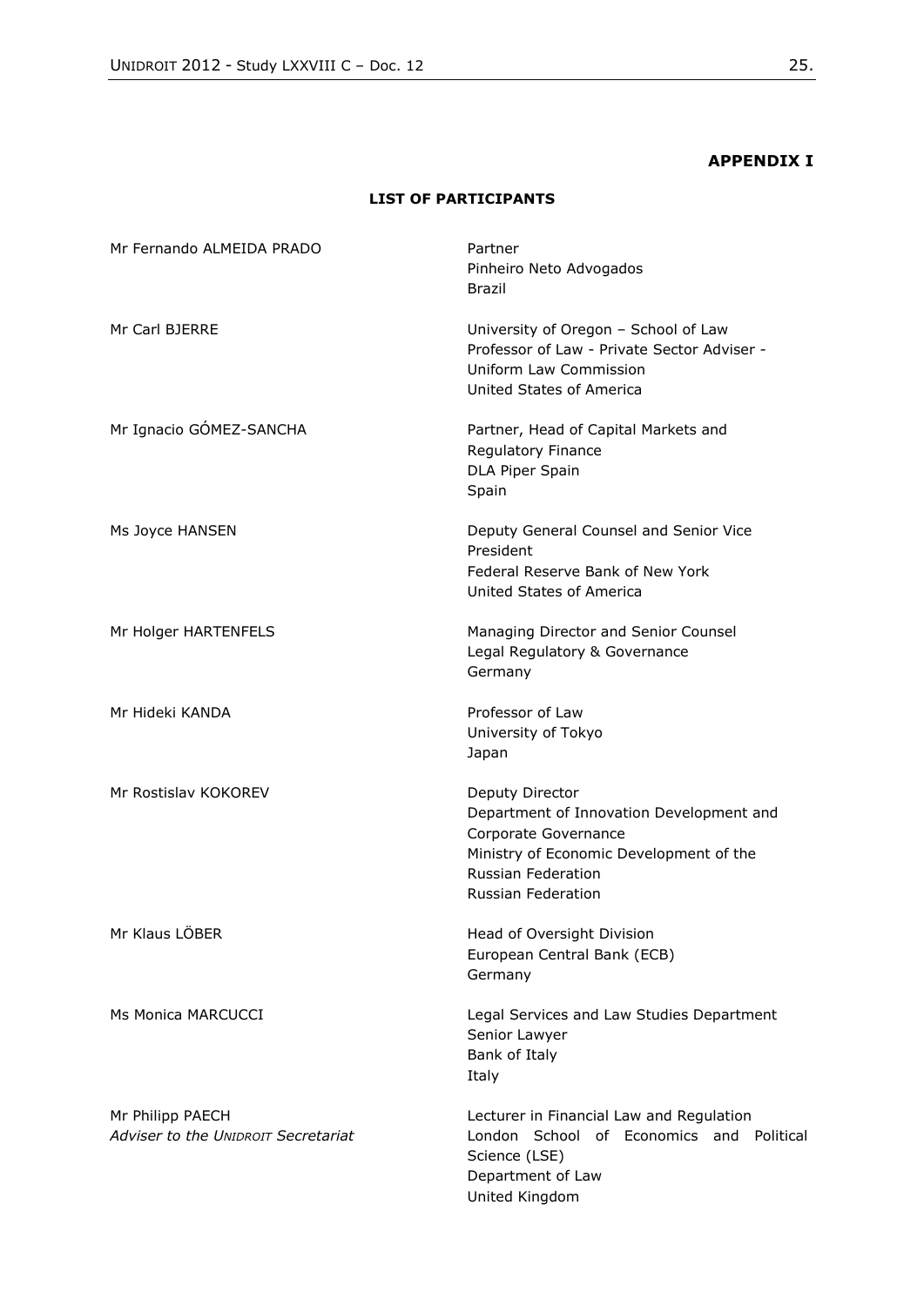**APPENDIX I**

**LIST OF PARTICIPANTS**

| | |
|---|---|
| Mr Fernando ALMEIDA PRADO | Partner<br>Pinheiro Neto Advogados<br>Brazil |
| Mr Carl BJERRE | University of Oregon – School of Law<br>Professor of Law - Private Sector Adviser - Uniform Law Commission<br>United States of America |
| Mr Ignacio GÓMEZ-SANCHA | Partner, Head of Capital Markets and Regulatory Finance<br>DLA Piper Spain<br>Spain |
| Ms Joyce HANSEN | Deputy General Counsel and Senior Vice President<br>Federal Reserve Bank of New York<br>United States of America |
| Mr Holger HARTENFELS | Managing Director and Senior Counsel<br>Legal Regulatory & Governance<br>Germany |
| Mr Hideki KANDA | Professor of Law<br>University of Tokyo<br>Japan |
| Mr Rostislav KOKOREV | Deputy Director<br>Department of Innovation Development and Corporate Governance<br>Ministry of Economic Development of the Russian Federation<br>Russian Federation |
| Mr Klaus LÖBER | Head of Oversight Division<br>European Central Bank (ECB)<br>Germany |
| Ms Monica MARCUCCI | Legal Services and Law Studies Department<br>Senior Lawyer<br>Bank of Italy<br>Italy |
| Mr Philipp PAECH<br>*Adviser to the UNIDROIT Secretariat* | Lecturer in Financial Law and Regulation<br>London School of Economics and Political Science (LSE)<br>Department of Law<br>United Kingdom |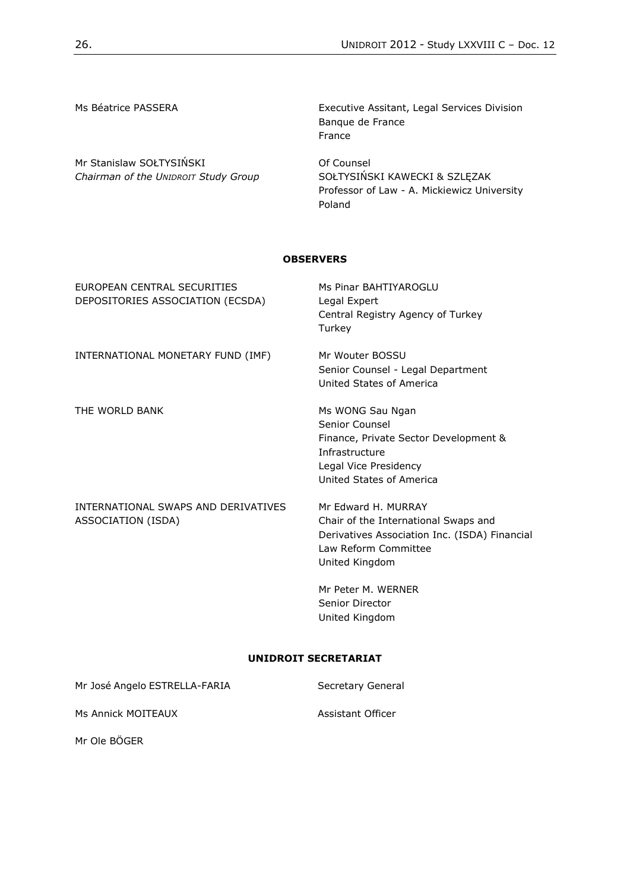| | |
|---|---|
| Ms Béatrice PASSERA | Executive Assitant, Legal Services Division<br>Banque de France<br>France |
| Mr Stanislaw SOŁTYSIŃSKI<br>*Chairman of the UNIDROIT Study Group* | Of Counsel<br>SOŁTYSIŃSKI KAWECKI & SZLĘZAK<br>Professor of Law - A. Mickiewicz University<br>Poland |

**OBSERVERS**

| | |
|---|---|
| EUROPEAN CENTRAL SECURITIES DEPOSITORIES ASSOCIATION (ECSDA) | Ms Pinar BAHTIYAROGLU<br>Legal Expert<br>Central Registry Agency of Turkey<br>Turkey |
| INTERNATIONAL MONETARY FUND (IMF) | Mr Wouter BOSSU<br>Senior Counsel - Legal Department<br>United States of America |
| THE WORLD BANK | Ms WONG Sau Ngan<br>Senior Counsel<br>Finance, Private Sector Development & Infrastructure<br>Legal Vice Presidency<br>United States of America |
| INTERNATIONAL SWAPS AND DERIVATIVES ASSOCIATION (ISDA) | Mr Edward H. MURRAY<br>Chair of the International Swaps and Derivatives Association Inc. (ISDA) Financial Law Reform Committee<br>United Kingdom |
| | Mr Peter M. WERNER<br>Senior Director<br>United Kingdom |

**UNIDROIT SECRETARIAT**

| | |
|---|---|
| Mr José Angelo ESTRELLA-FARIA | Secretary General |
| Ms Annick MOITEAUX | Assistant Officer |
| Mr Ole BÖGER | |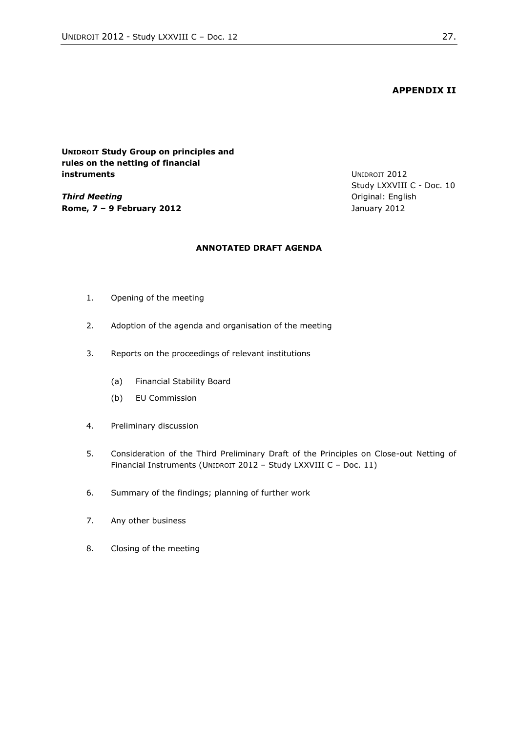**APPENDIX II**

**UNIDROIT Study Group on principles and rules on the netting of financial instruments**

***Third Meeting***
**Rome, 7 – 9 February 2012**

UNIDROIT 2012
Study LXXVIII C - Doc. 10
Original: English
January 2012

**ANNOTATED DRAFT AGENDA**

1. Opening of the meeting

2. Adoption of the agenda and organisation of the meeting

3. Reports on the proceedings of relevant institutions

   (a) Financial Stability Board

   (b) EU Commission

4. Preliminary discussion

5. Consideration of the Third Preliminary Draft of the Principles on Close-out Netting of Financial Instruments (UNIDROIT 2012 – Study LXXVIII C – Doc. 11)

6. Summary of the findings; planning of further work

7. Any other business

8. Closing of the meeting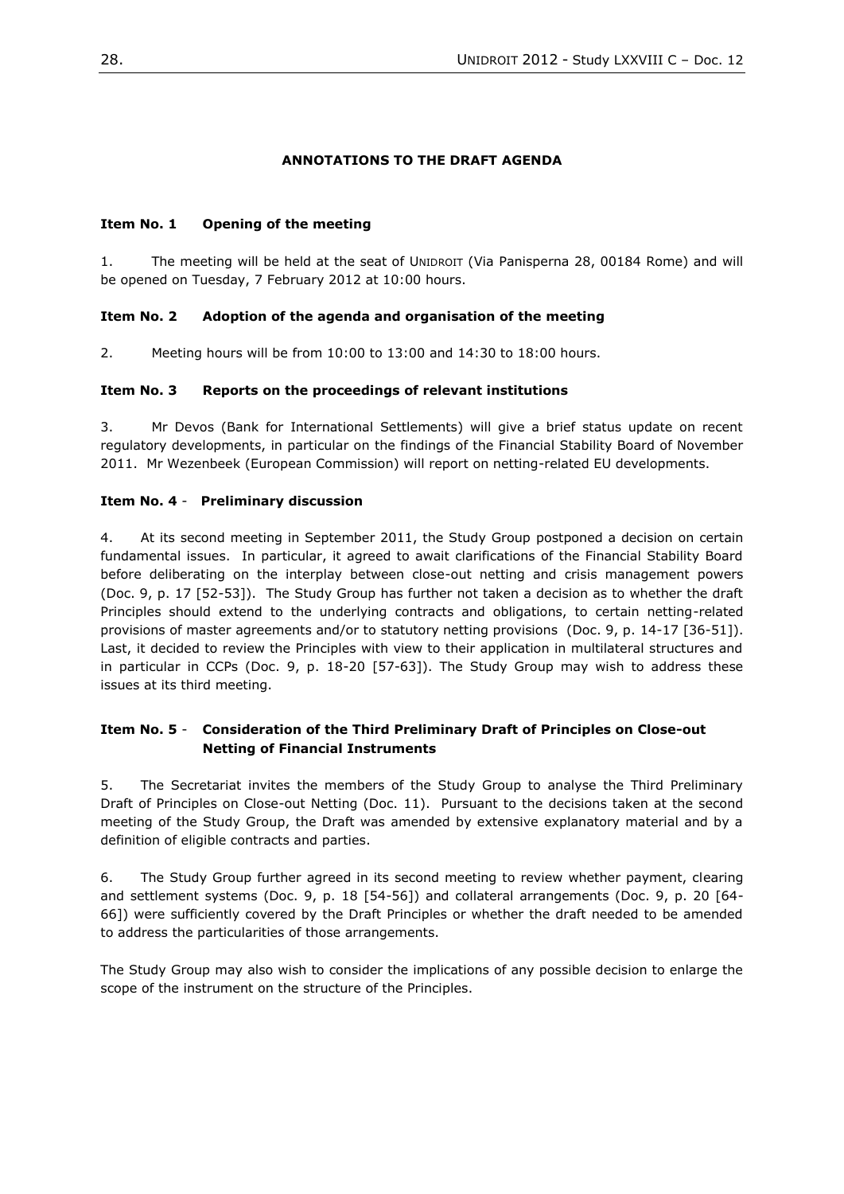## ANNOTATIONS TO THE DRAFT AGENDA

### Item No. 1 Opening of the meeting

1. The meeting will be held at the seat of UNIDROIT (Via Panisperna 28, 00184 Rome) and will be opened on Tuesday, 7 February 2012 at 10:00 hours.

### Item No. 2 Adoption of the agenda and organisation of the meeting

2. Meeting hours will be from 10:00 to 13:00 and 14:30 to 18:00 hours.

### Item No. 3 Reports on the proceedings of relevant institutions

3. Mr Devos (Bank for International Settlements) will give a brief status update on recent regulatory developments, in particular on the findings of the Financial Stability Board of November 2011. Mr Wezenbeek (European Commission) will report on netting-related EU developments.

### Item No. 4 - Preliminary discussion

4. At its second meeting in September 2011, the Study Group postponed a decision on certain fundamental issues. In particular, it agreed to await clarifications of the Financial Stability Board before deliberating on the interplay between close-out netting and crisis management powers (Doc. 9, p. 17 [52-53]). The Study Group has further not taken a decision as to whether the draft Principles should extend to the underlying contracts and obligations, to certain netting-related provisions of master agreements and/or to statutory netting provisions (Doc. 9, p. 14-17 [36-51]). Last, it decided to review the Principles with view to their application in multilateral structures and in particular in CCPs (Doc. 9, p. 18-20 [57-63]). The Study Group may wish to address these issues at its third meeting.

### Item No. 5 - Consideration of the Third Preliminary Draft of Principles on Close-out Netting of Financial Instruments

5. The Secretariat invites the members of the Study Group to analyse the Third Preliminary Draft of Principles on Close-out Netting (Doc. 11). Pursuant to the decisions taken at the second meeting of the Study Group, the Draft was amended by extensive explanatory material and by a definition of eligible contracts and parties.

6. The Study Group further agreed in its second meeting to review whether payment, clearing and settlement systems (Doc. 9, p. 18 [54-56]) and collateral arrangements (Doc. 9, p. 20 [64-66]) were sufficiently covered by the Draft Principles or whether the draft needed to be amended to address the particularities of those arrangements.

The Study Group may also wish to consider the implications of any possible decision to enlarge the scope of the instrument on the structure of the Principles.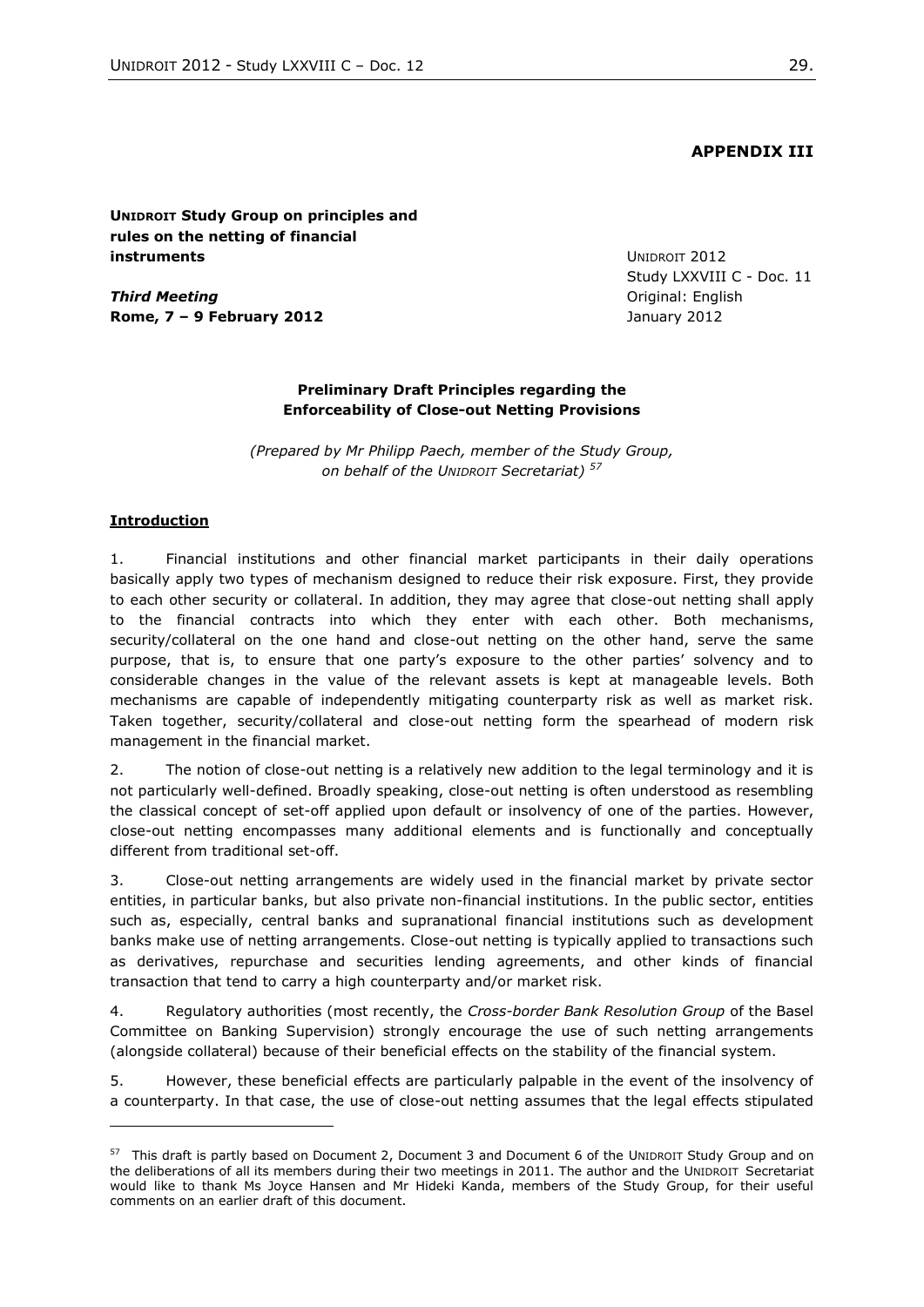**APPENDIX III**

**UNIDROIT Study Group on principles and rules on the netting of financial instruments**

UNIDROIT 2012
Study LXXVIII C - Doc. 11
Original: English
January 2012

***Third Meeting***
**Rome, 7 – 9 February 2012**

**Preliminary Draft Principles regarding the Enforceability of Close-out Netting Provisions**

*(Prepared by Mr Philipp Paech, member of the Study Group, on behalf of the UNIDROIT Secretariat)* [57]

**Introduction**

1. Financial institutions and other financial market participants in their daily operations basically apply two types of mechanism designed to reduce their risk exposure. First, they provide to each other security or collateral. In addition, they may agree that close-out netting shall apply to the financial contracts into which they enter with each other. Both mechanisms, security/collateral on the one hand and close-out netting on the other hand, serve the same purpose, that is, to ensure that one party's exposure to the other parties' solvency and to considerable changes in the value of the relevant assets is kept at manageable levels. Both mechanisms are capable of independently mitigating counterparty risk as well as market risk. Taken together, security/collateral and close-out netting form the spearhead of modern risk management in the financial market.

2. The notion of close-out netting is a relatively new addition to the legal terminology and it is not particularly well-defined. Broadly speaking, close-out netting is often understood as resembling the classical concept of set-off applied upon default or insolvency of one of the parties. However, close-out netting encompasses many additional elements and is functionally and conceptually different from traditional set-off.

3. Close-out netting arrangements are widely used in the financial market by private sector entities, in particular banks, but also private non-financial institutions. In the public sector, entities such as, especially, central banks and supranational financial institutions such as development banks make use of netting arrangements. Close-out netting is typically applied to transactions such as derivatives, repurchase and securities lending agreements, and other kinds of financial transaction that tend to carry a high counterparty and/or market risk.

4. Regulatory authorities (most recently, the *Cross-border Bank Resolution Group* of the Basel Committee on Banking Supervision) strongly encourage the use of such netting arrangements (alongside collateral) because of their beneficial effects on the stability of the financial system.

5. However, these beneficial effects are particularly palpable in the event of the insolvency of a counterparty. In that case, the use of close-out netting assumes that the legal effects stipulated

---

[57] This draft is partly based on Document 2, Document 3 and Document 6 of the UNIDROIT Study Group and on the deliberations of all its members during their two meetings in 2011. The author and the UNIDROIT Secretariat would like to thank Ms Joyce Hansen and Mr Hideki Kanda, members of the Study Group, for their useful comments on an earlier draft of this document.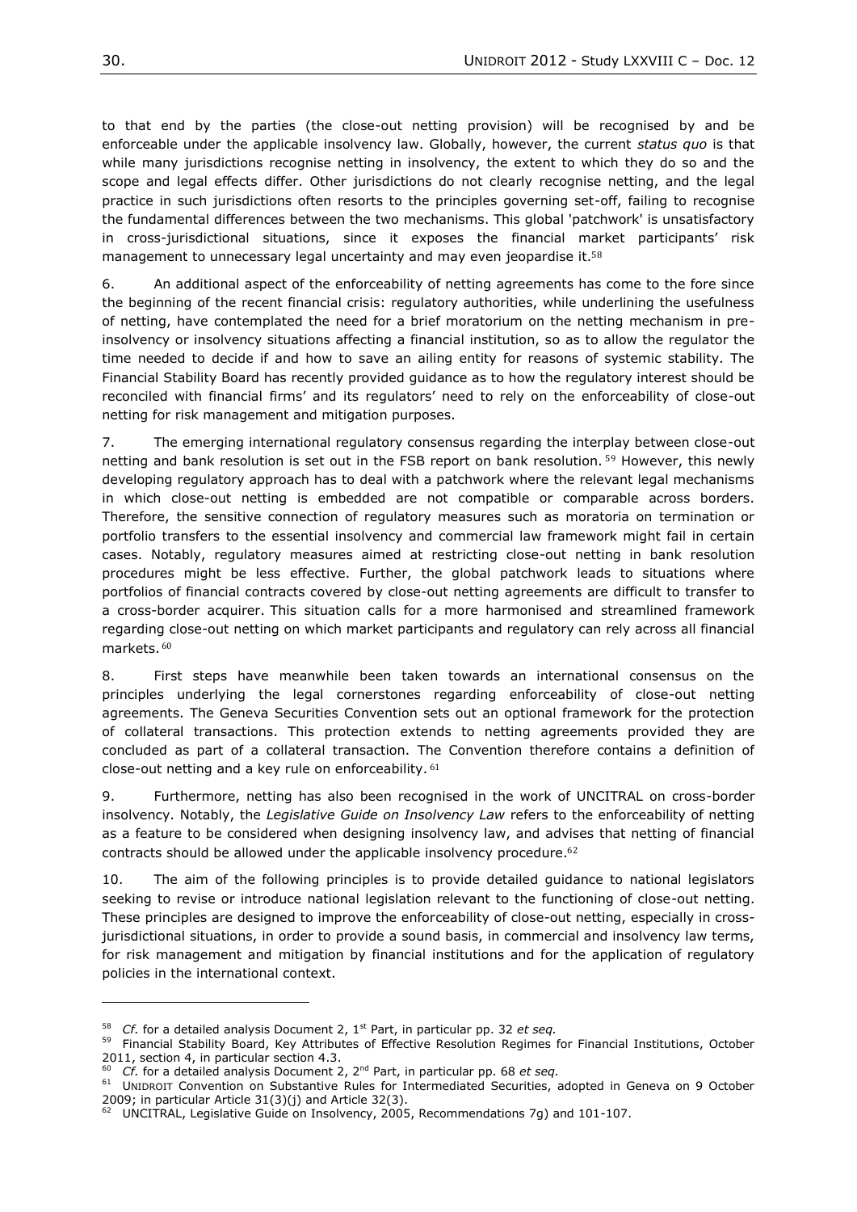to that end by the parties (the close-out netting provision) will be recognised by and be enforceable under the applicable insolvency law. Globally, however, the current *status quo* is that while many jurisdictions recognise netting in insolvency, the extent to which they do so and the scope and legal effects differ. Other jurisdictions do not clearly recognise netting, and the legal practice in such jurisdictions often resorts to the principles governing set-off, failing to recognise the fundamental differences between the two mechanisms. This global 'patchwork' is unsatisfactory in cross-jurisdictional situations, since it exposes the financial market participants' risk management to unnecessary legal uncertainty and may even jeopardise it.[58]

6. An additional aspect of the enforceability of netting agreements has come to the fore since the beginning of the recent financial crisis: regulatory authorities, while underlining the usefulness of netting, have contemplated the need for a brief moratorium on the netting mechanism in pre-insolvency or insolvency situations affecting a financial institution, so as to allow the regulator the time needed to decide if and how to save an ailing entity for reasons of systemic stability. The Financial Stability Board has recently provided guidance as to how the regulatory interest should be reconciled with financial firms' and its regulators' need to rely on the enforceability of close-out netting for risk management and mitigation purposes.

7. The emerging international regulatory consensus regarding the interplay between close-out netting and bank resolution is set out in the FSB report on bank resolution.[59] However, this newly developing regulatory approach has to deal with a patchwork where the relevant legal mechanisms in which close-out netting is embedded are not compatible or comparable across borders. Therefore, the sensitive connection of regulatory measures such as moratoria on termination or portfolio transfers to the essential insolvency and commercial law framework might fail in certain cases. Notably, regulatory measures aimed at restricting close-out netting in bank resolution procedures might be less effective. Further, the global patchwork leads to situations where portfolios of financial contracts covered by close-out netting agreements are difficult to transfer to a cross-border acquirer. This situation calls for a more harmonised and streamlined framework regarding close-out netting on which market participants and regulatory can rely across all financial markets.[60]

8. First steps have meanwhile been taken towards an international consensus on the principles underlying the legal cornerstones regarding enforceability of close-out netting agreements. The Geneva Securities Convention sets out an optional framework for the protection of collateral transactions. This protection extends to netting agreements provided they are concluded as part of a collateral transaction. The Convention therefore contains a definition of close-out netting and a key rule on enforceability.[61]

9. Furthermore, netting has also been recognised in the work of UNCITRAL on cross-border insolvency. Notably, the *Legislative Guide on Insolvency Law* refers to the enforceability of netting as a feature to be considered when designing insolvency law, and advises that netting of financial contracts should be allowed under the applicable insolvency procedure.[62]

10. The aim of the following principles is to provide detailed guidance to national legislators seeking to revise or introduce national legislation relevant to the functioning of close-out netting. These principles are designed to improve the enforceability of close-out netting, especially in cross-jurisdictional situations, in order to provide a sound basis, in commercial and insolvency law terms, for risk management and mitigation by financial institutions and for the application of regulatory policies in the international context.

---

[58] *Cf.* for a detailed analysis Document 2, 1st Part, in particular pp. 32 *et seq.*

[59] Financial Stability Board, Key Attributes of Effective Resolution Regimes for Financial Institutions, October 2011, section 4, in particular section 4.3.

[60] *Cf.* for a detailed analysis Document 2, 2nd Part, in particular pp. 68 *et seq.*

[61] UNIDROIT Convention on Substantive Rules for Intermediated Securities, adopted in Geneva on 9 October 2009; in particular Article 31(3)(j) and Article 32(3).

[62] UNCITRAL, Legislative Guide on Insolvency, 2005, Recommendations 7g) and 101-107.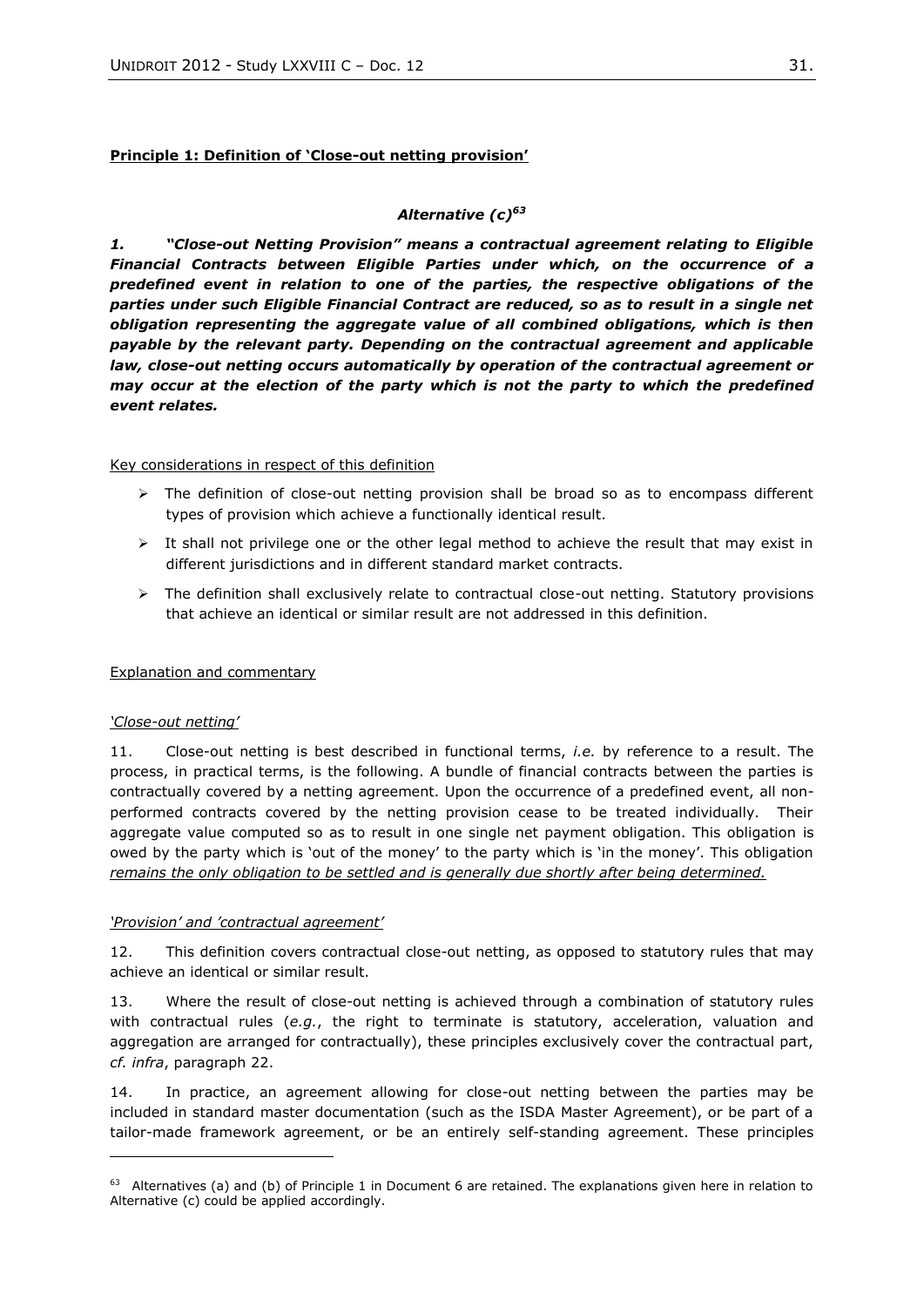**Principle 1: Definition of 'Close-out netting provision'**

***Alternative (c)[63]***

***1. "Close-out Netting Provision" means a contractual agreement relating to Eligible Financial Contracts between Eligible Parties under which, on the occurrence of a predefined event in relation to one of the parties, the respective obligations of the parties under such Eligible Financial Contract are reduced, so as to result in a single net obligation representing the aggregate value of all combined obligations, which is then payable by the relevant party. Depending on the contractual agreement and applicable law, close-out netting occurs automatically by operation of the contractual agreement or may occur at the election of the party which is not the party to which the predefined event relates.***

Key considerations in respect of this definition

- The definition of close-out netting provision shall be broad so as to encompass different types of provision which achieve a functionally identical result.
- It shall not privilege one or the other legal method to achieve the result that may exist in different jurisdictions and in different standard market contracts.
- The definition shall exclusively relate to contractual close-out netting. Statutory provisions that achieve an identical or similar result are not addressed in this definition.

Explanation and commentary

*'Close-out netting'*

11. Close-out netting is best described in functional terms, *i.e.* by reference to a result. The process, in practical terms, is the following. A bundle of financial contracts between the parties is contractually covered by a netting agreement. Upon the occurrence of a predefined event, all non-performed contracts covered by the netting provision cease to be treated individually. Their aggregate value computed so as to result in one single net payment obligation. This obligation is owed by the party which is 'out of the money' to the party which is 'in the money'. This obligation *remains the only obligation to be settled and is generally due shortly after being determined.*

*'Provision' and 'contractual agreement'*

12. This definition covers contractual close-out netting, as opposed to statutory rules that may achieve an identical or similar result.

13. Where the result of close-out netting is achieved through a combination of statutory rules with contractual rules (*e.g.*, the right to terminate is statutory, acceleration, valuation and aggregation are arranged for contractually), these principles exclusively cover the contractual part, *cf. infra*, paragraph 22.

14. In practice, an agreement allowing for close-out netting between the parties may be included in standard master documentation (such as the ISDA Master Agreement), or be part of a tailor-made framework agreement, or be an entirely self-standing agreement. These principles

[63] Alternatives (a) and (b) of Principle 1 in Document 6 are retained. The explanations given here in relation to Alternative (c) could be applied accordingly.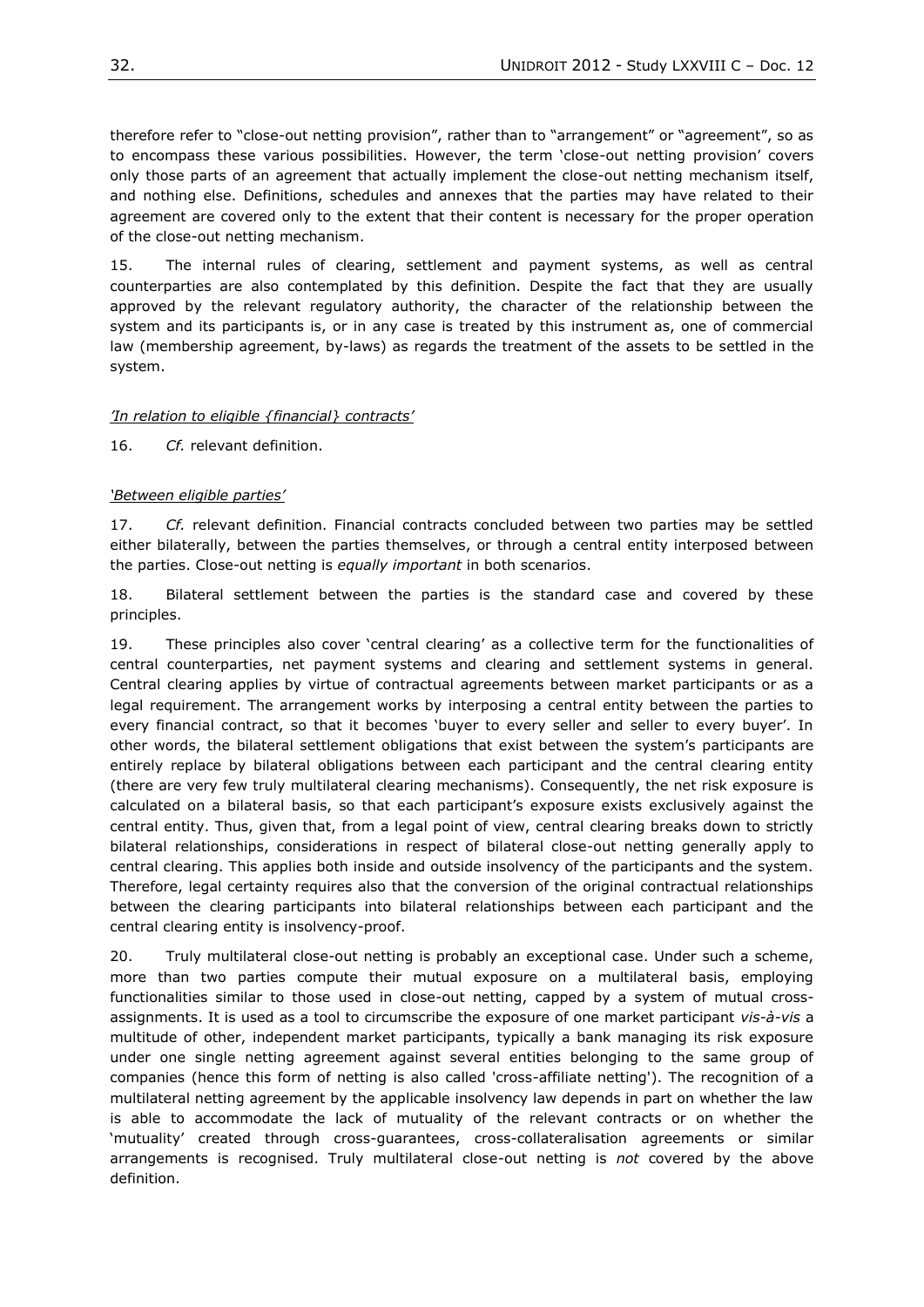therefore refer to "close-out netting provision", rather than to "arrangement" or "agreement", so as to encompass these various possibilities. However, the term 'close-out netting provision' covers only those parts of an agreement that actually implement the close-out netting mechanism itself, and nothing else. Definitions, schedules and annexes that the parties may have related to their agreement are covered only to the extent that their content is necessary for the proper operation of the close-out netting mechanism.

15. The internal rules of clearing, settlement and payment systems, as well as central counterparties are also contemplated by this definition. Despite the fact that they are usually approved by the relevant regulatory authority, the character of the relationship between the system and its participants is, or in any case is treated by this instrument as, one of commercial law (membership agreement, by-laws) as regards the treatment of the assets to be settled in the system.

*'In relation to eligible {financial} contracts'*

16. *Cf.* relevant definition.

*'Between eligible parties'*

17. *Cf.* relevant definition. Financial contracts concluded between two parties may be settled either bilaterally, between the parties themselves, or through a central entity interposed between the parties. Close-out netting is *equally important* in both scenarios.

18. Bilateral settlement between the parties is the standard case and covered by these principles.

19. These principles also cover 'central clearing' as a collective term for the functionalities of central counterparties, net payment systems and clearing and settlement systems in general. Central clearing applies by virtue of contractual agreements between market participants or as a legal requirement. The arrangement works by interposing a central entity between the parties to every financial contract, so that it becomes 'buyer to every seller and seller to every buyer'. In other words, the bilateral settlement obligations that exist between the system's participants are entirely replace by bilateral obligations between each participant and the central clearing entity (there are very few truly multilateral clearing mechanisms). Consequently, the net risk exposure is calculated on a bilateral basis, so that each participant's exposure exists exclusively against the central entity. Thus, given that, from a legal point of view, central clearing breaks down to strictly bilateral relationships, considerations in respect of bilateral close-out netting generally apply to central clearing. This applies both inside and outside insolvency of the participants and the system. Therefore, legal certainty requires also that the conversion of the original contractual relationships between the clearing participants into bilateral relationships between each participant and the central clearing entity is insolvency-proof.

20. Truly multilateral close-out netting is probably an exceptional case. Under such a scheme, more than two parties compute their mutual exposure on a multilateral basis, employing functionalities similar to those used in close-out netting, capped by a system of mutual cross-assignments. It is used as a tool to circumscribe the exposure of one market participant *vis-à-vis* a multitude of other, independent market participants, typically a bank managing its risk exposure under one single netting agreement against several entities belonging to the same group of companies (hence this form of netting is also called 'cross-affiliate netting'). The recognition of a multilateral netting agreement by the applicable insolvency law depends in part on whether the law is able to accommodate the lack of mutuality of the relevant contracts or on whether the 'mutuality' created through cross-guarantees, cross-collateralisation agreements or similar arrangements is recognised. Truly multilateral close-out netting is *not* covered by the above definition.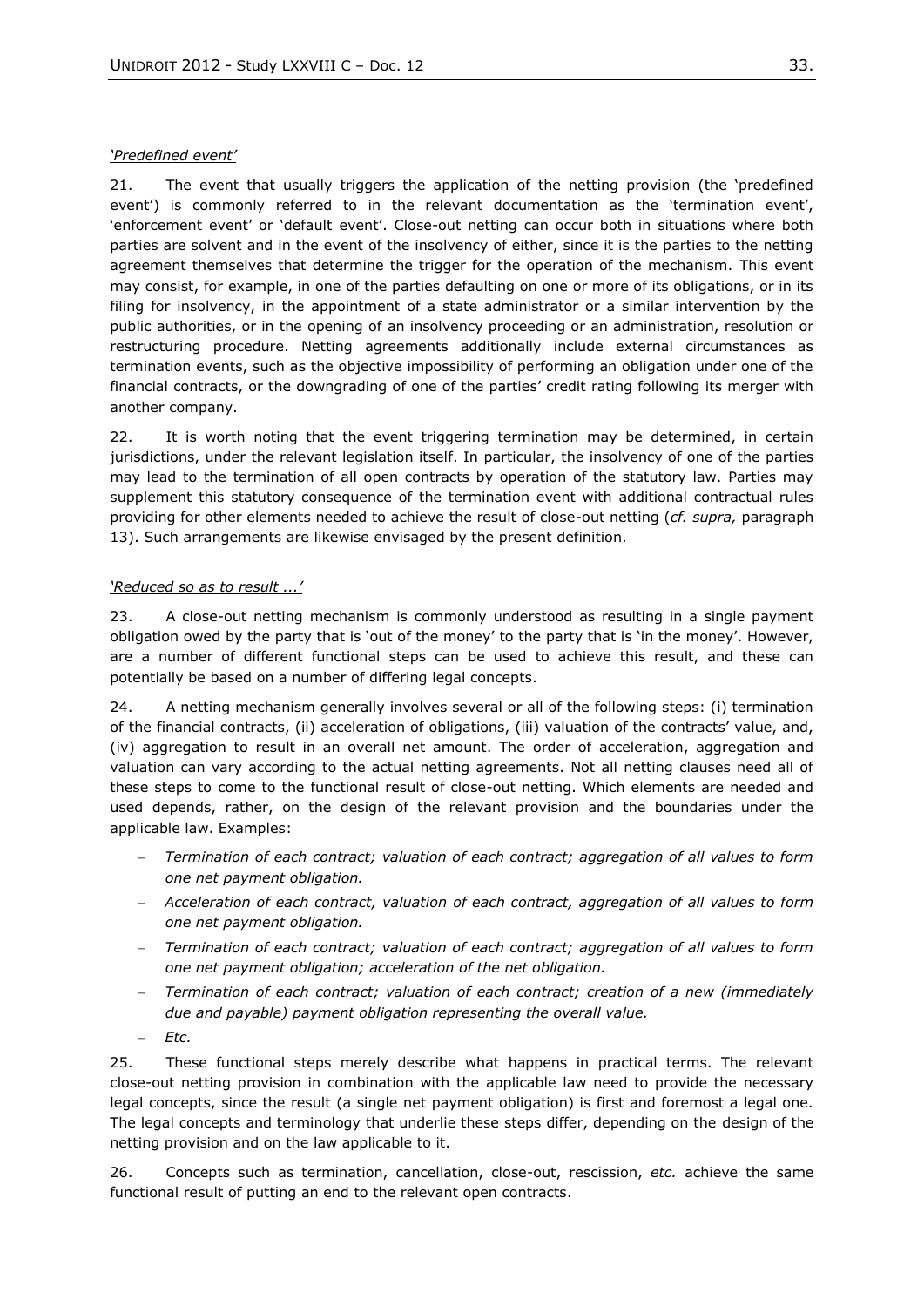*'Predefined event'*

21. The event that usually triggers the application of the netting provision (the 'predefined event') is commonly referred to in the relevant documentation as the 'termination event', 'enforcement event' or 'default event'. Close-out netting can occur both in situations where both parties are solvent and in the event of the insolvency of either, since it is the parties to the netting agreement themselves that determine the trigger for the operation of the mechanism. This event may consist, for example, in one of the parties defaulting on one or more of its obligations, or in its filing for insolvency, in the appointment of a state administrator or a similar intervention by the public authorities, or in the opening of an insolvency proceeding or an administration, resolution or restructuring procedure. Netting agreements additionally include external circumstances as termination events, such as the objective impossibility of performing an obligation under one of the financial contracts, or the downgrading of one of the parties' credit rating following its merger with another company.

22. It is worth noting that the event triggering termination may be determined, in certain jurisdictions, under the relevant legislation itself. In particular, the insolvency of one of the parties may lead to the termination of all open contracts by operation of the statutory law. Parties may supplement this statutory consequence of the termination event with additional contractual rules providing for other elements needed to achieve the result of close-out netting (*cf. supra,* paragraph 13). Such arrangements are likewise envisaged by the present definition.

*'Reduced so as to result ...'*

23. A close-out netting mechanism is commonly understood as resulting in a single payment obligation owed by the party that is 'out of the money' to the party that is 'in the money'. However, are a number of different functional steps can be used to achieve this result, and these can potentially be based on a number of differing legal concepts.

24. A netting mechanism generally involves several or all of the following steps: (i) termination of the financial contracts, (ii) acceleration of obligations, (iii) valuation of the contracts' value, and, (iv) aggregation to result in an overall net amount. The order of acceleration, aggregation and valuation can vary according to the actual netting agreements. Not all netting clauses need all of these steps to come to the functional result of close-out netting. Which elements are needed and used depends, rather, on the design of the relevant provision and the boundaries under the applicable law. Examples:

- *Termination of each contract; valuation of each contract; aggregation of all values to form one net payment obligation.*
- *Acceleration of each contract, valuation of each contract, aggregation of all values to form one net payment obligation.*
- *Termination of each contract; valuation of each contract; aggregation of all values to form one net payment obligation; acceleration of the net obligation.*
- *Termination of each contract; valuation of each contract; creation of a new (immediately due and payable) payment obligation representing the overall value.*
- *Etc.*

25. These functional steps merely describe what happens in practical terms. The relevant close-out netting provision in combination with the applicable law need to provide the necessary legal concepts, since the result (a single net payment obligation) is first and foremost a legal one. The legal concepts and terminology that underlie these steps differ, depending on the design of the netting provision and on the law applicable to it.

26. Concepts such as termination, cancellation, close-out, rescission, *etc.* achieve the same functional result of putting an end to the relevant open contracts.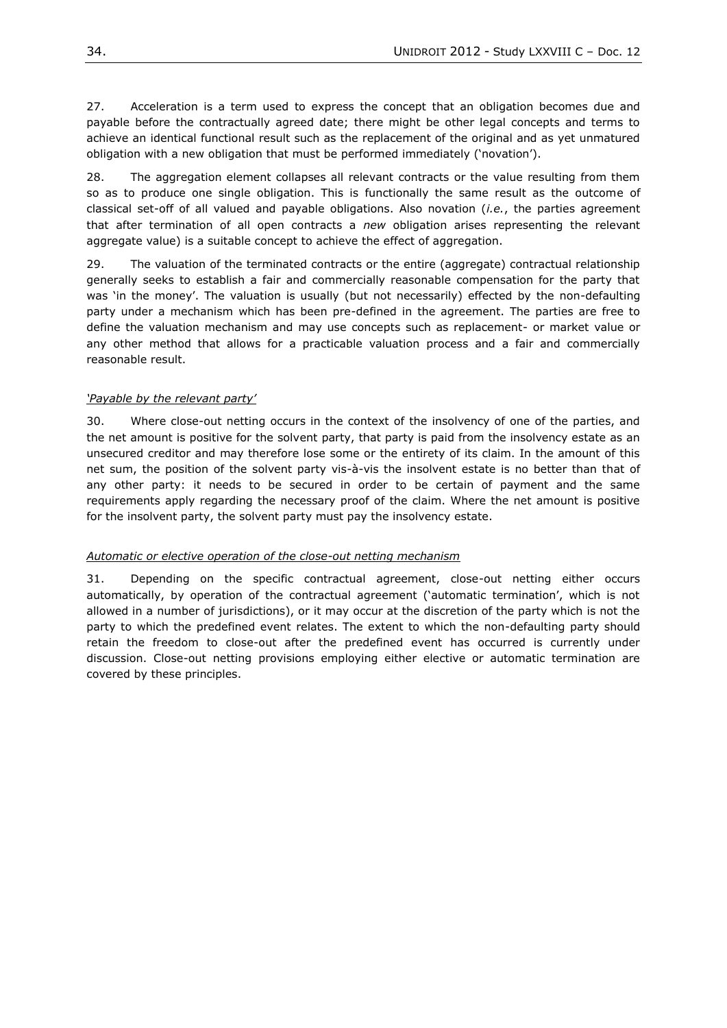27. Acceleration is a term used to express the concept that an obligation becomes due and payable before the contractually agreed date; there might be other legal concepts and terms to achieve an identical functional result such as the replacement of the original and as yet unmatured obligation with a new obligation that must be performed immediately ('novation').

28. The aggregation element collapses all relevant contracts or the value resulting from them so as to produce one single obligation. This is functionally the same result as the outcome of classical set-off of all valued and payable obligations. Also novation (*i.e.*, the parties agreement that after termination of all open contracts a *new* obligation arises representing the relevant aggregate value) is a suitable concept to achieve the effect of aggregation.

29. The valuation of the terminated contracts or the entire (aggregate) contractual relationship generally seeks to establish a fair and commercially reasonable compensation for the party that was 'in the money'. The valuation is usually (but not necessarily) effected by the non-defaulting party under a mechanism which has been pre-defined in the agreement. The parties are free to define the valuation mechanism and may use concepts such as replacement- or market value or any other method that allows for a practicable valuation process and a fair and commercially reasonable result.

*'Payable by the relevant party'*

30. Where close-out netting occurs in the context of the insolvency of one of the parties, and the net amount is positive for the solvent party, that party is paid from the insolvency estate as an unsecured creditor and may therefore lose some or the entirety of its claim. In the amount of this net sum, the position of the solvent party vis-à-vis the insolvent estate is no better than that of any other party: it needs to be secured in order to be certain of payment and the same requirements apply regarding the necessary proof of the claim. Where the net amount is positive for the insolvent party, the solvent party must pay the insolvency estate.

*Automatic or elective operation of the close-out netting mechanism*

31. Depending on the specific contractual agreement, close-out netting either occurs automatically, by operation of the contractual agreement ('automatic termination', which is not allowed in a number of jurisdictions), or it may occur at the discretion of the party which is not the party to which the predefined event relates. The extent to which the non-defaulting party should retain the freedom to close-out after the predefined event has occurred is currently under discussion. Close-out netting provisions employing either elective or automatic termination are covered by these principles.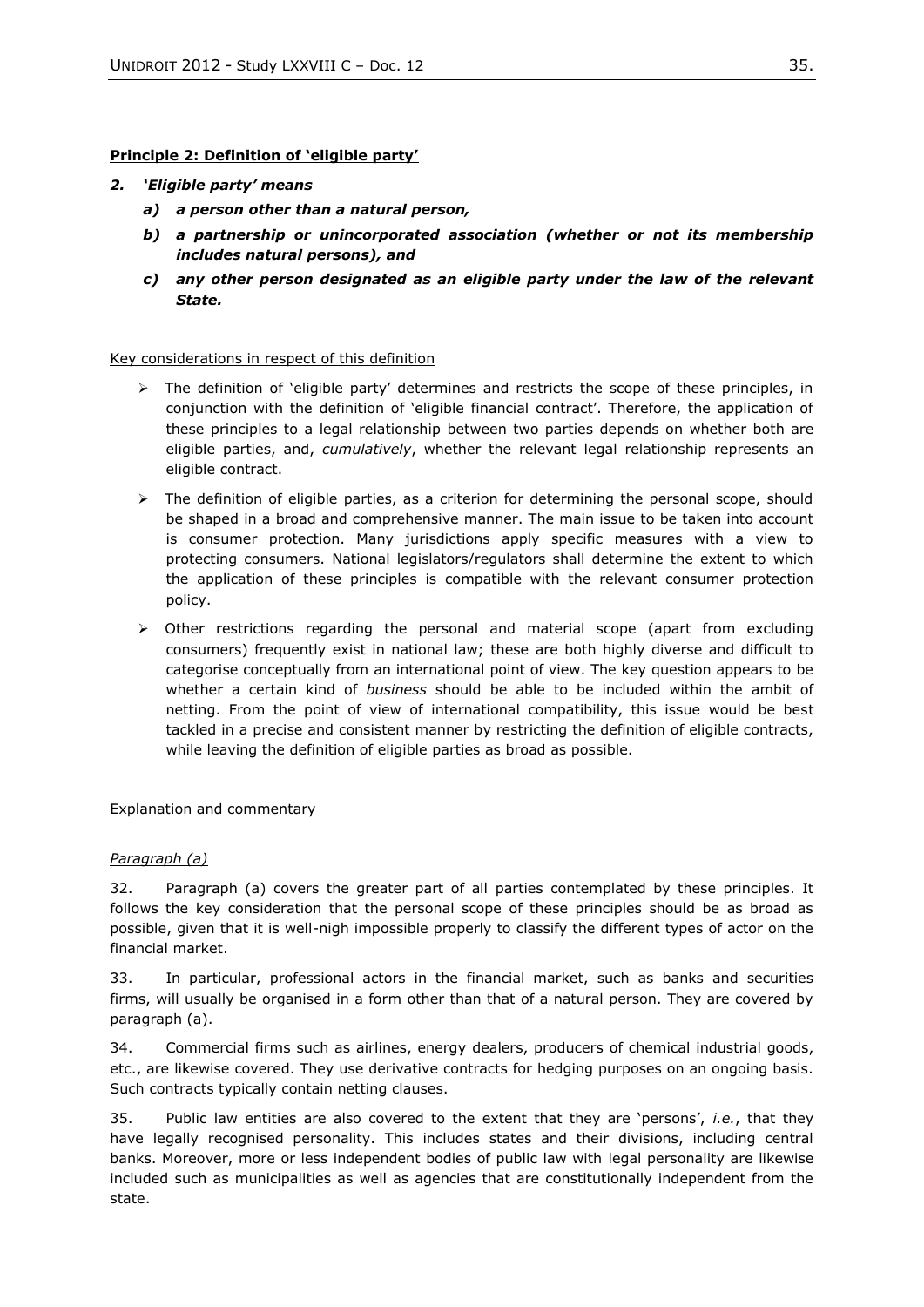**Principle 2: Definition of 'eligible party'**

***2. 'Eligible party' means***

- ***a) a person other than a natural person,***
- ***b) a partnership or unincorporated association (whether or not its membership includes natural persons), and***
- ***c) any other person designated as an eligible party under the law of the relevant State.***

Key considerations in respect of this definition

- The definition of 'eligible party' determines and restricts the scope of these principles, in conjunction with the definition of 'eligible financial contract'. Therefore, the application of these principles to a legal relationship between two parties depends on whether both are eligible parties, and, *cumulatively*, whether the relevant legal relationship represents an eligible contract.
- The definition of eligible parties, as a criterion for determining the personal scope, should be shaped in a broad and comprehensive manner. The main issue to be taken into account is consumer protection. Many jurisdictions apply specific measures with a view to protecting consumers. National legislators/regulators shall determine the extent to which the application of these principles is compatible with the relevant consumer protection policy.
- Other restrictions regarding the personal and material scope (apart from excluding consumers) frequently exist in national law; these are both highly diverse and difficult to categorise conceptually from an international point of view. The key question appears to be whether a certain kind of *business* should be able to be included within the ambit of netting. From the point of view of international compatibility, this issue would be best tackled in a precise and consistent manner by restricting the definition of eligible contracts, while leaving the definition of eligible parties as broad as possible.

Explanation and commentary

*Paragraph (a)*

32. Paragraph (a) covers the greater part of all parties contemplated by these principles. It follows the key consideration that the personal scope of these principles should be as broad as possible, given that it is well-nigh impossible properly to classify the different types of actor on the financial market.

33. In particular, professional actors in the financial market, such as banks and securities firms, will usually be organised in a form other than that of a natural person. They are covered by paragraph (a).

34. Commercial firms such as airlines, energy dealers, producers of chemical industrial goods, etc., are likewise covered. They use derivative contracts for hedging purposes on an ongoing basis. Such contracts typically contain netting clauses.

35. Public law entities are also covered to the extent that they are 'persons', *i.e.*, that they have legally recognised personality. This includes states and their divisions, including central banks. Moreover, more or less independent bodies of public law with legal personality are likewise included such as municipalities as well as agencies that are constitutionally independent from the state.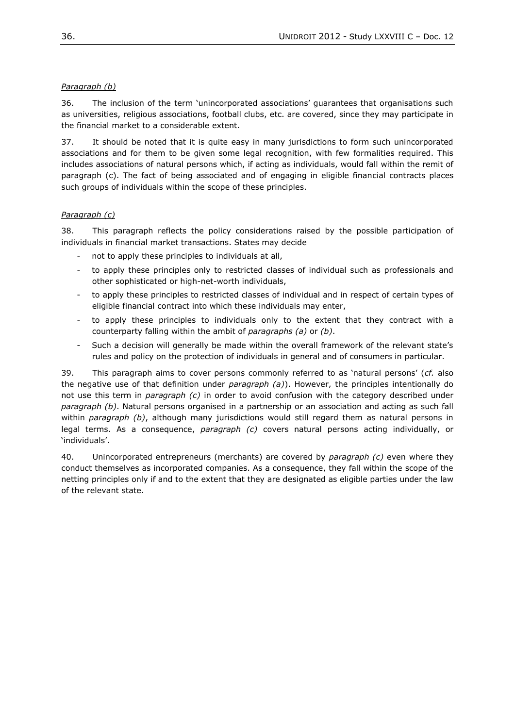*Paragraph (b)*

36. The inclusion of the term 'unincorporated associations' guarantees that organisations such as universities, religious associations, football clubs, etc. are covered, since they may participate in the financial market to a considerable extent.

37. It should be noted that it is quite easy in many jurisdictions to form such unincorporated associations and for them to be given some legal recognition, with few formalities required. This includes associations of natural persons which, if acting as individuals, would fall within the remit of paragraph (c). The fact of being associated and of engaging in eligible financial contracts places such groups of individuals within the scope of these principles.

*Paragraph (c)*

38. This paragraph reflects the policy considerations raised by the possible participation of individuals in financial market transactions. States may decide

- not to apply these principles to individuals at all,
- to apply these principles only to restricted classes of individual such as professionals and other sophisticated or high-net-worth individuals,
- to apply these principles to restricted classes of individual and in respect of certain types of eligible financial contract into which these individuals may enter,
- to apply these principles to individuals only to the extent that they contract with a counterparty falling within the ambit of *paragraphs (a)* or *(b)*.
- Such a decision will generally be made within the overall framework of the relevant state's rules and policy on the protection of individuals in general and of consumers in particular.

39. This paragraph aims to cover persons commonly referred to as 'natural persons' (*cf.* also the negative use of that definition under *paragraph (a)*). However, the principles intentionally do not use this term in *paragraph (c)* in order to avoid confusion with the category described under *paragraph (b)*. Natural persons organised in a partnership or an association and acting as such fall within *paragraph (b)*, although many jurisdictions would still regard them as natural persons in legal terms. As a consequence, *paragraph (c)* covers natural persons acting individually, or 'individuals'.

40. Unincorporated entrepreneurs (merchants) are covered by *paragraph (c)* even where they conduct themselves as incorporated companies. As a consequence, they fall within the scope of the netting principles only if and to the extent that they are designated as eligible parties under the law of the relevant state.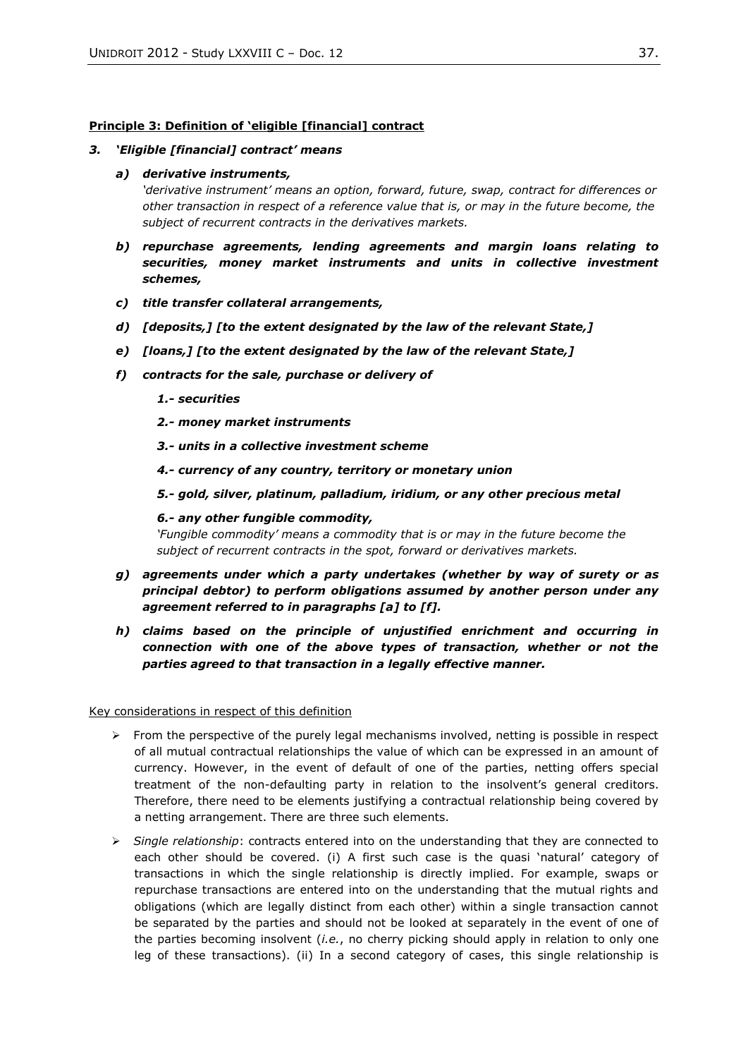**Principle 3: Definition of 'eligible [financial] contract**

***3. 'Eligible [financial] contract' means***

- ***a) derivative instruments,***

  *'derivative instrument' means an option, forward, future, swap, contract for differences or other transaction in respect of a reference value that is, or may in the future become, the subject of recurrent contracts in the derivatives markets.*

- ***b) repurchase agreements, lending agreements and margin loans relating to securities, money market instruments and units in collective investment schemes,***

- ***c) title transfer collateral arrangements,***

- ***d) [deposits,] [to the extent designated by the law of the relevant State,]***

- ***e) [loans,] [to the extent designated by the law of the relevant State,]***

- ***f) contracts for the sale, purchase or delivery of***

  ***1.- securities***

  ***2.- money market instruments***

  ***3.- units in a collective investment scheme***

  ***4.- currency of any country, territory or monetary union***

  ***5.- gold, silver, platinum, palladium, iridium, or any other precious metal***

  ***6.- any other fungible commodity,***

  *'Fungible commodity' means a commodity that is or may in the future become the subject of recurrent contracts in the spot, forward or derivatives markets.*

- ***g) agreements under which a party undertakes (whether by way of surety or as principal debtor) to perform obligations assumed by another person under any agreement referred to in paragraphs [a] to [f].***

- ***h) claims based on the principle of unjustified enrichment and occurring in connection with one of the above types of transaction, whether or not the parties agreed to that transaction in a legally effective manner.***

Key considerations in respect of this definition

- From the perspective of the purely legal mechanisms involved, netting is possible in respect of all mutual contractual relationships the value of which can be expressed in an amount of currency. However, in the event of default of one of the parties, netting offers special treatment of the non-defaulting party in relation to the insolvent's general creditors. Therefore, there need to be elements justifying a contractual relationship being covered by a netting arrangement. There are three such elements.

- *Single relationship*: contracts entered into on the understanding that they are connected to each other should be covered. (i) A first such case is the quasi 'natural' category of transactions in which the single relationship is directly implied. For example, swaps or repurchase transactions are entered into on the understanding that the mutual rights and obligations (which are legally distinct from each other) within a single transaction cannot be separated by the parties and should not be looked at separately in the event of one of the parties becoming insolvent (*i.e.*, no cherry picking should apply in relation to only one leg of these transactions). (ii) In a second category of cases, this single relationship is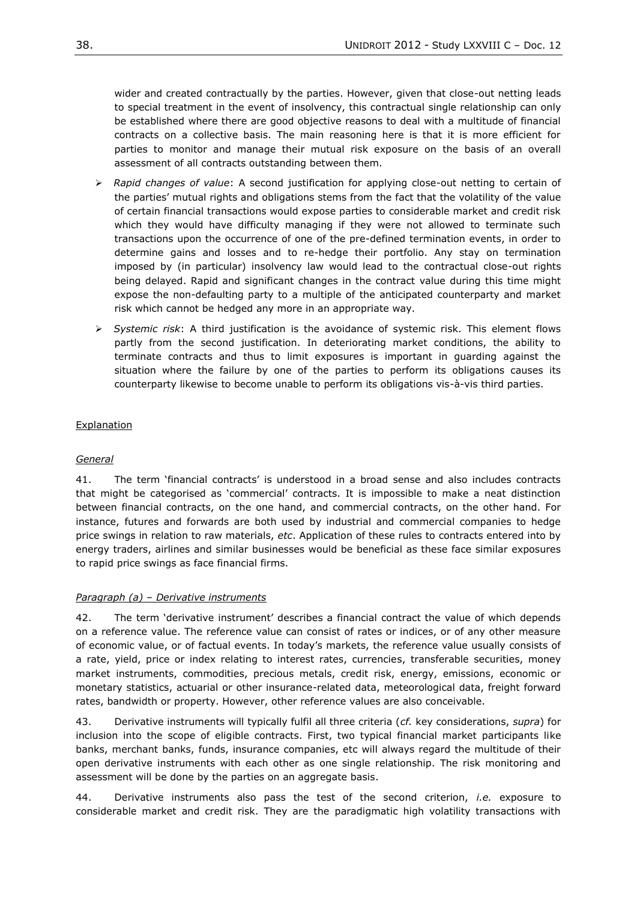wider and created contractually by the parties. However, given that close-out netting leads to special treatment in the event of insolvency, this contractual single relationship can only be established where there are good objective reasons to deal with a multitude of financial contracts on a collective basis. The main reasoning here is that it is more efficient for parties to monitor and manage their mutual risk exposure on the basis of an overall assessment of all contracts outstanding between them.

- *Rapid changes of value*: A second justification for applying close-out netting to certain of the parties' mutual rights and obligations stems from the fact that the volatility of the value of certain financial transactions would expose parties to considerable market and credit risk which they would have difficulty managing if they were not allowed to terminate such transactions upon the occurrence of one of the pre-defined termination events, in order to determine gains and losses and to re-hedge their portfolio. Any stay on termination imposed by (in particular) insolvency law would lead to the contractual close-out rights being delayed. Rapid and significant changes in the contract value during this time might expose the non-defaulting party to a multiple of the anticipated counterparty and market risk which cannot be hedged any more in an appropriate way.
- *Systemic risk*: A third justification is the avoidance of systemic risk. This element flows partly from the second justification. In deteriorating market conditions, the ability to terminate contracts and thus to limit exposures is important in guarding against the situation where the failure by one of the parties to perform its obligations causes its counterparty likewise to become unable to perform its obligations vis-à-vis third parties.

Explanation

*General*

41. The term 'financial contracts' is understood in a broad sense and also includes contracts that might be categorised as 'commercial' contracts. It is impossible to make a neat distinction between financial contracts, on the one hand, and commercial contracts, on the other hand. For instance, futures and forwards are both used by industrial and commercial companies to hedge price swings in relation to raw materials, *etc*. Application of these rules to contracts entered into by energy traders, airlines and similar businesses would be beneficial as these face similar exposures to rapid price swings as face financial firms.

*Paragraph (a) – Derivative instruments*

42. The term 'derivative instrument' describes a financial contract the value of which depends on a reference value. The reference value can consist of rates or indices, or of any other measure of economic value, or of factual events. In today's markets, the reference value usually consists of a rate, yield, price or index relating to interest rates, currencies, transferable securities, money market instruments, commodities, precious metals, credit risk, energy, emissions, economic or monetary statistics, actuarial or other insurance-related data, meteorological data, freight forward rates, bandwidth or property. However, other reference values are also conceivable.

43. Derivative instruments will typically fulfil all three criteria (*cf.* key considerations, *supra*) for inclusion into the scope of eligible contracts. First, two typical financial market participants like banks, merchant banks, funds, insurance companies, etc will always regard the multitude of their open derivative instruments with each other as one single relationship. The risk monitoring and assessment will be done by the parties on an aggregate basis.

44. Derivative instruments also pass the test of the second criterion, *i.e.* exposure to considerable market and credit risk. They are the paradigmatic high volatility transactions with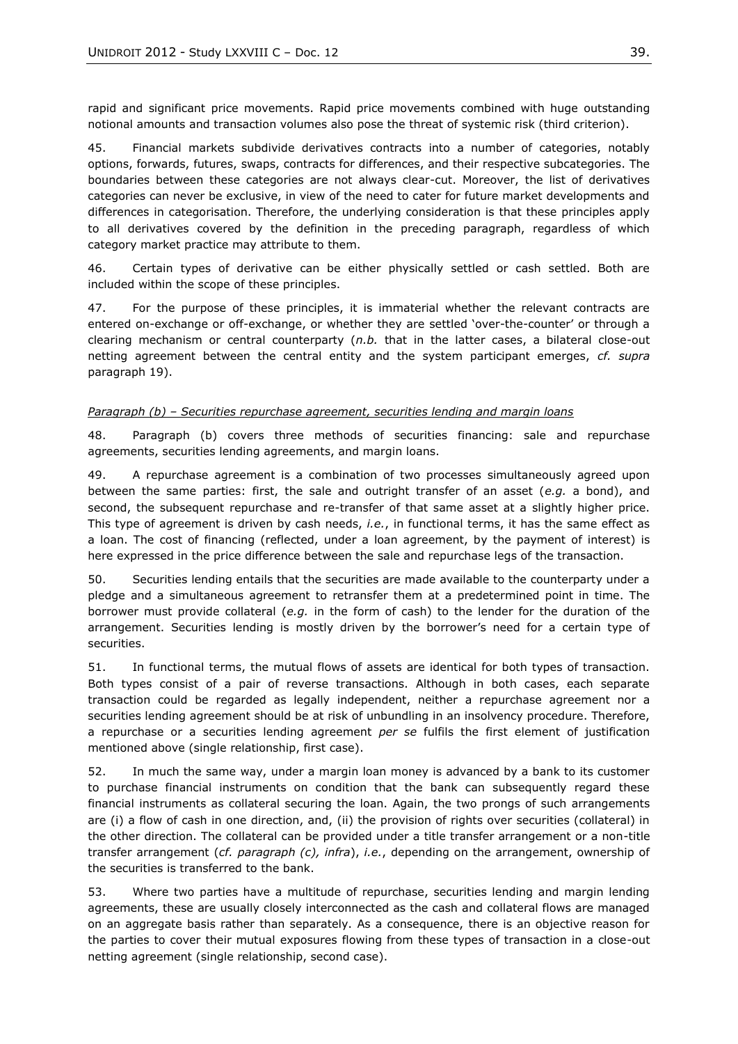rapid and significant price movements. Rapid price movements combined with huge outstanding notional amounts and transaction volumes also pose the threat of systemic risk (third criterion).

45. Financial markets subdivide derivatives contracts into a number of categories, notably options, forwards, futures, swaps, contracts for differences, and their respective subcategories. The boundaries between these categories are not always clear-cut. Moreover, the list of derivatives categories can never be exclusive, in view of the need to cater for future market developments and differences in categorisation. Therefore, the underlying consideration is that these principles apply to all derivatives covered by the definition in the preceding paragraph, regardless of which category market practice may attribute to them.

46. Certain types of derivative can be either physically settled or cash settled. Both are included within the scope of these principles.

47. For the purpose of these principles, it is immaterial whether the relevant contracts are entered on-exchange or off-exchange, or whether they are settled 'over-the-counter' or through a clearing mechanism or central counterparty (*n.b.* that in the latter cases, a bilateral close-out netting agreement between the central entity and the system participant emerges, *cf. supra* paragraph 19).

*Paragraph (b) – Securities repurchase agreement, securities lending and margin loans*

48. Paragraph (b) covers three methods of securities financing: sale and repurchase agreements, securities lending agreements, and margin loans.

49. A repurchase agreement is a combination of two processes simultaneously agreed upon between the same parties: first, the sale and outright transfer of an asset (*e.g.* a bond), and second, the subsequent repurchase and re-transfer of that same asset at a slightly higher price. This type of agreement is driven by cash needs, *i.e.*, in functional terms, it has the same effect as a loan. The cost of financing (reflected, under a loan agreement, by the payment of interest) is here expressed in the price difference between the sale and repurchase legs of the transaction.

50. Securities lending entails that the securities are made available to the counterparty under a pledge and a simultaneous agreement to retransfer them at a predetermined point in time. The borrower must provide collateral (*e.g.* in the form of cash) to the lender for the duration of the arrangement. Securities lending is mostly driven by the borrower's need for a certain type of securities.

51. In functional terms, the mutual flows of assets are identical for both types of transaction. Both types consist of a pair of reverse transactions. Although in both cases, each separate transaction could be regarded as legally independent, neither a repurchase agreement nor a securities lending agreement should be at risk of unbundling in an insolvency procedure. Therefore, a repurchase or a securities lending agreement *per se* fulfils the first element of justification mentioned above (single relationship, first case).

52. In much the same way, under a margin loan money is advanced by a bank to its customer to purchase financial instruments on condition that the bank can subsequently regard these financial instruments as collateral securing the loan. Again, the two prongs of such arrangements are (i) a flow of cash in one direction, and, (ii) the provision of rights over securities (collateral) in the other direction. The collateral can be provided under a title transfer arrangement or a non-title transfer arrangement (*cf. paragraph (c), infra*), *i.e.*, depending on the arrangement, ownership of the securities is transferred to the bank.

53. Where two parties have a multitude of repurchase, securities lending and margin lending agreements, these are usually closely interconnected as the cash and collateral flows are managed on an aggregate basis rather than separately. As a consequence, there is an objective reason for the parties to cover their mutual exposures flowing from these types of transaction in a close-out netting agreement (single relationship, second case).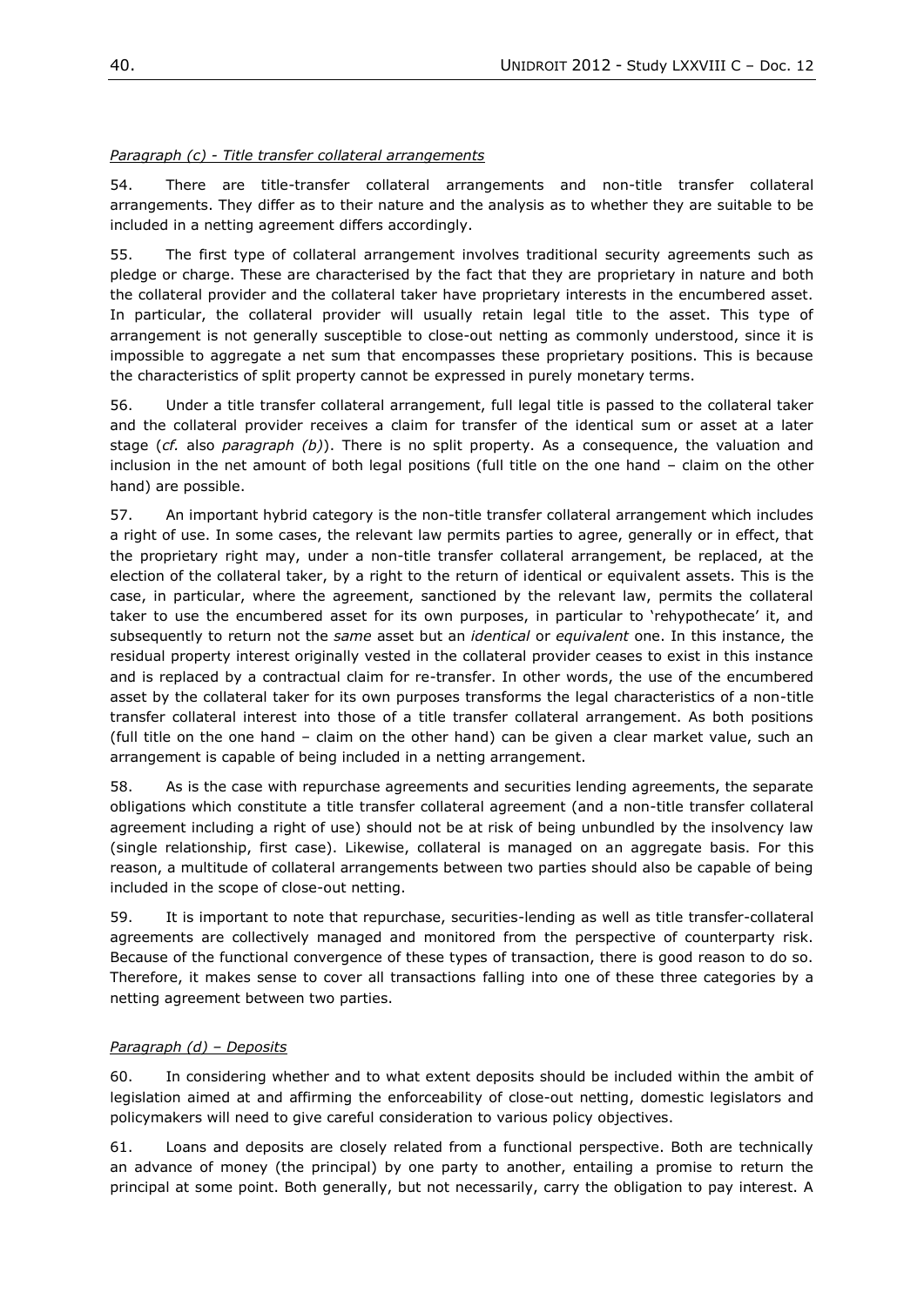*Paragraph (c) - Title transfer collateral arrangements*

54. There are title-transfer collateral arrangements and non-title transfer collateral arrangements. They differ as to their nature and the analysis as to whether they are suitable to be included in a netting agreement differs accordingly.

55. The first type of collateral arrangement involves traditional security agreements such as pledge or charge. These are characterised by the fact that they are proprietary in nature and both the collateral provider and the collateral taker have proprietary interests in the encumbered asset. In particular, the collateral provider will usually retain legal title to the asset. This type of arrangement is not generally susceptible to close-out netting as commonly understood, since it is impossible to aggregate a net sum that encompasses these proprietary positions. This is because the characteristics of split property cannot be expressed in purely monetary terms.

56. Under a title transfer collateral arrangement, full legal title is passed to the collateral taker and the collateral provider receives a claim for transfer of the identical sum or asset at a later stage (*cf.* also *paragraph (b)*). There is no split property. As a consequence, the valuation and inclusion in the net amount of both legal positions (full title on the one hand – claim on the other hand) are possible.

57. An important hybrid category is the non-title transfer collateral arrangement which includes a right of use. In some cases, the relevant law permits parties to agree, generally or in effect, that the proprietary right may, under a non-title transfer collateral arrangement, be replaced, at the election of the collateral taker, by a right to the return of identical or equivalent assets. This is the case, in particular, where the agreement, sanctioned by the relevant law, permits the collateral taker to use the encumbered asset for its own purposes, in particular to 'rehypothecate' it, and subsequently to return not the *same* asset but an *identical* or *equivalent* one. In this instance, the residual property interest originally vested in the collateral provider ceases to exist in this instance and is replaced by a contractual claim for re-transfer. In other words, the use of the encumbered asset by the collateral taker for its own purposes transforms the legal characteristics of a non-title transfer collateral interest into those of a title transfer collateral arrangement. As both positions (full title on the one hand – claim on the other hand) can be given a clear market value, such an arrangement is capable of being included in a netting arrangement.

58. As is the case with repurchase agreements and securities lending agreements, the separate obligations which constitute a title transfer collateral agreement (and a non-title transfer collateral agreement including a right of use) should not be at risk of being unbundled by the insolvency law (single relationship, first case). Likewise, collateral is managed on an aggregate basis. For this reason, a multitude of collateral arrangements between two parties should also be capable of being included in the scope of close-out netting.

59. It is important to note that repurchase, securities-lending as well as title transfer-collateral agreements are collectively managed and monitored from the perspective of counterparty risk. Because of the functional convergence of these types of transaction, there is good reason to do so. Therefore, it makes sense to cover all transactions falling into one of these three categories by a netting agreement between two parties.

*Paragraph (d) – Deposits*

60. In considering whether and to what extent deposits should be included within the ambit of legislation aimed at and affirming the enforceability of close-out netting, domestic legislators and policymakers will need to give careful consideration to various policy objectives.

61. Loans and deposits are closely related from a functional perspective. Both are technically an advance of money (the principal) by one party to another, entailing a promise to return the principal at some point. Both generally, but not necessarily, carry the obligation to pay interest. A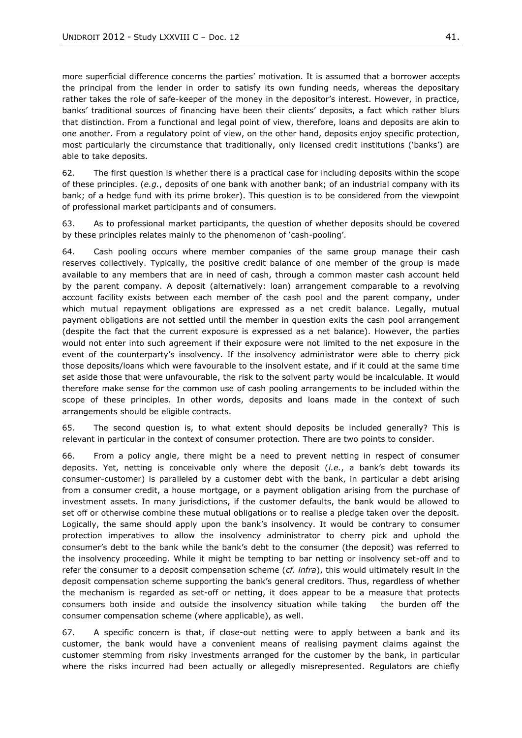more superficial difference concerns the parties' motivation. It is assumed that a borrower accepts the principal from the lender in order to satisfy its own funding needs, whereas the depositary rather takes the role of safe-keeper of the money in the depositor's interest. However, in practice, banks' traditional sources of financing have been their clients' deposits, a fact which rather blurs that distinction. From a functional and legal point of view, therefore, loans and deposits are akin to one another. From a regulatory point of view, on the other hand, deposits enjoy specific protection, most particularly the circumstance that traditionally, only licensed credit institutions ('banks') are able to take deposits.

62. The first question is whether there is a practical case for including deposits within the scope of these principles. (*e.g.*, deposits of one bank with another bank; of an industrial company with its bank; of a hedge fund with its prime broker). This question is to be considered from the viewpoint of professional market participants and of consumers.

63. As to professional market participants, the question of whether deposits should be covered by these principles relates mainly to the phenomenon of 'cash-pooling'.

64. Cash pooling occurs where member companies of the same group manage their cash reserves collectively. Typically, the positive credit balance of one member of the group is made available to any members that are in need of cash, through a common master cash account held by the parent company. A deposit (alternatively: loan) arrangement comparable to a revolving account facility exists between each member of the cash pool and the parent company, under which mutual repayment obligations are expressed as a net credit balance. Legally, mutual payment obligations are not settled until the member in question exits the cash pool arrangement (despite the fact that the current exposure is expressed as a net balance). However, the parties would not enter into such agreement if their exposure were not limited to the net exposure in the event of the counterparty's insolvency. If the insolvency administrator were able to cherry pick those deposits/loans which were favourable to the insolvent estate, and if it could at the same time set aside those that were unfavourable, the risk to the solvent party would be incalculable. It would therefore make sense for the common use of cash pooling arrangements to be included within the scope of these principles. In other words, deposits and loans made in the context of such arrangements should be eligible contracts.

65. The second question is, to what extent should deposits be included generally? This is relevant in particular in the context of consumer protection. There are two points to consider.

66. From a policy angle, there might be a need to prevent netting in respect of consumer deposits. Yet, netting is conceivable only where the deposit (*i.e.*, a bank's debt towards its consumer-customer) is paralleled by a customer debt with the bank, in particular a debt arising from a consumer credit, a house mortgage, or a payment obligation arising from the purchase of investment assets. In many jurisdictions, if the customer defaults, the bank would be allowed to set off or otherwise combine these mutual obligations or to realise a pledge taken over the deposit. Logically, the same should apply upon the bank's insolvency. It would be contrary to consumer protection imperatives to allow the insolvency administrator to cherry pick and uphold the consumer's debt to the bank while the bank's debt to the consumer (the deposit) was referred to the insolvency proceeding. While it might be tempting to bar netting or insolvency set-off and to refer the consumer to a deposit compensation scheme (*cf. infra*), this would ultimately result in the deposit compensation scheme supporting the bank's general creditors. Thus, regardless of whether the mechanism is regarded as set-off or netting, it does appear to be a measure that protects consumers both inside and outside the insolvency situation while taking the burden off the consumer compensation scheme (where applicable), as well.

67. A specific concern is that, if close-out netting were to apply between a bank and its customer, the bank would have a convenient means of realising payment claims against the customer stemming from risky investments arranged for the customer by the bank, in particular where the risks incurred had been actually or allegedly misrepresented. Regulators are chiefly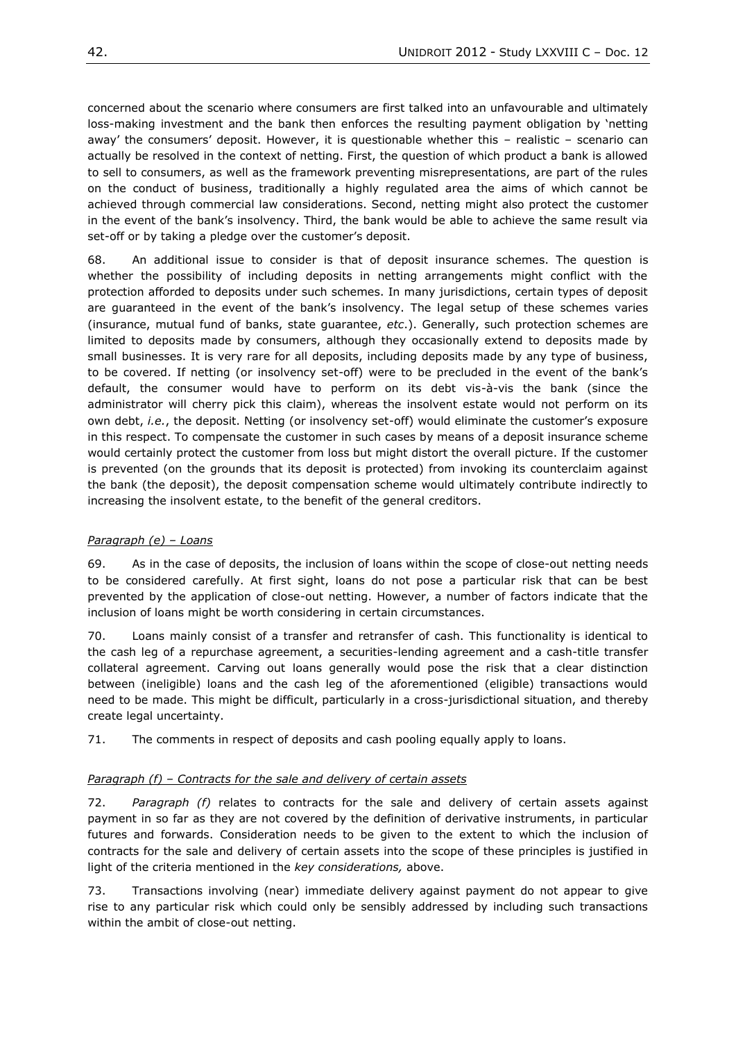concerned about the scenario where consumers are first talked into an unfavourable and ultimately loss-making investment and the bank then enforces the resulting payment obligation by 'netting away' the consumers' deposit. However, it is questionable whether this – realistic – scenario can actually be resolved in the context of netting. First, the question of which product a bank is allowed to sell to consumers, as well as the framework preventing misrepresentations, are part of the rules on the conduct of business, traditionally a highly regulated area the aims of which cannot be achieved through commercial law considerations. Second, netting might also protect the customer in the event of the bank's insolvency. Third, the bank would be able to achieve the same result via set-off or by taking a pledge over the customer's deposit.

68. An additional issue to consider is that of deposit insurance schemes. The question is whether the possibility of including deposits in netting arrangements might conflict with the protection afforded to deposits under such schemes. In many jurisdictions, certain types of deposit are guaranteed in the event of the bank's insolvency. The legal setup of these schemes varies (insurance, mutual fund of banks, state guarantee, *etc*.). Generally, such protection schemes are limited to deposits made by consumers, although they occasionally extend to deposits made by small businesses. It is very rare for all deposits, including deposits made by any type of business, to be covered. If netting (or insolvency set-off) were to be precluded in the event of the bank's default, the consumer would have to perform on its debt vis-à-vis the bank (since the administrator will cherry pick this claim), whereas the insolvent estate would not perform on its own debt, *i.e.*, the deposit. Netting (or insolvency set-off) would eliminate the customer's exposure in this respect. To compensate the customer in such cases by means of a deposit insurance scheme would certainly protect the customer from loss but might distort the overall picture. If the customer is prevented (on the grounds that its deposit is protected) from invoking its counterclaim against the bank (the deposit), the deposit compensation scheme would ultimately contribute indirectly to increasing the insolvent estate, to the benefit of the general creditors.

*Paragraph (e) – Loans*

69. As in the case of deposits, the inclusion of loans within the scope of close-out netting needs to be considered carefully. At first sight, loans do not pose a particular risk that can be best prevented by the application of close-out netting. However, a number of factors indicate that the inclusion of loans might be worth considering in certain circumstances.

70. Loans mainly consist of a transfer and retransfer of cash. This functionality is identical to the cash leg of a repurchase agreement, a securities-lending agreement and a cash-title transfer collateral agreement. Carving out loans generally would pose the risk that a clear distinction between (ineligible) loans and the cash leg of the aforementioned (eligible) transactions would need to be made. This might be difficult, particularly in a cross-jurisdictional situation, and thereby create legal uncertainty.

71. The comments in respect of deposits and cash pooling equally apply to loans.

*Paragraph (f) – Contracts for the sale and delivery of certain assets*

72. *Paragraph (f)* relates to contracts for the sale and delivery of certain assets against payment in so far as they are not covered by the definition of derivative instruments, in particular futures and forwards. Consideration needs to be given to the extent to which the inclusion of contracts for the sale and delivery of certain assets into the scope of these principles is justified in light of the criteria mentioned in the *key considerations,* above.

73. Transactions involving (near) immediate delivery against payment do not appear to give rise to any particular risk which could only be sensibly addressed by including such transactions within the ambit of close-out netting.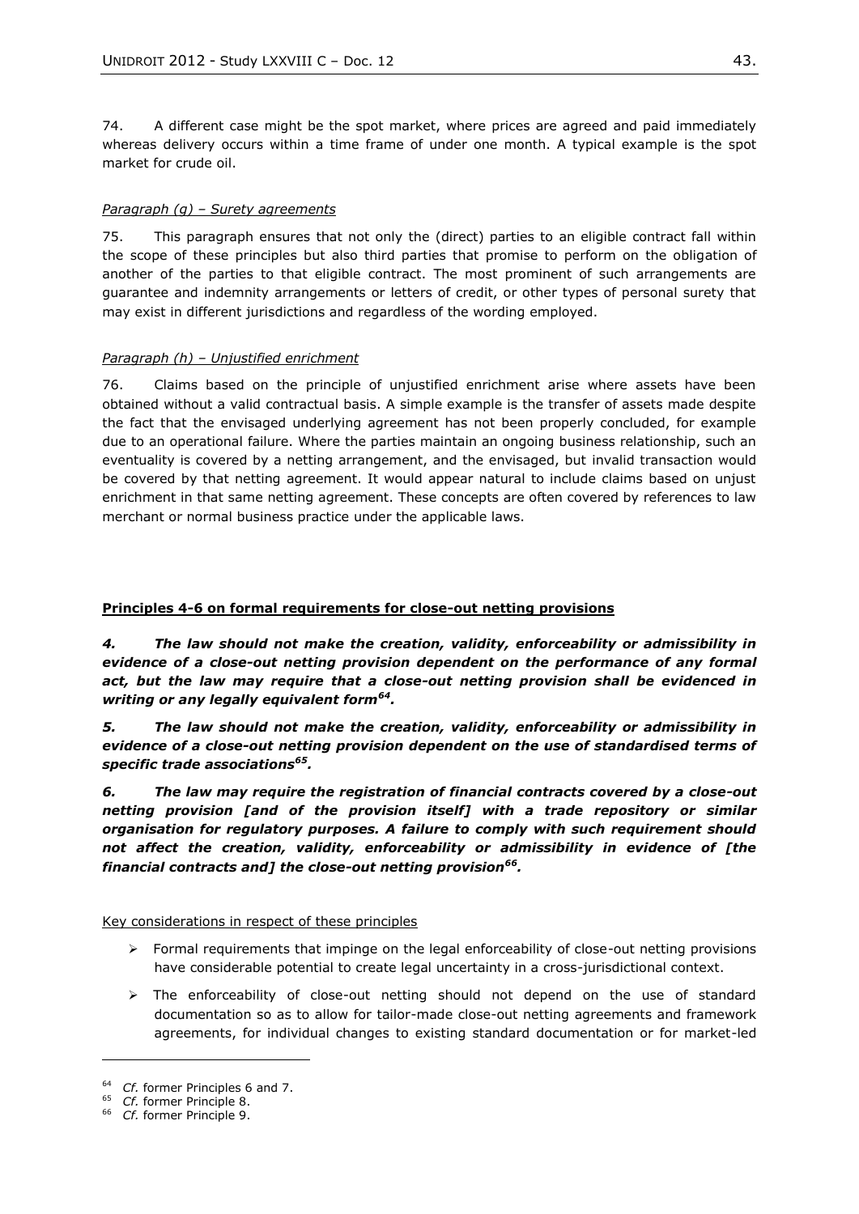74. A different case might be the spot market, where prices are agreed and paid immediately whereas delivery occurs within a time frame of under one month. A typical example is the spot market for crude oil.

*Paragraph (g) – Surety agreements*

75. This paragraph ensures that not only the (direct) parties to an eligible contract fall within the scope of these principles but also third parties that promise to perform on the obligation of another of the parties to that eligible contract. The most prominent of such arrangements are guarantee and indemnity arrangements or letters of credit, or other types of personal surety that may exist in different jurisdictions and regardless of the wording employed.

*Paragraph (h) – Unjustified enrichment*

76. Claims based on the principle of unjustified enrichment arise where assets have been obtained without a valid contractual basis. A simple example is the transfer of assets made despite the fact that the envisaged underlying agreement has not been properly concluded, for example due to an operational failure. Where the parties maintain an ongoing business relationship, such an eventuality is covered by a netting arrangement, and the envisaged, but invalid transaction would be covered by that netting agreement. It would appear natural to include claims based on unjust enrichment in that same netting agreement. These concepts are often covered by references to law merchant or normal business practice under the applicable laws.

**Principles 4-6 on formal requirements for close-out netting provisions**

***4. The law should not make the creation, validity, enforceability or admissibility in evidence of a close-out netting provision dependent on the performance of any formal act, but the law may require that a close-out netting provision shall be evidenced in writing or any legally equivalent form[64].***

***5. The law should not make the creation, validity, enforceability or admissibility in evidence of a close-out netting provision dependent on the use of standardised terms of specific trade associations[65].***

***6. The law may require the registration of financial contracts covered by a close-out netting provision [and of the provision itself] with a trade repository or similar organisation for regulatory purposes. A failure to comply with such requirement should not affect the creation, validity, enforceability or admissibility in evidence of [the financial contracts and] the close-out netting provision[66].***

Key considerations in respect of these principles

- Formal requirements that impinge on the legal enforceability of close-out netting provisions have considerable potential to create legal uncertainty in a cross-jurisdictional context.
- The enforceability of close-out netting should not depend on the use of standard documentation so as to allow for tailor-made close-out netting agreements and framework agreements, for individual changes to existing standard documentation or for market-led

[64] *Cf.* former Principles 6 and 7.

[65] *Cf.* former Principle 8.

[66] *Cf.* former Principle 9.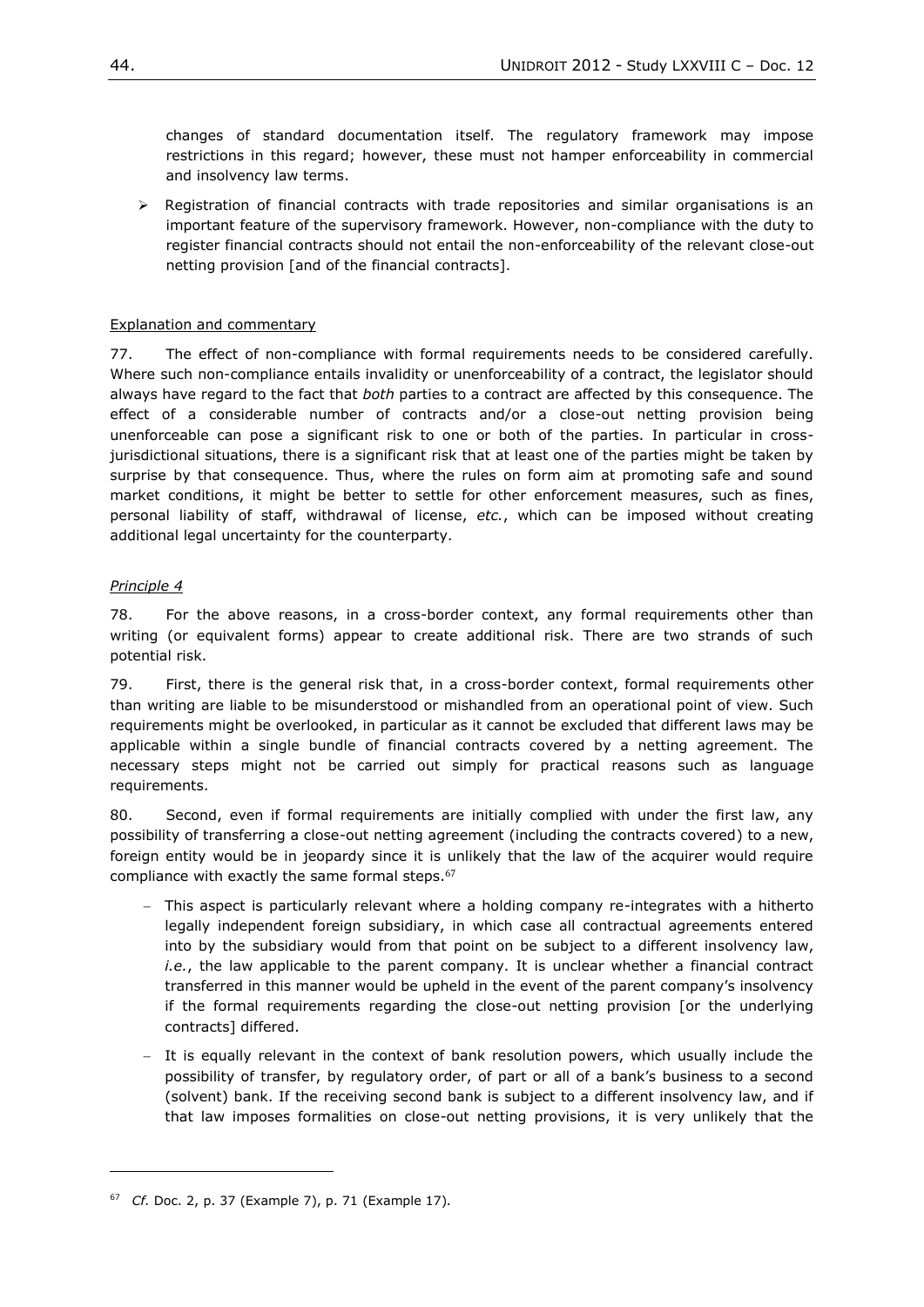changes of standard documentation itself. The regulatory framework may impose restrictions in this regard; however, these must not hamper enforceability in commercial and insolvency law terms.

- Registration of financial contracts with trade repositories and similar organisations is an important feature of the supervisory framework. However, non-compliance with the duty to register financial contracts should not entail the non-enforceability of the relevant close-out netting provision [and of the financial contracts].

Explanation and commentary

77. The effect of non-compliance with formal requirements needs to be considered carefully. Where such non-compliance entails invalidity or unenforceability of a contract, the legislator should always have regard to the fact that *both* parties to a contract are affected by this consequence. The effect of a considerable number of contracts and/or a close-out netting provision being unenforceable can pose a significant risk to one or both of the parties. In particular in cross-jurisdictional situations, there is a significant risk that at least one of the parties might be taken by surprise by that consequence. Thus, where the rules on form aim at promoting safe and sound market conditions, it might be better to settle for other enforcement measures, such as fines, personal liability of staff, withdrawal of license, *etc.*, which can be imposed without creating additional legal uncertainty for the counterparty.

*Principle 4*

78. For the above reasons, in a cross-border context, any formal requirements other than writing (or equivalent forms) appear to create additional risk. There are two strands of such potential risk.

79. First, there is the general risk that, in a cross-border context, formal requirements other than writing are liable to be misunderstood or mishandled from an operational point of view. Such requirements might be overlooked, in particular as it cannot be excluded that different laws may be applicable within a single bundle of financial contracts covered by a netting agreement. The necessary steps might not be carried out simply for practical reasons such as language requirements.

80. Second, even if formal requirements are initially complied with under the first law, any possibility of transferring a close-out netting agreement (including the contracts covered) to a new, foreign entity would be in jeopardy since it is unlikely that the law of the acquirer would require compliance with exactly the same formal steps.[67]

- This aspect is particularly relevant where a holding company re-integrates with a hitherto legally independent foreign subsidiary, in which case all contractual agreements entered into by the subsidiary would from that point on be subject to a different insolvency law, *i.e.*, the law applicable to the parent company. It is unclear whether a financial contract transferred in this manner would be upheld in the event of the parent company's insolvency if the formal requirements regarding the close-out netting provision [or the underlying contracts] differed.
- It is equally relevant in the context of bank resolution powers, which usually include the possibility of transfer, by regulatory order, of part or all of a bank's business to a second (solvent) bank. If the receiving second bank is subject to a different insolvency law, and if that law imposes formalities on close-out netting provisions, it is very unlikely that the

[67] *Cf.* Doc. 2, p. 37 (Example 7), p. 71 (Example 17).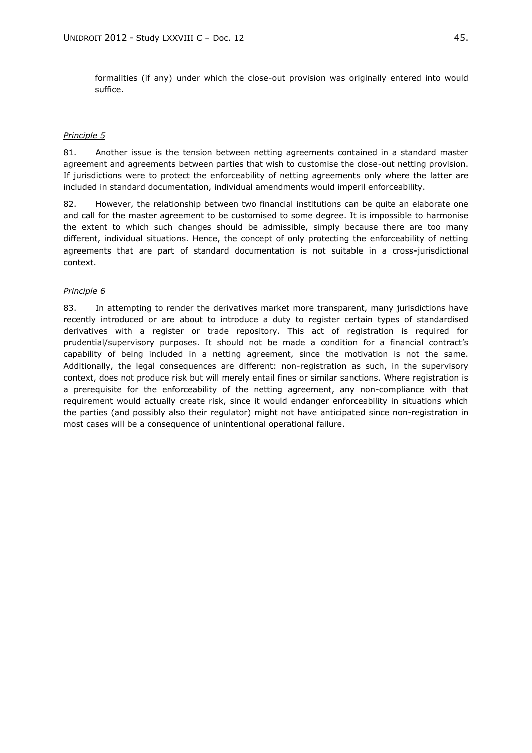formalities (if any) under which the close-out provision was originally entered into would suffice.

*Principle 5*

81. Another issue is the tension between netting agreements contained in a standard master agreement and agreements between parties that wish to customise the close-out netting provision. If jurisdictions were to protect the enforceability of netting agreements only where the latter are included in standard documentation, individual amendments would imperil enforceability.

82. However, the relationship between two financial institutions can be quite an elaborate one and call for the master agreement to be customised to some degree. It is impossible to harmonise the extent to which such changes should be admissible, simply because there are too many different, individual situations. Hence, the concept of only protecting the enforceability of netting agreements that are part of standard documentation is not suitable in a cross-jurisdictional context.

*Principle 6*

83. In attempting to render the derivatives market more transparent, many jurisdictions have recently introduced or are about to introduce a duty to register certain types of standardised derivatives with a register or trade repository. This act of registration is required for prudential/supervisory purposes. It should not be made a condition for a financial contract's capability of being included in a netting agreement, since the motivation is not the same. Additionally, the legal consequences are different: non-registration as such, in the supervisory context, does not produce risk but will merely entail fines or similar sanctions. Where registration is a prerequisite for the enforceability of the netting agreement, any non-compliance with that requirement would actually create risk, since it would endanger enforceability in situations which the parties (and possibly also their regulator) might not have anticipated since non-registration in most cases will be a consequence of unintentional operational failure.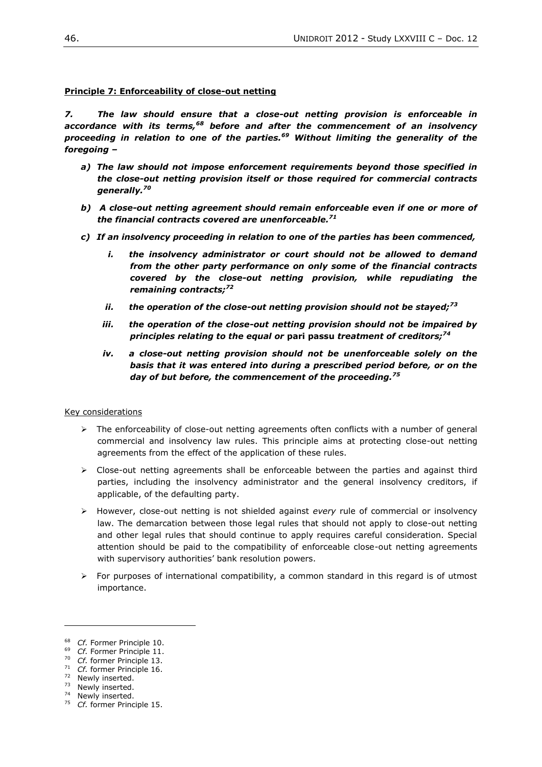**Principle 7: Enforceability of close-out netting**

***7. The law should ensure that a close-out netting provision is enforceable in accordance with its terms,[68] before and after the commencement of an insolvency proceeding in relation to one of the parties.[69] Without limiting the generality of the foregoing –***

- ***a) The law should not impose enforcement requirements beyond those specified in the close-out netting provision itself or those required for commercial contracts generally.[70]***
- ***b) A close-out netting agreement should remain enforceable even if one or more of the financial contracts covered are unenforceable.[71]***
- ***c) If an insolvency proceeding in relation to one of the parties has been commenced,***
    - ***i. the insolvency administrator or court should not be allowed to demand from the other party performance on only some of the financial contracts covered by the close-out netting provision, while repudiating the remaining contracts;[72]***
    - ***ii. the operation of the close-out netting provision should not be stayed;[73]***
    - ***iii. the operation of the close-out netting provision should not be impaired by principles relating to the equal or* pari passu *treatment of creditors;[74]***
    - ***iv. a close-out netting provision should not be unenforceable solely on the basis that it was entered into during a prescribed period before, or on the day of but before, the commencement of the proceeding.[75]***

Key considerations

- The enforceability of close-out netting agreements often conflicts with a number of general commercial and insolvency law rules. This principle aims at protecting close-out netting agreements from the effect of the application of these rules.
- Close-out netting agreements shall be enforceable between the parties and against third parties, including the insolvency administrator and the general insolvency creditors, if applicable, of the defaulting party.
- However, close-out netting is not shielded against *every* rule of commercial or insolvency law. The demarcation between those legal rules that should not apply to close-out netting and other legal rules that should continue to apply requires careful consideration. Special attention should be paid to the compatibility of enforceable close-out netting agreements with supervisory authorities' bank resolution powers.
- For purposes of international compatibility, a common standard in this regard is of utmost importance.

---

[68] *Cf.* Former Principle 10.

[69] *Cf.* Former Principle 11.

[70] *Cf.* former Principle 13.

[71] *Cf.* former Principle 16.

[72] Newly inserted.

[73] Newly inserted.

[74] Newly inserted.

[75] *Cf.* former Principle 15.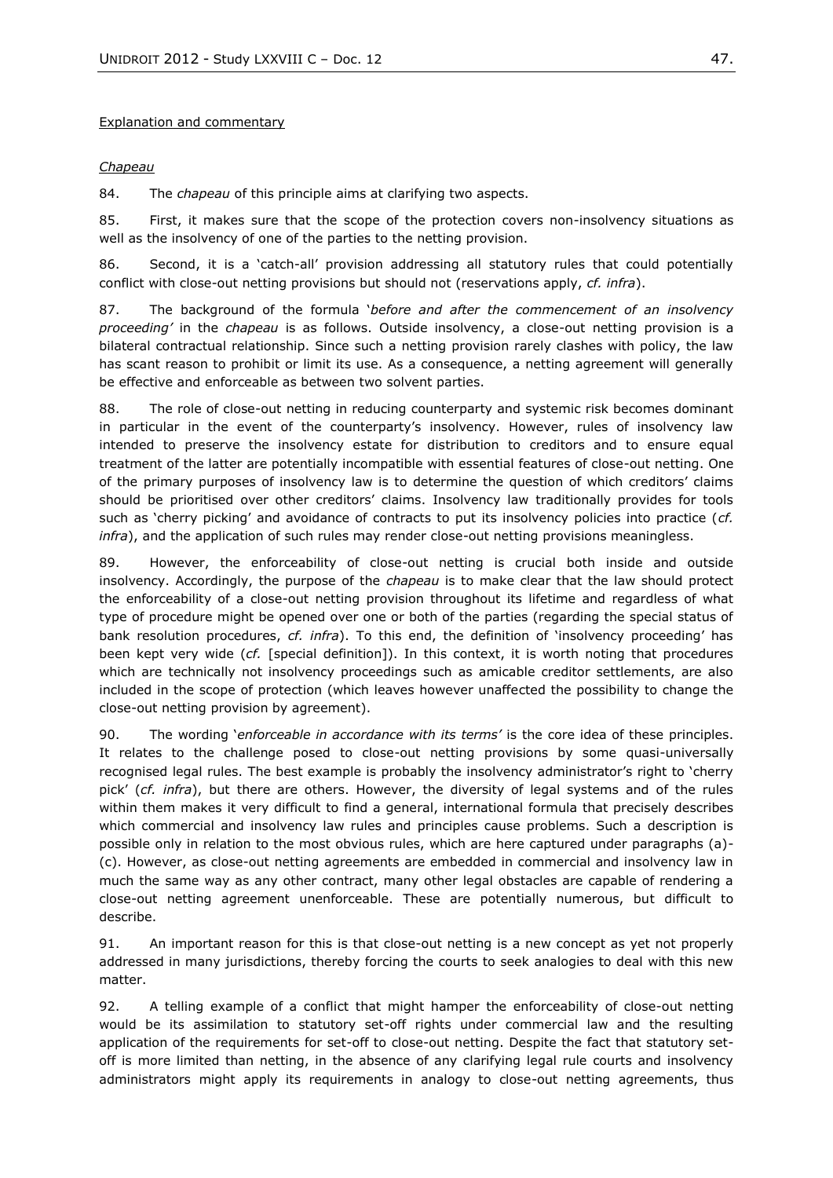Explanation and commentary

*Chapeau*

84. The *chapeau* of this principle aims at clarifying two aspects.

85. First, it makes sure that the scope of the protection covers non-insolvency situations as well as the insolvency of one of the parties to the netting provision.

86. Second, it is a 'catch-all' provision addressing all statutory rules that could potentially conflict with close-out netting provisions but should not (reservations apply, *cf. infra*).

87. The background of the formula '*before and after the commencement of an insolvency proceeding'* in the *chapeau* is as follows. Outside insolvency, a close-out netting provision is a bilateral contractual relationship. Since such a netting provision rarely clashes with policy, the law has scant reason to prohibit or limit its use. As a consequence, a netting agreement will generally be effective and enforceable as between two solvent parties.

88. The role of close-out netting in reducing counterparty and systemic risk becomes dominant in particular in the event of the counterparty's insolvency. However, rules of insolvency law intended to preserve the insolvency estate for distribution to creditors and to ensure equal treatment of the latter are potentially incompatible with essential features of close-out netting. One of the primary purposes of insolvency law is to determine the question of which creditors' claims should be prioritised over other creditors' claims. Insolvency law traditionally provides for tools such as 'cherry picking' and avoidance of contracts to put its insolvency policies into practice (*cf. infra*), and the application of such rules may render close-out netting provisions meaningless.

89. However, the enforceability of close-out netting is crucial both inside and outside insolvency. Accordingly, the purpose of the *chapeau* is to make clear that the law should protect the enforceability of a close-out netting provision throughout its lifetime and regardless of what type of procedure might be opened over one or both of the parties (regarding the special status of bank resolution procedures, *cf. infra*). To this end, the definition of 'insolvency proceeding' has been kept very wide (*cf.* [special definition]). In this context, it is worth noting that procedures which are technically not insolvency proceedings such as amicable creditor settlements, are also included in the scope of protection (which leaves however unaffected the possibility to change the close-out netting provision by agreement).

90. The wording '*enforceable in accordance with its terms'* is the core idea of these principles. It relates to the challenge posed to close-out netting provisions by some quasi-universally recognised legal rules. The best example is probably the insolvency administrator's right to 'cherry pick' (*cf. infra*), but there are others. However, the diversity of legal systems and of the rules within them makes it very difficult to find a general, international formula that precisely describes which commercial and insolvency law rules and principles cause problems. Such a description is possible only in relation to the most obvious rules, which are here captured under paragraphs (a)-(c). However, as close-out netting agreements are embedded in commercial and insolvency law in much the same way as any other contract, many other legal obstacles are capable of rendering a close-out netting agreement unenforceable. These are potentially numerous, but difficult to describe.

91. An important reason for this is that close-out netting is a new concept as yet not properly addressed in many jurisdictions, thereby forcing the courts to seek analogies to deal with this new matter.

92. A telling example of a conflict that might hamper the enforceability of close-out netting would be its assimilation to statutory set-off rights under commercial law and the resulting application of the requirements for set-off to close-out netting. Despite the fact that statutory set-off is more limited than netting, in the absence of any clarifying legal rule courts and insolvency administrators might apply its requirements in analogy to close-out netting agreements, thus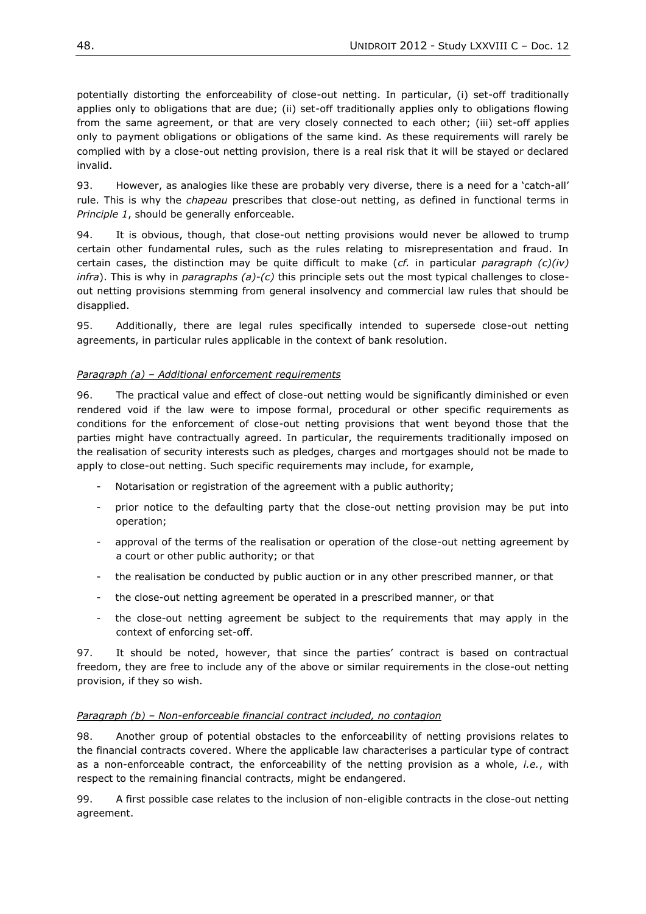potentially distorting the enforceability of close-out netting. In particular, (i) set-off traditionally applies only to obligations that are due; (ii) set-off traditionally applies only to obligations flowing from the same agreement, or that are very closely connected to each other; (iii) set-off applies only to payment obligations or obligations of the same kind. As these requirements will rarely be complied with by a close-out netting provision, there is a real risk that it will be stayed or declared invalid.

93. However, as analogies like these are probably very diverse, there is a need for a 'catch-all' rule. This is why the *chapeau* prescribes that close-out netting, as defined in functional terms in *Principle 1*, should be generally enforceable.

94. It is obvious, though, that close-out netting provisions would never be allowed to trump certain other fundamental rules, such as the rules relating to misrepresentation and fraud. In certain cases, the distinction may be quite difficult to make (*cf.* in particular *paragraph (c)(iv) infra*). This is why in *paragraphs (a)-(c)* this principle sets out the most typical challenges to close-out netting provisions stemming from general insolvency and commercial law rules that should be disapplied.

95. Additionally, there are legal rules specifically intended to supersede close-out netting agreements, in particular rules applicable in the context of bank resolution.

*Paragraph (a) – Additional enforcement requirements*

96. The practical value and effect of close-out netting would be significantly diminished or even rendered void if the law were to impose formal, procedural or other specific requirements as conditions for the enforcement of close-out netting provisions that went beyond those that the parties might have contractually agreed. In particular, the requirements traditionally imposed on the realisation of security interests such as pledges, charges and mortgages should not be made to apply to close-out netting. Such specific requirements may include, for example,

- Notarisation or registration of the agreement with a public authority;
- prior notice to the defaulting party that the close-out netting provision may be put into operation;
- approval of the terms of the realisation or operation of the close-out netting agreement by a court or other public authority; or that
- the realisation be conducted by public auction or in any other prescribed manner, or that
- the close-out netting agreement be operated in a prescribed manner, or that
- the close-out netting agreement be subject to the requirements that may apply in the context of enforcing set-off.

97. It should be noted, however, that since the parties' contract is based on contractual freedom, they are free to include any of the above or similar requirements in the close-out netting provision, if they so wish.

*Paragraph (b) – Non-enforceable financial contract included, no contagion*

98. Another group of potential obstacles to the enforceability of netting provisions relates to the financial contracts covered. Where the applicable law characterises a particular type of contract as a non-enforceable contract, the enforceability of the netting provision as a whole, *i.e.*, with respect to the remaining financial contracts, might be endangered.

99. A first possible case relates to the inclusion of non-eligible contracts in the close-out netting agreement.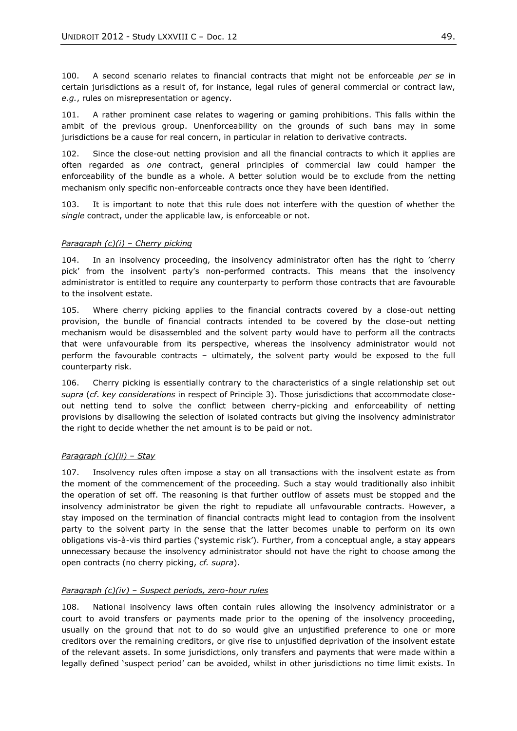100. A second scenario relates to financial contracts that might not be enforceable *per se* in certain jurisdictions as a result of, for instance, legal rules of general commercial or contract law, *e.g.*, rules on misrepresentation or agency.

101. A rather prominent case relates to wagering or gaming prohibitions. This falls within the ambit of the previous group. Unenforceability on the grounds of such bans may in some jurisdictions be a cause for real concern, in particular in relation to derivative contracts.

102. Since the close-out netting provision and all the financial contracts to which it applies are often regarded as *one* contract, general principles of commercial law could hamper the enforceability of the bundle as a whole. A better solution would be to exclude from the netting mechanism only specific non-enforceable contracts once they have been identified.

103. It is important to note that this rule does not interfere with the question of whether the *single* contract, under the applicable law, is enforceable or not.

*Paragraph (c)(i) – Cherry picking*

104. In an insolvency proceeding, the insolvency administrator often has the right to 'cherry pick' from the insolvent party's non-performed contracts. This means that the insolvency administrator is entitled to require any counterparty to perform those contracts that are favourable to the insolvent estate.

105. Where cherry picking applies to the financial contracts covered by a close-out netting provision, the bundle of financial contracts intended to be covered by the close-out netting mechanism would be disassembled and the solvent party would have to perform all the contracts that were unfavourable from its perspective, whereas the insolvency administrator would not perform the favourable contracts – ultimately, the solvent party would be exposed to the full counterparty risk.

106. Cherry picking is essentially contrary to the characteristics of a single relationship set out *supra* (*cf*. *key considerations* in respect of Principle 3). Those jurisdictions that accommodate close-out netting tend to solve the conflict between cherry-picking and enforceability of netting provisions by disallowing the selection of isolated contracts but giving the insolvency administrator the right to decide whether the net amount is to be paid or not.

*Paragraph (c)(ii) – Stay*

107. Insolvency rules often impose a stay on all transactions with the insolvent estate as from the moment of the commencement of the proceeding. Such a stay would traditionally also inhibit the operation of set off. The reasoning is that further outflow of assets must be stopped and the insolvency administrator be given the right to repudiate all unfavourable contracts. However, a stay imposed on the termination of financial contracts might lead to contagion from the insolvent party to the solvent party in the sense that the latter becomes unable to perform on its own obligations vis-à-vis third parties ('systemic risk'). Further, from a conceptual angle, a stay appears unnecessary because the insolvency administrator should not have the right to choose among the open contracts (no cherry picking, *cf. supra*).

*Paragraph (c)(iv) – Suspect periods, zero-hour rules*

108. National insolvency laws often contain rules allowing the insolvency administrator or a court to avoid transfers or payments made prior to the opening of the insolvency proceeding, usually on the ground that not to do so would give an unjustified preference to one or more creditors over the remaining creditors, or give rise to unjustified deprivation of the insolvent estate of the relevant assets. In some jurisdictions, only transfers and payments that were made within a legally defined 'suspect period' can be avoided, whilst in other jurisdictions no time limit exists. In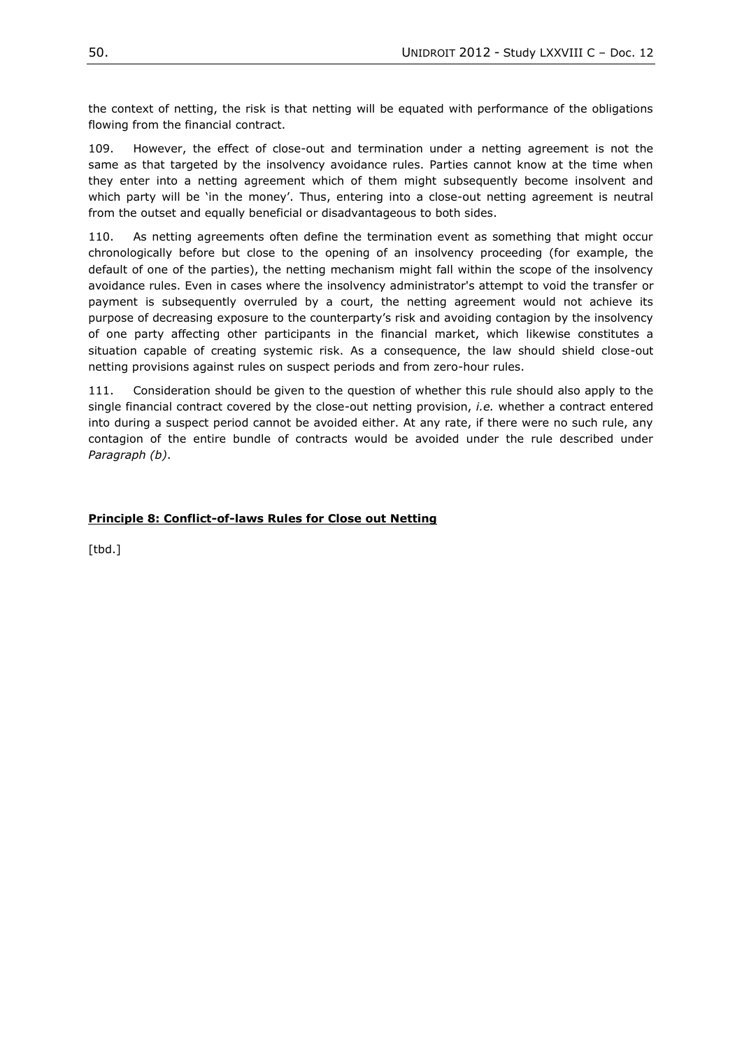the context of netting, the risk is that netting will be equated with performance of the obligations flowing from the financial contract.

109. However, the effect of close-out and termination under a netting agreement is not the same as that targeted by the insolvency avoidance rules. Parties cannot know at the time when they enter into a netting agreement which of them might subsequently become insolvent and which party will be 'in the money'. Thus, entering into a close-out netting agreement is neutral from the outset and equally beneficial or disadvantageous to both sides.

110. As netting agreements often define the termination event as something that might occur chronologically before but close to the opening of an insolvency proceeding (for example, the default of one of the parties), the netting mechanism might fall within the scope of the insolvency avoidance rules. Even in cases where the insolvency administrator's attempt to void the transfer or payment is subsequently overruled by a court, the netting agreement would not achieve its purpose of decreasing exposure to the counterparty's risk and avoiding contagion by the insolvency of one party affecting other participants in the financial market, which likewise constitutes a situation capable of creating systemic risk. As a consequence, the law should shield close-out netting provisions against rules on suspect periods and from zero-hour rules.

111. Consideration should be given to the question of whether this rule should also apply to the single financial contract covered by the close-out netting provision, *i.e.* whether a contract entered into during a suspect period cannot be avoided either. At any rate, if there were no such rule, any contagion of the entire bundle of contracts would be avoided under the rule described under *Paragraph (b)*.

**Principle 8: Conflict-of-laws Rules for Close out Netting**

[tbd.]